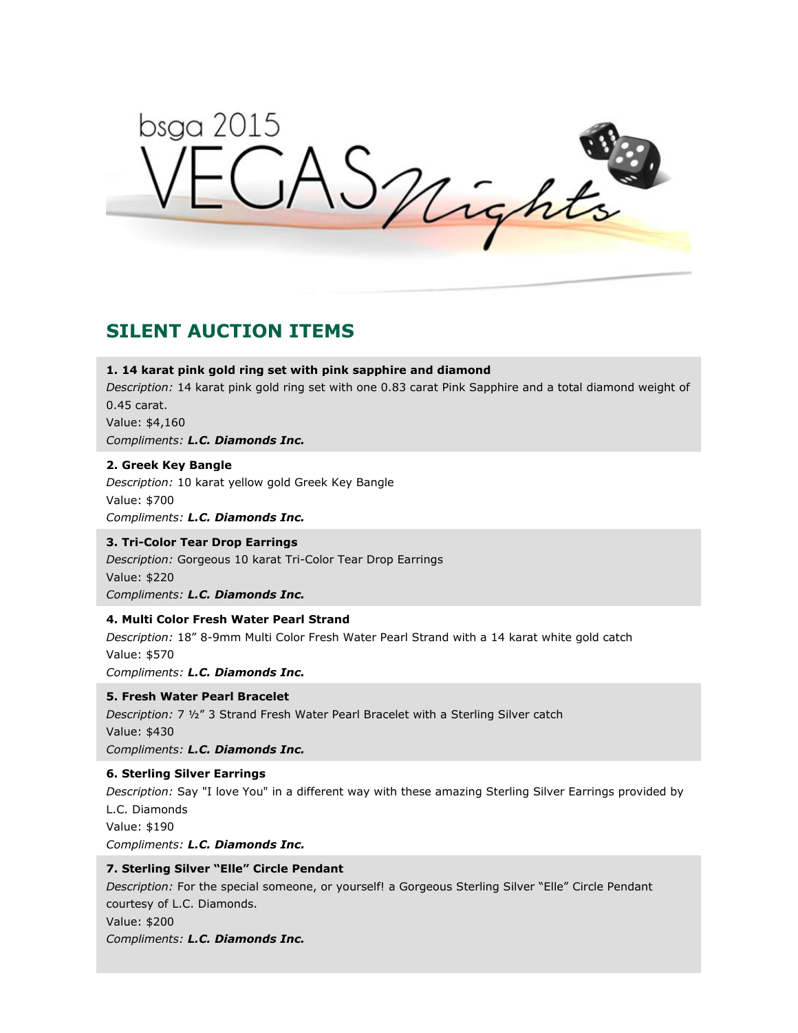bsga 2015 VEGAS Nights

## SILENT AUCTION ITEMS

**1. 14 karat pink gold ring set with pink sapphire and diamond**
*Description:* 14 karat pink gold ring set with one 0.83 carat Pink Sapphire and a total diamond weight of 0.45 carat.
Value: $4,160
*Compliments:* ***L.C. Diamonds Inc.***

**2. Greek Key Bangle**
*Description:* 10 karat yellow gold Greek Key Bangle
Value: $700
*Compliments:* ***L.C. Diamonds Inc.***

**3. Tri-Color Tear Drop Earrings**
*Description:* Gorgeous 10 karat Tri-Color Tear Drop Earrings
Value: $220
*Compliments:* ***L.C. Diamonds Inc.***

**4. Multi Color Fresh Water Pearl Strand**
*Description:* 18" 8-9mm Multi Color Fresh Water Pearl Strand with a 14 karat white gold catch
Value: $570
*Compliments:* ***L.C. Diamonds Inc.***

**5. Fresh Water Pearl Bracelet**
*Description:* 7 ½" 3 Strand Fresh Water Pearl Bracelet with a Sterling Silver catch
Value: $430
*Compliments:* ***L.C. Diamonds Inc.***

**6. Sterling Silver Earrings**
*Description:* Say "I love You" in a different way with these amazing Sterling Silver Earrings provided by L.C. Diamonds
Value: $190
*Compliments:* ***L.C. Diamonds Inc.***

**7. Sterling Silver "Elle" Circle Pendant**
*Description:* For the special someone, or yourself! a Gorgeous Sterling Silver "Elle" Circle Pendant courtesy of L.C. Diamonds.
Value: $200
*Compliments:* ***L.C. Diamonds Inc.***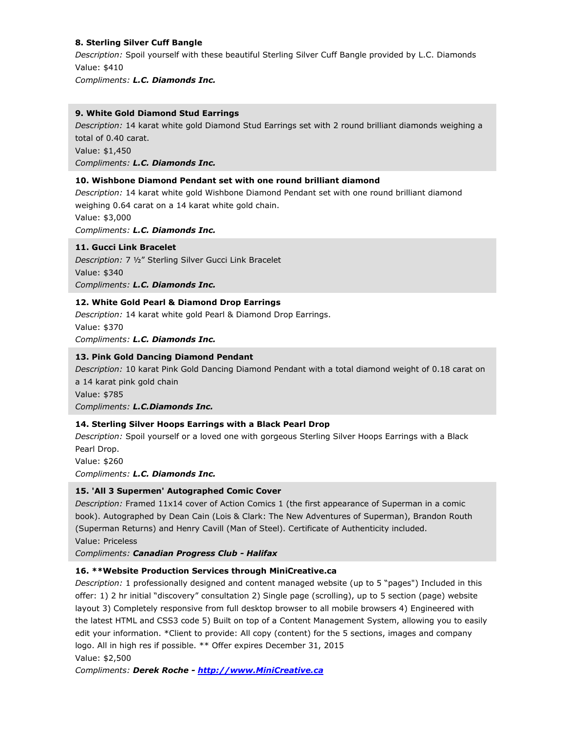**8. Sterling Silver Cuff Bangle**

*Description:* Spoil yourself with these beautiful Sterling Silver Cuff Bangle provided by L.C. Diamonds

Value: $410

*Compliments:* ***L.C. Diamonds Inc.***

**9. White Gold Diamond Stud Earrings**

*Description:* 14 karat white gold Diamond Stud Earrings set with 2 round brilliant diamonds weighing a total of 0.40 carat.

Value: $1,450

*Compliments:* ***L.C. Diamonds Inc.***

**10. Wishbone Diamond Pendant set with one round brilliant diamond**

*Description:* 14 karat white gold Wishbone Diamond Pendant set with one round brilliant diamond weighing 0.64 carat on a 14 karat white gold chain.

Value: $3,000

*Compliments:* ***L.C. Diamonds Inc.***

**11. Gucci Link Bracelet**

*Description:* 7 ½" Sterling Silver Gucci Link Bracelet

Value: $340

*Compliments:* ***L.C. Diamonds Inc.***

**12. White Gold Pearl & Diamond Drop Earrings**

*Description:* 14 karat white gold Pearl & Diamond Drop Earrings.

Value: $370

*Compliments:* ***L.C. Diamonds Inc.***

**13. Pink Gold Dancing Diamond Pendant**

*Description:* 10 karat Pink Gold Dancing Diamond Pendant with a total diamond weight of 0.18 carat on a 14 karat pink gold chain

Value: $785

*Compliments:* ***L.C.Diamonds Inc.***

**14. Sterling Silver Hoops Earrings with a Black Pearl Drop**

*Description:* Spoil yourself or a loved one with gorgeous Sterling Silver Hoops Earrings with a Black Pearl Drop.

Value: $260

*Compliments:* ***L.C. Diamonds Inc.***

**15. 'All 3 Supermen' Autographed Comic Cover**

*Description:* Framed 11x14 cover of Action Comics 1 (the first appearance of Superman in a comic book). Autographed by Dean Cain (Lois & Clark: The New Adventures of Superman), Brandon Routh (Superman Returns) and Henry Cavill (Man of Steel). Certificate of Authenticity included.

Value: Priceless

*Compliments:* ***Canadian Progress Club - Halifax***

**16. **Website Production Services through MiniCreative.ca**

*Description:* 1 professionally designed and content managed website (up to 5 "pages") Included in this offer: 1) 2 hr initial "discovery" consultation 2) Single page (scrolling), up to 5 section (page) website layout 3) Completely responsive from full desktop browser to all mobile browsers 4) Engineered with the latest HTML and CSS3 code 5) Built on top of a Content Management System, allowing you to easily edit your information. *Client to provide: All copy (content) for the 5 sections, images and company logo. All in high res if possible. ** Offer expires December 31, 2015

Value: $2,500

*Compliments:* ***Derek Roche - [http://www.MiniCreative.ca](http://www.MiniCreative.ca)***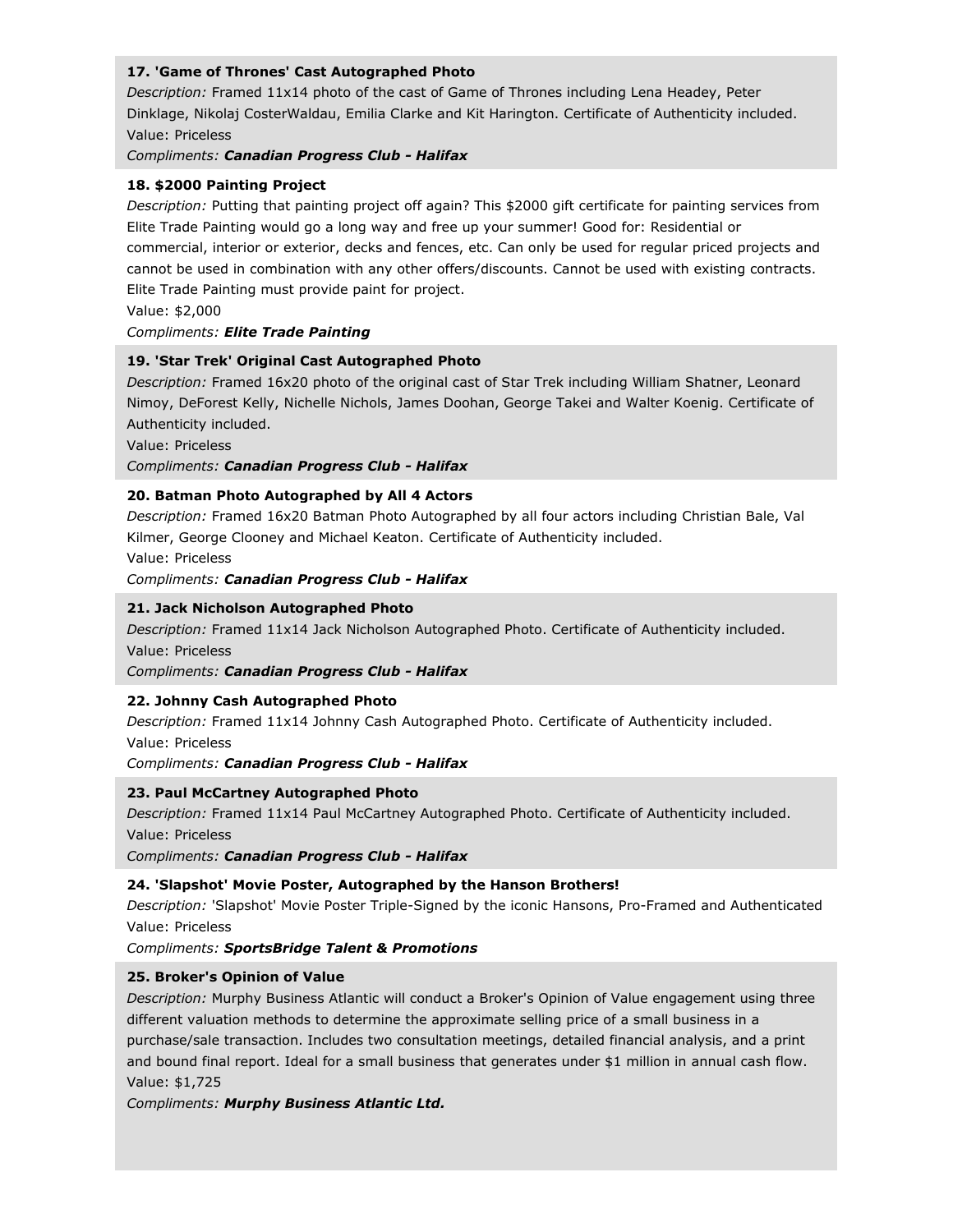**17. 'Game of Thrones' Cast Autographed Photo**

*Description:* Framed 11x14 photo of the cast of Game of Thrones including Lena Headey, Peter Dinklage, Nikolaj CosterWaldau, Emilia Clarke and Kit Harington. Certificate of Authenticity included.

Value: Priceless

*Compliments:* ***Canadian Progress Club - Halifax***

**18. $2000 Painting Project**

*Description:* Putting that painting project off again? This $2000 gift certificate for painting services from Elite Trade Painting would go a long way and free up your summer! Good for: Residential or commercial, interior or exterior, decks and fences, etc. Can only be used for regular priced projects and cannot be used in combination with any other offers/discounts. Cannot be used with existing contracts. Elite Trade Painting must provide paint for project.

Value: $2,000

*Compliments:* ***Elite Trade Painting***

**19. 'Star Trek' Original Cast Autographed Photo**

*Description:* Framed 16x20 photo of the original cast of Star Trek including William Shatner, Leonard Nimoy, DeForest Kelly, Nichelle Nichols, James Doohan, George Takei and Walter Koenig. Certificate of Authenticity included.

Value: Priceless

*Compliments:* ***Canadian Progress Club - Halifax***

**20. Batman Photo Autographed by All 4 Actors**

*Description:* Framed 16x20 Batman Photo Autographed by all four actors including Christian Bale, Val Kilmer, George Clooney and Michael Keaton. Certificate of Authenticity included.

Value: Priceless

*Compliments:* ***Canadian Progress Club - Halifax***

**21. Jack Nicholson Autographed Photo**

*Description:* Framed 11x14 Jack Nicholson Autographed Photo. Certificate of Authenticity included.

Value: Priceless

*Compliments:* ***Canadian Progress Club - Halifax***

**22. Johnny Cash Autographed Photo**

*Description:* Framed 11x14 Johnny Cash Autographed Photo. Certificate of Authenticity included.

Value: Priceless

*Compliments:* ***Canadian Progress Club - Halifax***

**23. Paul McCartney Autographed Photo**

*Description:* Framed 11x14 Paul McCartney Autographed Photo. Certificate of Authenticity included.

Value: Priceless

*Compliments:* ***Canadian Progress Club - Halifax***

**24. 'Slapshot' Movie Poster, Autographed by the Hanson Brothers!**

*Description:* 'Slapshot' Movie Poster Triple-Signed by the iconic Hansons, Pro-Framed and Authenticated

Value: Priceless

*Compliments:* ***SportsBridge Talent & Promotions***

**25. Broker's Opinion of Value**

*Description:* Murphy Business Atlantic will conduct a Broker's Opinion of Value engagement using three different valuation methods to determine the approximate selling price of a small business in a purchase/sale transaction. Includes two consultation meetings, detailed financial analysis, and a print and bound final report. Ideal for a small business that generates under $1 million in annual cash flow.

Value: $1,725

*Compliments:* ***Murphy Business Atlantic Ltd.***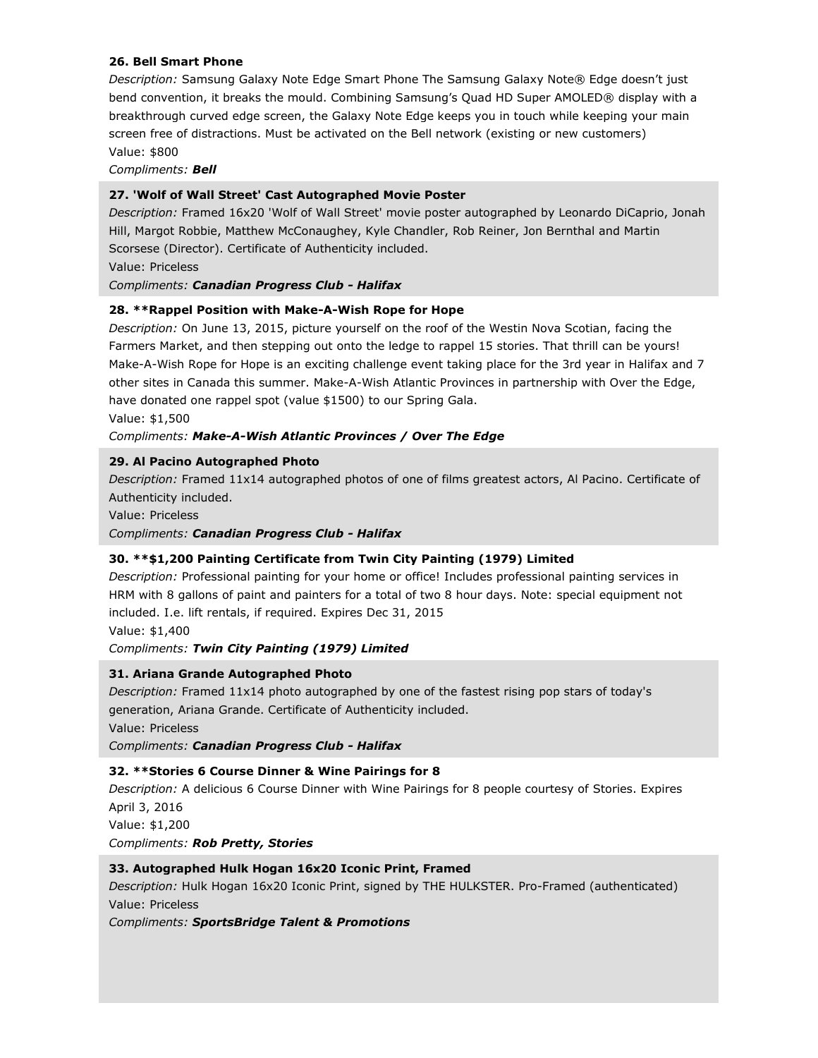**26. Bell Smart Phone**

*Description:* Samsung Galaxy Note Edge Smart Phone The Samsung Galaxy Note® Edge doesn't just bend convention, it breaks the mould. Combining Samsung's Quad HD Super AMOLED® display with a breakthrough curved edge screen, the Galaxy Note Edge keeps you in touch while keeping your main screen free of distractions. Must be activated on the Bell network (existing or new customers)

Value: $800

*Compliments:* ***Bell***

**27. 'Wolf of Wall Street' Cast Autographed Movie Poster**

*Description:* Framed 16x20 'Wolf of Wall Street' movie poster autographed by Leonardo DiCaprio, Jonah Hill, Margot Robbie, Matthew McConaughey, Kyle Chandler, Rob Reiner, Jon Bernthal and Martin Scorsese (Director). Certificate of Authenticity included.

Value: Priceless

*Compliments:* ***Canadian Progress Club - Halifax***

**28. **Rappel Position with Make-A-Wish Rope for Hope**

*Description:* On June 13, 2015, picture yourself on the roof of the Westin Nova Scotian, facing the Farmers Market, and then stepping out onto the ledge to rappel 15 stories. That thrill can be yours! Make-A-Wish Rope for Hope is an exciting challenge event taking place for the 3rd year in Halifax and 7 other sites in Canada this summer. Make-A-Wish Atlantic Provinces in partnership with Over the Edge, have donated one rappel spot (value $1500) to our Spring Gala.

Value: $1,500

*Compliments:* ***Make-A-Wish Atlantic Provinces / Over The Edge***

**29. Al Pacino Autographed Photo**

*Description:* Framed 11x14 autographed photos of one of films greatest actors, Al Pacino. Certificate of Authenticity included.

Value: Priceless

*Compliments:* ***Canadian Progress Club - Halifax***

**30. **$1,200 Painting Certificate from Twin City Painting (1979) Limited**

*Description:* Professional painting for your home or office! Includes professional painting services in HRM with 8 gallons of paint and painters for a total of two 8 hour days. Note: special equipment not included. I.e. lift rentals, if required. Expires Dec 31, 2015

Value: $1,400

*Compliments:* ***Twin City Painting (1979) Limited***

**31. Ariana Grande Autographed Photo**

*Description:* Framed 11x14 photo autographed by one of the fastest rising pop stars of today's generation, Ariana Grande. Certificate of Authenticity included.

Value: Priceless

*Compliments:* ***Canadian Progress Club - Halifax***

**32. **Stories 6 Course Dinner & Wine Pairings for 8**

*Description:* A delicious 6 Course Dinner with Wine Pairings for 8 people courtesy of Stories. Expires April 3, 2016

Value: $1,200

*Compliments:* ***Rob Pretty, Stories***

**33. Autographed Hulk Hogan 16x20 Iconic Print, Framed**

*Description:* Hulk Hogan 16x20 Iconic Print, signed by THE HULKSTER. Pro-Framed (authenticated)

Value: Priceless

*Compliments:* ***SportsBridge Talent & Promotions***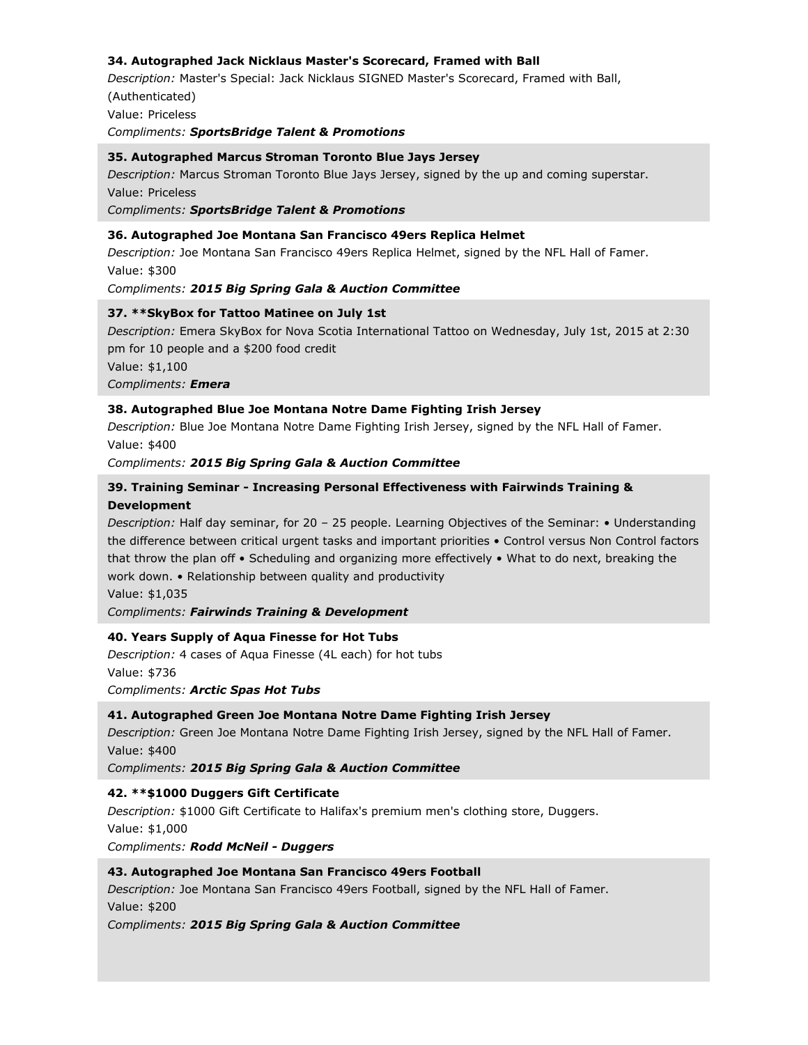**34. Autographed Jack Nicklaus Master's Scorecard, Framed with Ball**

*Description:* Master's Special: Jack Nicklaus SIGNED Master's Scorecard, Framed with Ball, (Authenticated)

Value: Priceless

*Compliments:* ***SportsBridge Talent & Promotions***

**35. Autographed Marcus Stroman Toronto Blue Jays Jersey**

*Description:* Marcus Stroman Toronto Blue Jays Jersey, signed by the up and coming superstar.

Value: Priceless

*Compliments:* ***SportsBridge Talent & Promotions***

**36. Autographed Joe Montana San Francisco 49ers Replica Helmet**

*Description:* Joe Montana San Francisco 49ers Replica Helmet, signed by the NFL Hall of Famer.

Value: $300

*Compliments:* ***2015 Big Spring Gala & Auction Committee***

**37. **SkyBox for Tattoo Matinee on July 1st**

*Description:* Emera SkyBox for Nova Scotia International Tattoo on Wednesday, July 1st, 2015 at 2:30 pm for 10 people and a $200 food credit

Value: $1,100

*Compliments:* ***Emera***

**38. Autographed Blue Joe Montana Notre Dame Fighting Irish Jersey**

*Description:* Blue Joe Montana Notre Dame Fighting Irish Jersey, signed by the NFL Hall of Famer.

Value: $400

*Compliments:* ***2015 Big Spring Gala & Auction Committee***

**39. Training Seminar - Increasing Personal Effectiveness with Fairwinds Training & Development**

*Description:* Half day seminar, for 20 – 25 people. Learning Objectives of the Seminar: • Understanding the difference between critical urgent tasks and important priorities • Control versus Non Control factors that throw the plan off • Scheduling and organizing more effectively • What to do next, breaking the work down. • Relationship between quality and productivity

Value: $1,035

*Compliments:* ***Fairwinds Training & Development***

**40. Years Supply of Aqua Finesse for Hot Tubs**

*Description:* 4 cases of Aqua Finesse (4L each) for hot tubs

Value: $736

*Compliments:* ***Arctic Spas Hot Tubs***

**41. Autographed Green Joe Montana Notre Dame Fighting Irish Jersey**

*Description:* Green Joe Montana Notre Dame Fighting Irish Jersey, signed by the NFL Hall of Famer.

Value: $400

*Compliments:* ***2015 Big Spring Gala & Auction Committee***

**42. **$1000 Duggers Gift Certificate**

*Description:* $1000 Gift Certificate to Halifax's premium men's clothing store, Duggers.

Value: $1,000

*Compliments:* ***Rodd McNeil - Duggers***

**43. Autographed Joe Montana San Francisco 49ers Football**

*Description:* Joe Montana San Francisco 49ers Football, signed by the NFL Hall of Famer.

Value: $200

*Compliments:* ***2015 Big Spring Gala & Auction Committee***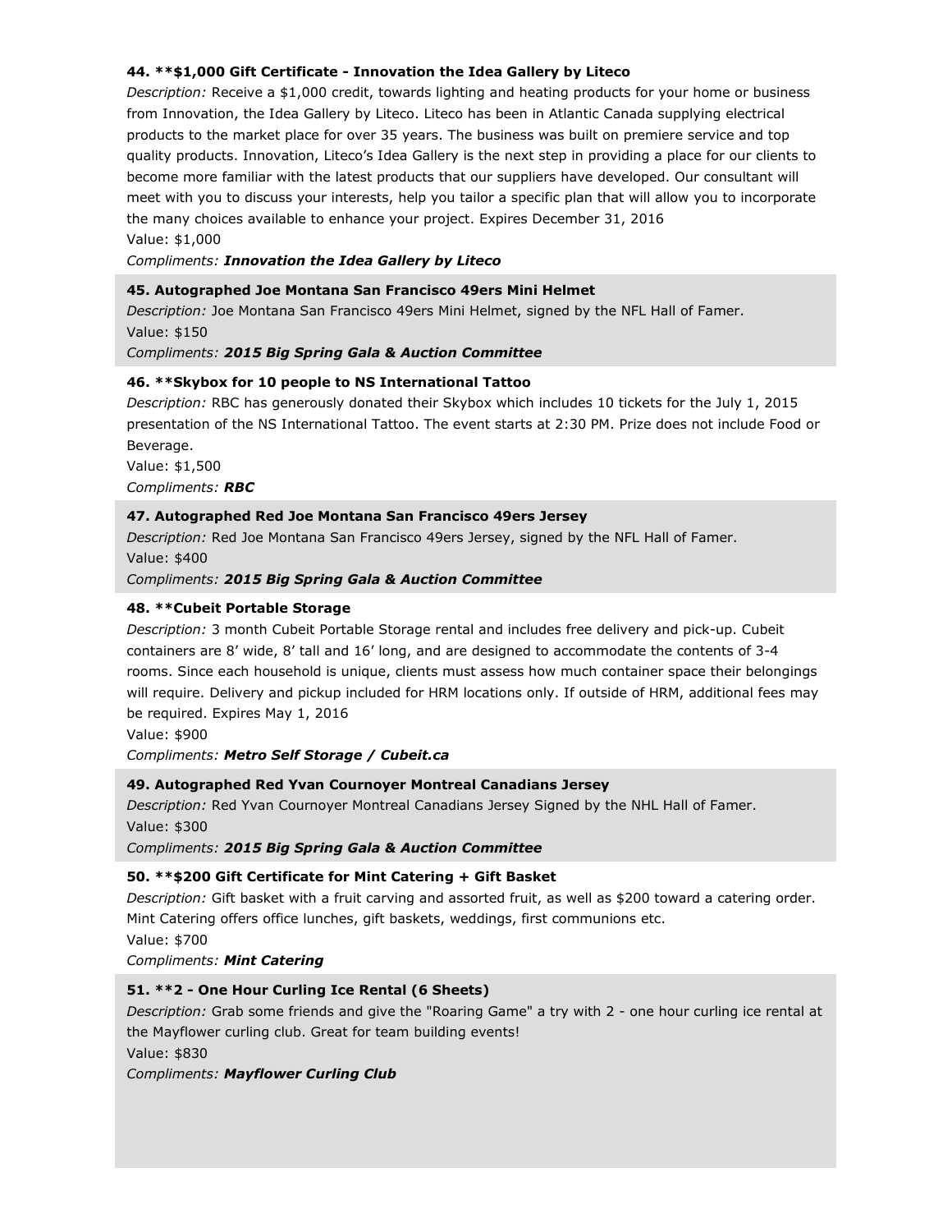**44. \*\*$1,000 Gift Certificate - Innovation the Idea Gallery by Liteco**

*Description:* Receive a $1,000 credit, towards lighting and heating products for your home or business from Innovation, the Idea Gallery by Liteco. Liteco has been in Atlantic Canada supplying electrical products to the market place for over 35 years. The business was built on premiere service and top quality products. Innovation, Liteco's Idea Gallery is the next step in providing a place for our clients to become more familiar with the latest products that our suppliers have developed. Our consultant will meet with you to discuss your interests, help you tailor a specific plan that will allow you to incorporate the many choices available to enhance your project. Expires December 31, 2016

Value: $1,000

*Compliments:* ***Innovation the Idea Gallery by Liteco***

**45. Autographed Joe Montana San Francisco 49ers Mini Helmet**

*Description:* Joe Montana San Francisco 49ers Mini Helmet, signed by the NFL Hall of Famer.

Value: $150

*Compliments:* ***2015 Big Spring Gala & Auction Committee***

**46. \*\*Skybox for 10 people to NS International Tattoo**

*Description:* RBC has generously donated their Skybox which includes 10 tickets for the July 1, 2015 presentation of the NS International Tattoo. The event starts at 2:30 PM. Prize does not include Food or Beverage.

Value: $1,500

*Compliments:* ***RBC***

**47. Autographed Red Joe Montana San Francisco 49ers Jersey**

*Description:* Red Joe Montana San Francisco 49ers Jersey, signed by the NFL Hall of Famer.

Value: $400

*Compliments:* ***2015 Big Spring Gala & Auction Committee***

**48. \*\*Cubeit Portable Storage**

*Description:* 3 month Cubeit Portable Storage rental and includes free delivery and pick-up. Cubeit containers are 8' wide, 8' tall and 16' long, and are designed to accommodate the contents of 3-4 rooms. Since each household is unique, clients must assess how much container space their belongings will require. Delivery and pickup included for HRM locations only. If outside of HRM, additional fees may be required. Expires May 1, 2016

Value: $900

*Compliments:* ***Metro Self Storage / Cubeit.ca***

**49. Autographed Red Yvan Cournoyer Montreal Canadians Jersey**

*Description:* Red Yvan Cournoyer Montreal Canadians Jersey Signed by the NHL Hall of Famer.

Value: $300

*Compliments:* ***2015 Big Spring Gala & Auction Committee***

**50. \*\*$200 Gift Certificate for Mint Catering + Gift Basket**

*Description:* Gift basket with a fruit carving and assorted fruit, as well as $200 toward a catering order. Mint Catering offers office lunches, gift baskets, weddings, first communions etc.

Value: $700

*Compliments:* ***Mint Catering***

**51. \*\*2 - One Hour Curling Ice Rental (6 Sheets)**

*Description:* Grab some friends and give the "Roaring Game" a try with 2 - one hour curling ice rental at the Mayflower curling club. Great for team building events!

Value: $830

*Compliments:* ***Mayflower Curling Club***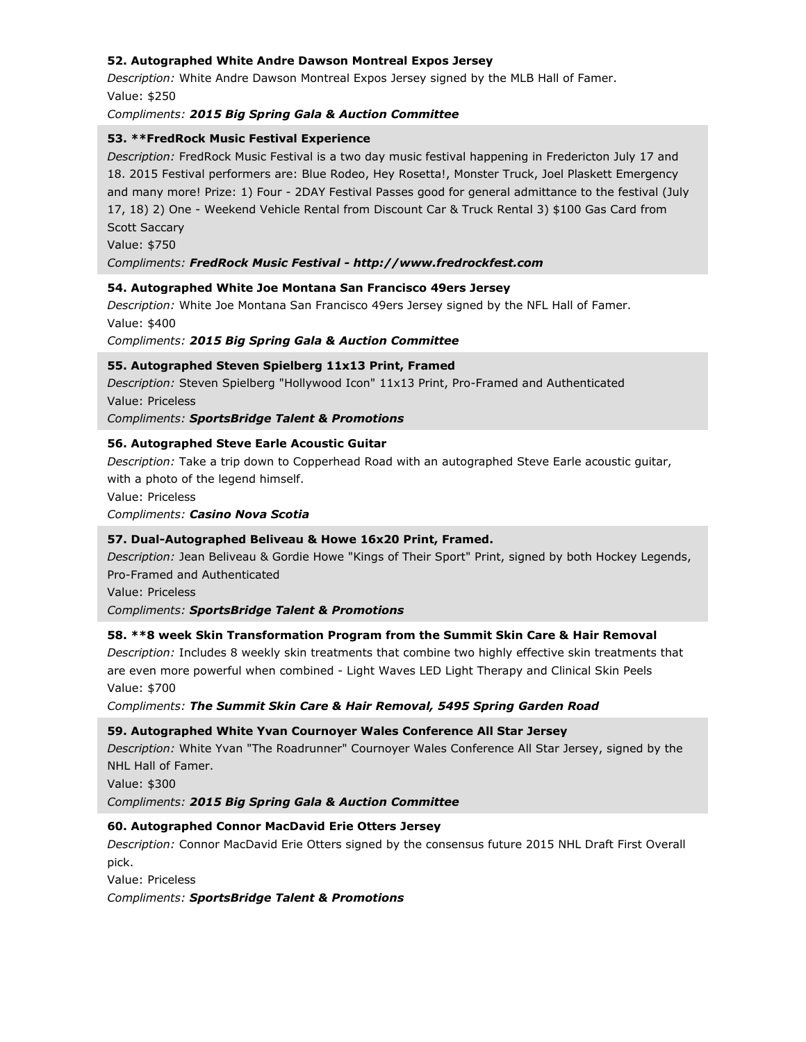**52. Autographed White Andre Dawson Montreal Expos Jersey**

*Description:* White Andre Dawson Montreal Expos Jersey signed by the MLB Hall of Famer.

Value: $250

*Compliments:* ***2015 Big Spring Gala & Auction Committee***

**53. **FredRock Music Festival Experience**

*Description:* FredRock Music Festival is a two day music festival happening in Fredericton July 17 and 18. 2015 Festival performers are: Blue Rodeo, Hey Rosetta!, Monster Truck, Joel Plaskett Emergency and many more! Prize: 1) Four - 2DAY Festival Passes good for general admittance to the festival (July 17, 18) 2) One - Weekend Vehicle Rental from Discount Car & Truck Rental 3) $100 Gas Card from Scott Saccary

Value: $750

*Compliments:* ***FredRock Music Festival - http://www.fredrockfest.com***

**54. Autographed White Joe Montana San Francisco 49ers Jersey**

*Description:* White Joe Montana San Francisco 49ers Jersey signed by the NFL Hall of Famer.

Value: $400

*Compliments:* ***2015 Big Spring Gala & Auction Committee***

**55. Autographed Steven Spielberg 11x13 Print, Framed**

*Description:* Steven Spielberg "Hollywood Icon" 11x13 Print, Pro-Framed and Authenticated

Value: Priceless

*Compliments:* ***SportsBridge Talent & Promotions***

**56. Autographed Steve Earle Acoustic Guitar**

*Description:* Take a trip down to Copperhead Road with an autographed Steve Earle acoustic guitar, with a photo of the legend himself.

Value: Priceless

*Compliments:* ***Casino Nova Scotia***

**57. Dual-Autographed Beliveau & Howe 16x20 Print, Framed.**

*Description:* Jean Beliveau & Gordie Howe "Kings of Their Sport" Print, signed by both Hockey Legends, Pro-Framed and Authenticated

Value: Priceless

*Compliments:* ***SportsBridge Talent & Promotions***

**58. **8 week Skin Transformation Program from the Summit Skin Care & Hair Removal**

*Description:* Includes 8 weekly skin treatments that combine two highly effective skin treatments that are even more powerful when combined - Light Waves LED Light Therapy and Clinical Skin Peels

Value: $700

*Compliments:* ***The Summit Skin Care & Hair Removal, 5495 Spring Garden Road***

**59. Autographed White Yvan Cournoyer Wales Conference All Star Jersey**

*Description:* White Yvan "The Roadrunner" Cournoyer Wales Conference All Star Jersey, signed by the NHL Hall of Famer.

Value: $300

*Compliments:* ***2015 Big Spring Gala & Auction Committee***

**60. Autographed Connor MacDavid Erie Otters Jersey**

*Description:* Connor MacDavid Erie Otters signed by the consensus future 2015 NHL Draft First Overall pick.

Value: Priceless

*Compliments:* ***SportsBridge Talent & Promotions***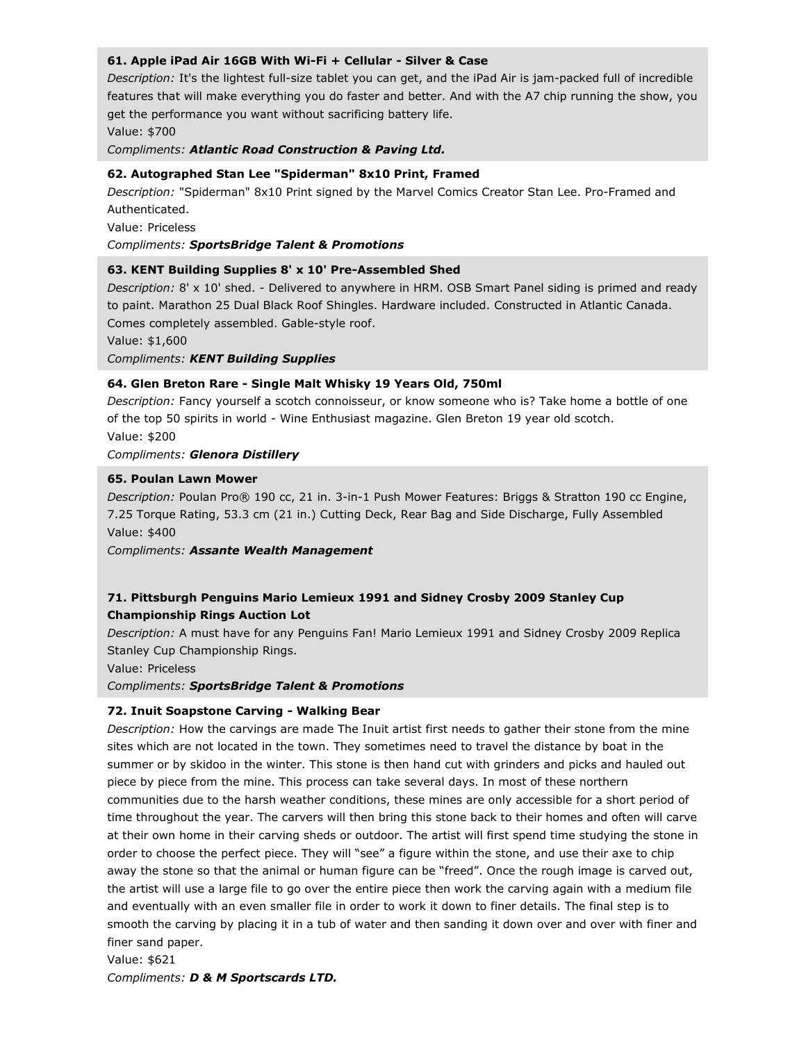**61. Apple iPad Air 16GB With Wi-Fi + Cellular - Silver & Case**

*Description:* It's the lightest full-size tablet you can get, and the iPad Air is jam-packed full of incredible features that will make everything you do faster and better. And with the A7 chip running the show, you get the performance you want without sacrificing battery life.

Value: $700

*Compliments:* ***Atlantic Road Construction & Paving Ltd.***

**62. Autographed Stan Lee "Spiderman" 8x10 Print, Framed**

*Description:* "Spiderman" 8x10 Print signed by the Marvel Comics Creator Stan Lee. Pro-Framed and Authenticated.

Value: Priceless

*Compliments:* ***SportsBridge Talent & Promotions***

**63. KENT Building Supplies 8' x 10' Pre-Assembled Shed**

*Description:* 8' x 10' shed. - Delivered to anywhere in HRM. OSB Smart Panel siding is primed and ready to paint. Marathon 25 Dual Black Roof Shingles. Hardware included. Constructed in Atlantic Canada. Comes completely assembled. Gable-style roof.

Value: $1,600

*Compliments:* ***KENT Building Supplies***

**64. Glen Breton Rare - Single Malt Whisky 19 Years Old, 750ml**

*Description:* Fancy yourself a scotch connoisseur, or know someone who is? Take home a bottle of one of the top 50 spirits in world - Wine Enthusiast magazine. Glen Breton 19 year old scotch.

Value: $200

*Compliments:* ***Glenora Distillery***

**65. Poulan Lawn Mower**

*Description:* Poulan Pro® 190 cc, 21 in. 3-in-1 Push Mower Features: Briggs & Stratton 190 cc Engine, 7.25 Torque Rating, 53.3 cm (21 in.) Cutting Deck, Rear Bag and Side Discharge, Fully Assembled

Value: $400

*Compliments:* ***Assante Wealth Management***

**71. Pittsburgh Penguins Mario Lemieux 1991 and Sidney Crosby 2009 Stanley Cup Championship Rings Auction Lot**

*Description:* A must have for any Penguins Fan! Mario Lemieux 1991 and Sidney Crosby 2009 Replica Stanley Cup Championship Rings.

Value: Priceless

*Compliments:* ***SportsBridge Talent & Promotions***

**72. Inuit Soapstone Carving - Walking Bear**

*Description:* How the carvings are made The Inuit artist first needs to gather their stone from the mine sites which are not located in the town. They sometimes need to travel the distance by boat in the summer or by skidoo in the winter. This stone is then hand cut with grinders and picks and hauled out piece by piece from the mine. This process can take several days. In most of these northern communities due to the harsh weather conditions, these mines are only accessible for a short period of time throughout the year. The carvers will then bring this stone back to their homes and often will carve at their own home in their carving sheds or outdoor. The artist will first spend time studying the stone in order to choose the perfect piece. They will "see" a figure within the stone, and use their axe to chip away the stone so that the animal or human figure can be "freed". Once the rough image is carved out, the artist will use a large file to go over the entire piece then work the carving again with a medium file and eventually with an even smaller file in order to work it down to finer details. The final step is to smooth the carving by placing it in a tub of water and then sanding it down over and over with finer and finer sand paper.

Value: $621

*Compliments:* ***D & M Sportscards LTD.***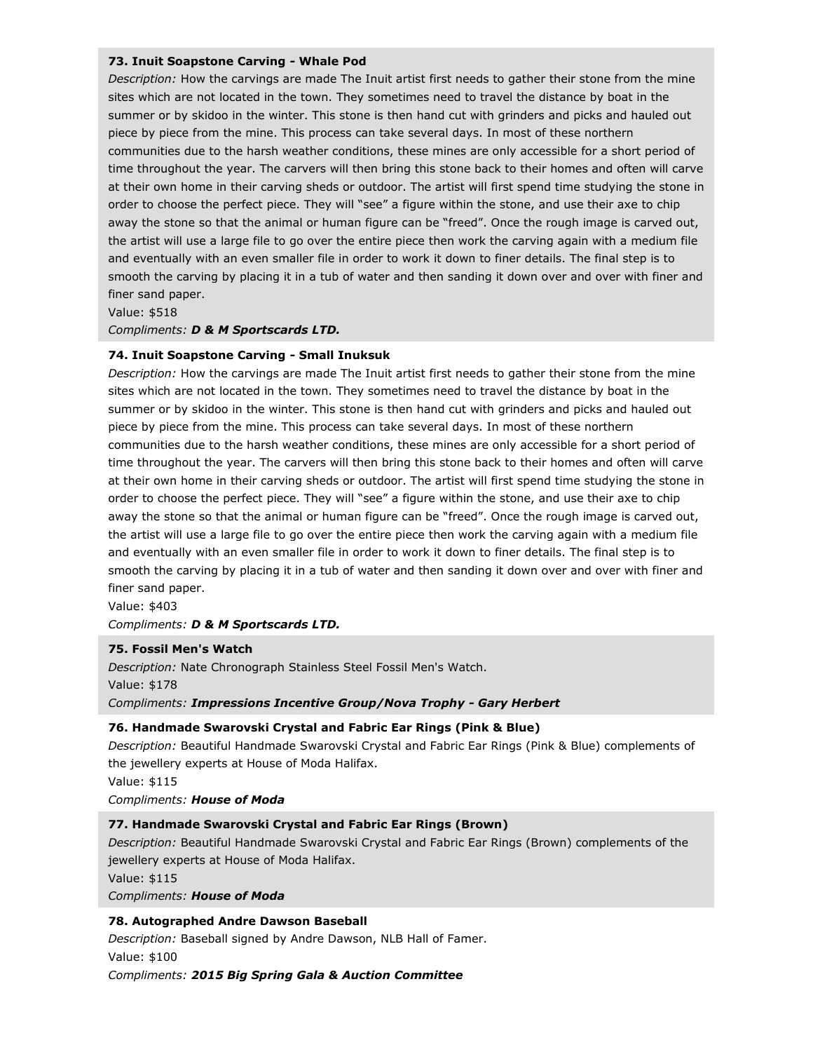**73. Inuit Soapstone Carving - Whale Pod**

*Description:* How the carvings are made The Inuit artist first needs to gather their stone from the mine sites which are not located in the town. They sometimes need to travel the distance by boat in the summer or by skidoo in the winter. This stone is then hand cut with grinders and picks and hauled out piece by piece from the mine. This process can take several days. In most of these northern communities due to the harsh weather conditions, these mines are only accessible for a short period of time throughout the year. The carvers will then bring this stone back to their homes and often will carve at their own home in their carving sheds or outdoor. The artist will first spend time studying the stone in order to choose the perfect piece. They will "see" a figure within the stone, and use their axe to chip away the stone so that the animal or human figure can be "freed". Once the rough image is carved out, the artist will use a large file to go over the entire piece then work the carving again with a medium file and eventually with an even smaller file in order to work it down to finer details. The final step is to smooth the carving by placing it in a tub of water and then sanding it down over and over with finer and finer sand paper.

Value: $518

*Compliments:* ***D & M Sportscards LTD.***

**74. Inuit Soapstone Carving - Small Inuksuk**

*Description:* How the carvings are made The Inuit artist first needs to gather their stone from the mine sites which are not located in the town. They sometimes need to travel the distance by boat in the summer or by skidoo in the winter. This stone is then hand cut with grinders and picks and hauled out piece by piece from the mine. This process can take several days. In most of these northern communities due to the harsh weather conditions, these mines are only accessible for a short period of time throughout the year. The carvers will then bring this stone back to their homes and often will carve at their own home in their carving sheds or outdoor. The artist will first spend time studying the stone in order to choose the perfect piece. They will "see" a figure within the stone, and use their axe to chip away the stone so that the animal or human figure can be "freed". Once the rough image is carved out, the artist will use a large file to go over the entire piece then work the carving again with a medium file and eventually with an even smaller file in order to work it down to finer details. The final step is to smooth the carving by placing it in a tub of water and then sanding it down over and over with finer and finer sand paper.

Value: $403

*Compliments:* ***D & M Sportscards LTD.***

**75. Fossil Men's Watch**

*Description:* Nate Chronograph Stainless Steel Fossil Men's Watch.

Value: $178

*Compliments:* ***Impressions Incentive Group/Nova Trophy - Gary Herbert***

**76. Handmade Swarovski Crystal and Fabric Ear Rings (Pink & Blue)**

*Description:* Beautiful Handmade Swarovski Crystal and Fabric Ear Rings (Pink & Blue) complements of the jewellery experts at House of Moda Halifax.

Value: $115

*Compliments:* ***House of Moda***

**77. Handmade Swarovski Crystal and Fabric Ear Rings (Brown)**

*Description:* Beautiful Handmade Swarovski Crystal and Fabric Ear Rings (Brown) complements of the jewellery experts at House of Moda Halifax.

Value: $115

*Compliments:* ***House of Moda***

**78. Autographed Andre Dawson Baseball**

*Description:* Baseball signed by Andre Dawson, NLB Hall of Famer.

Value: $100

*Compliments:* ***2015 Big Spring Gala & Auction Committee***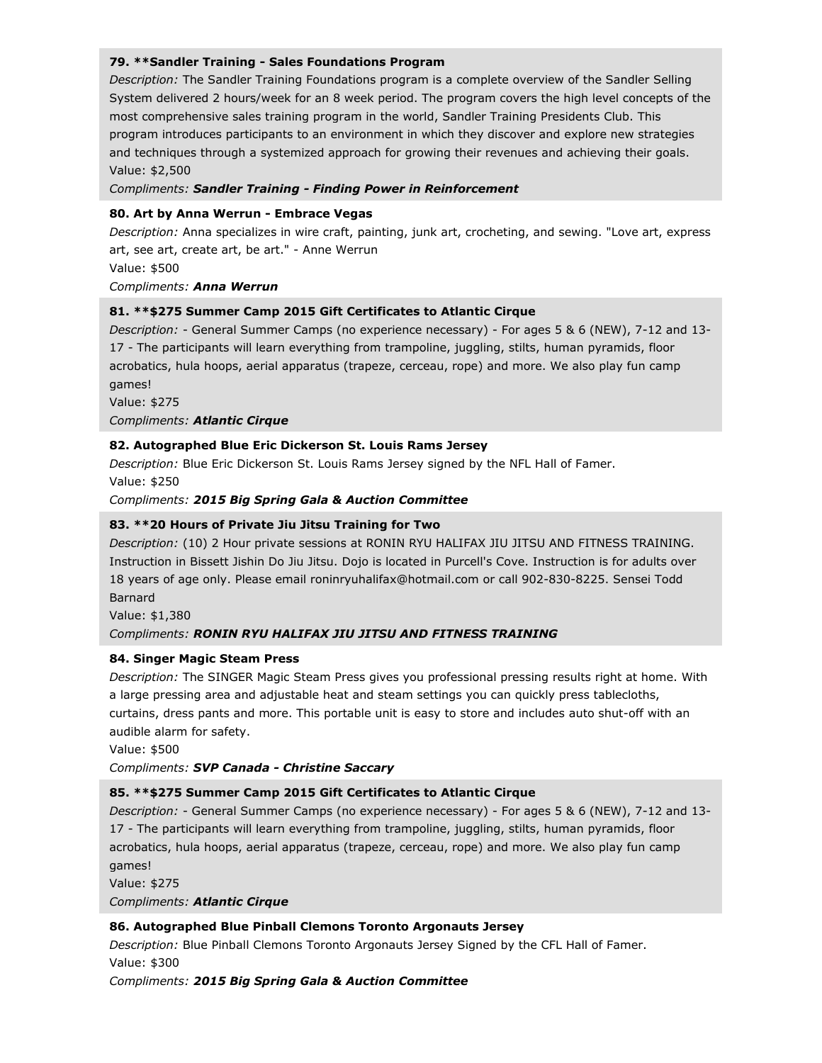**79. **Sandler Training - Sales Foundations Program**

*Description:* The Sandler Training Foundations program is a complete overview of the Sandler Selling System delivered 2 hours/week for an 8 week period. The program covers the high level concepts of the most comprehensive sales training program in the world, Sandler Training Presidents Club. This program introduces participants to an environment in which they discover and explore new strategies and techniques through a systemized approach for growing their revenues and achieving their goals.
Value: $2,500

*Compliments:* ***Sandler Training - Finding Power in Reinforcement***

**80. Art by Anna Werrun - Embrace Vegas**

*Description:* Anna specializes in wire craft, painting, junk art, crocheting, and sewing. "Love art, express art, see art, create art, be art." - Anne Werrun
Value: $500

*Compliments:* ***Anna Werrun***

**81. **$275 Summer Camp 2015 Gift Certificates to Atlantic Cirque**

*Description:* - General Summer Camps (no experience necessary) - For ages 5 & 6 (NEW), 7-12 and 13-17 - The participants will learn everything from trampoline, juggling, stilts, human pyramids, floor acrobatics, hula hoops, aerial apparatus (trapeze, cerceau, rope) and more. We also play fun camp games!
Value: $275

*Compliments:* ***Atlantic Cirque***

**82. Autographed Blue Eric Dickerson St. Louis Rams Jersey**

*Description:* Blue Eric Dickerson St. Louis Rams Jersey signed by the NFL Hall of Famer.
Value: $250

*Compliments:* ***2015 Big Spring Gala & Auction Committee***

**83. **20 Hours of Private Jiu Jitsu Training for Two**

*Description:* (10) 2 Hour private sessions at RONIN RYU HALIFAX JIU JITSU AND FITNESS TRAINING. Instruction in Bissett Jishin Do Jiu Jitsu. Dojo is located in Purcell's Cove. Instruction is for adults over 18 years of age only. Please email roninryuhalifax@hotmail.com or call 902-830-8225. Sensei Todd Barnard
Value: $1,380

*Compliments:* ***RONIN RYU HALIFAX JIU JITSU AND FITNESS TRAINING***

**84. Singer Magic Steam Press**

*Description:* The SINGER Magic Steam Press gives you professional pressing results right at home. With a large pressing area and adjustable heat and steam settings you can quickly press tablecloths, curtains, dress pants and more. This portable unit is easy to store and includes auto shut-off with an audible alarm for safety.
Value: $500

*Compliments:* ***SVP Canada - Christine Saccary***

**85. **$275 Summer Camp 2015 Gift Certificates to Atlantic Cirque**

*Description:* - General Summer Camps (no experience necessary) - For ages 5 & 6 (NEW), 7-12 and 13-17 - The participants will learn everything from trampoline, juggling, stilts, human pyramids, floor acrobatics, hula hoops, aerial apparatus (trapeze, cerceau, rope) and more. We also play fun camp games!
Value: $275

*Compliments:* ***Atlantic Cirque***

**86. Autographed Blue Pinball Clemons Toronto Argonauts Jersey**

*Description:* Blue Pinball Clemons Toronto Argonauts Jersey Signed by the CFL Hall of Famer.
Value: $300

*Compliments:* ***2015 Big Spring Gala & Auction Committee***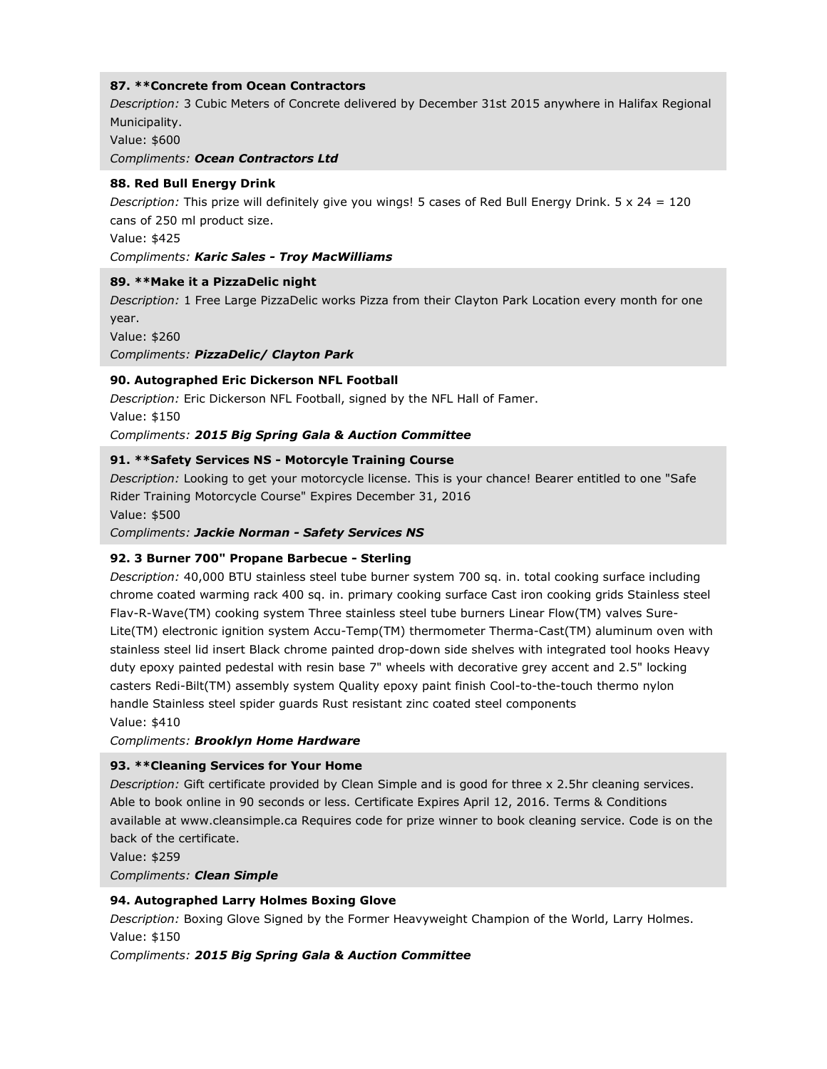**87. **Concrete from Ocean Contractors**

*Description:* 3 Cubic Meters of Concrete delivered by December 31st 2015 anywhere in Halifax Regional Municipality.

Value: $600

*Compliments:* ***Ocean Contractors Ltd***

**88. Red Bull Energy Drink**

*Description:* This prize will definitely give you wings! 5 cases of Red Bull Energy Drink. 5 x 24 = 120 cans of 250 ml product size.

Value: $425

*Compliments:* ***Karic Sales - Troy MacWilliams***

**89. **Make it a PizzaDelic night**

*Description:* 1 Free Large PizzaDelic works Pizza from their Clayton Park Location every month for one year.

Value: $260

*Compliments:* ***PizzaDelic/ Clayton Park***

**90. Autographed Eric Dickerson NFL Football**

*Description:* Eric Dickerson NFL Football, signed by the NFL Hall of Famer.

Value: $150

*Compliments:* ***2015 Big Spring Gala & Auction Committee***

**91. **Safety Services NS - Motorcyle Training Course**

*Description:* Looking to get your motorcycle license. This is your chance! Bearer entitled to one "Safe Rider Training Motorcycle Course" Expires December 31, 2016

Value: $500

*Compliments:* ***Jackie Norman - Safety Services NS***

**92. 3 Burner 700" Propane Barbecue - Sterling**

*Description:* 40,000 BTU stainless steel tube burner system 700 sq. in. total cooking surface including chrome coated warming rack 400 sq. in. primary cooking surface Cast iron cooking grids Stainless steel Flav-R-Wave(TM) cooking system Three stainless steel tube burners Linear Flow(TM) valves Sure-Lite(TM) electronic ignition system Accu-Temp(TM) thermometer Therma-Cast(TM) aluminum oven with stainless steel lid insert Black chrome painted drop-down side shelves with integrated tool hooks Heavy duty epoxy painted pedestal with resin base 7" wheels with decorative grey accent and 2.5" locking casters Redi-Bilt(TM) assembly system Quality epoxy paint finish Cool-to-the-touch thermo nylon handle Stainless steel spider guards Rust resistant zinc coated steel components

Value: $410

*Compliments:* ***Brooklyn Home Hardware***

**93. **Cleaning Services for Your Home**

*Description:* Gift certificate provided by Clean Simple and is good for three x 2.5hr cleaning services. Able to book online in 90 seconds or less. Certificate Expires April 12, 2016. Terms & Conditions available at www.cleansimple.ca Requires code for prize winner to book cleaning service. Code is on the back of the certificate.

Value: $259

*Compliments:* ***Clean Simple***

**94. Autographed Larry Holmes Boxing Glove**

*Description:* Boxing Glove Signed by the Former Heavyweight Champion of the World, Larry Holmes.

Value: $150

*Compliments:* ***2015 Big Spring Gala & Auction Committee***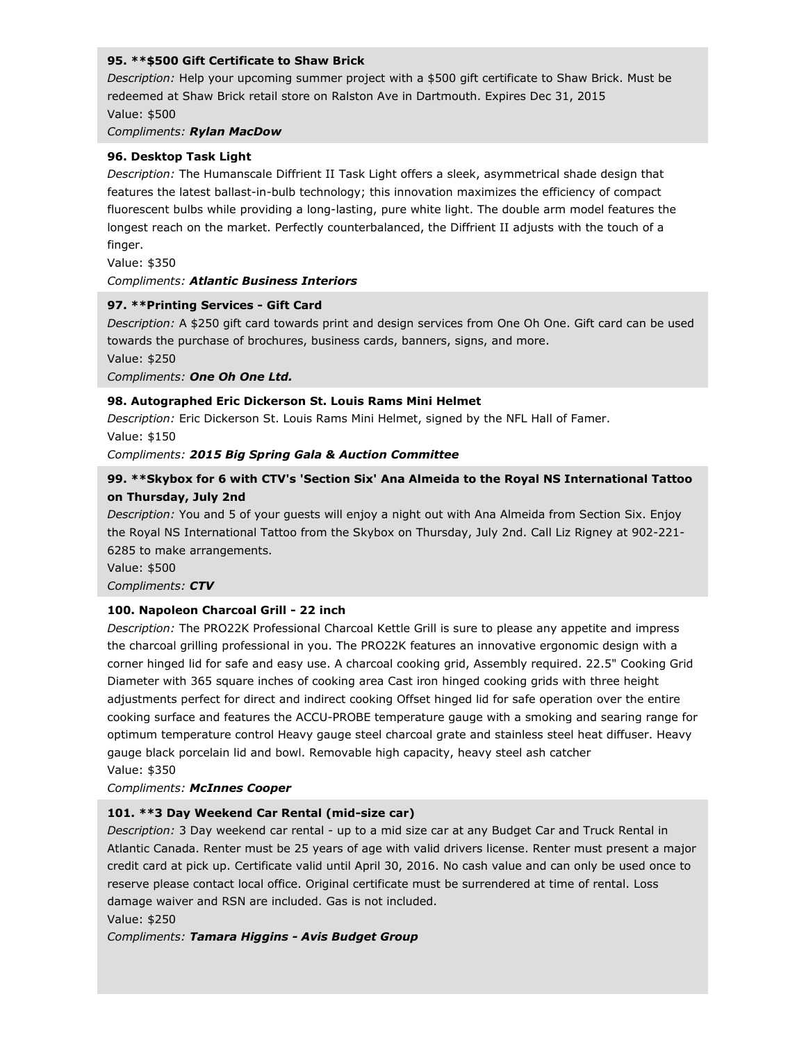**95. **$500 Gift Certificate to Shaw Brick**

*Description:* Help your upcoming summer project with a $500 gift certificate to Shaw Brick. Must be redeemed at Shaw Brick retail store on Ralston Ave in Dartmouth. Expires Dec 31, 2015

Value: $500

*Compliments:* ***Rylan MacDow***

**96. Desktop Task Light**

*Description:* The Humanscale Diffrient II Task Light offers a sleek, asymmetrical shade design that features the latest ballast-in-bulb technology; this innovation maximizes the efficiency of compact fluorescent bulbs while providing a long-lasting, pure white light. The double arm model features the longest reach on the market. Perfectly counterbalanced, the Diffrient II adjusts with the touch of a finger.

Value: $350

*Compliments:* ***Atlantic Business Interiors***

**97. **Printing Services - Gift Card**

*Description:* A $250 gift card towards print and design services from One Oh One. Gift card can be used towards the purchase of brochures, business cards, banners, signs, and more.

Value: $250

*Compliments:* ***One Oh One Ltd.***

**98. Autographed Eric Dickerson St. Louis Rams Mini Helmet**

*Description:* Eric Dickerson St. Louis Rams Mini Helmet, signed by the NFL Hall of Famer.

Value: $150

*Compliments:* ***2015 Big Spring Gala & Auction Committee***

**99. **Skybox for 6 with CTV's 'Section Six' Ana Almeida to the Royal NS International Tattoo on Thursday, July 2nd**

*Description:* You and 5 of your guests will enjoy a night out with Ana Almeida from Section Six. Enjoy the Royal NS International Tattoo from the Skybox on Thursday, July 2nd. Call Liz Rigney at 902-221-6285 to make arrangements.

Value: $500

*Compliments:* ***CTV***

**100. Napoleon Charcoal Grill - 22 inch**

*Description:* The PRO22K Professional Charcoal Kettle Grill is sure to please any appetite and impress the charcoal grilling professional in you. The PRO22K features an innovative ergonomic design with a corner hinged lid for safe and easy use. A charcoal cooking grid, Assembly required. 22.5" Cooking Grid Diameter with 365 square inches of cooking area Cast iron hinged cooking grids with three height adjustments perfect for direct and indirect cooking Offset hinged lid for safe operation over the entire cooking surface and features the ACCU-PROBE temperature gauge with a smoking and searing range for optimum temperature control Heavy gauge steel charcoal grate and stainless steel heat diffuser. Heavy gauge black porcelain lid and bowl. Removable high capacity, heavy steel ash catcher

Value: $350

*Compliments:* ***McInnes Cooper***

**101. **3 Day Weekend Car Rental (mid-size car)**

*Description:* 3 Day weekend car rental - up to a mid size car at any Budget Car and Truck Rental in Atlantic Canada. Renter must be 25 years of age with valid drivers license. Renter must present a major credit card at pick up. Certificate valid until April 30, 2016. No cash value and can only be used once to reserve please contact local office. Original certificate must be surrendered at time of rental. Loss damage waiver and RSN are included. Gas is not included.

Value: $250

*Compliments:* ***Tamara Higgins - Avis Budget Group***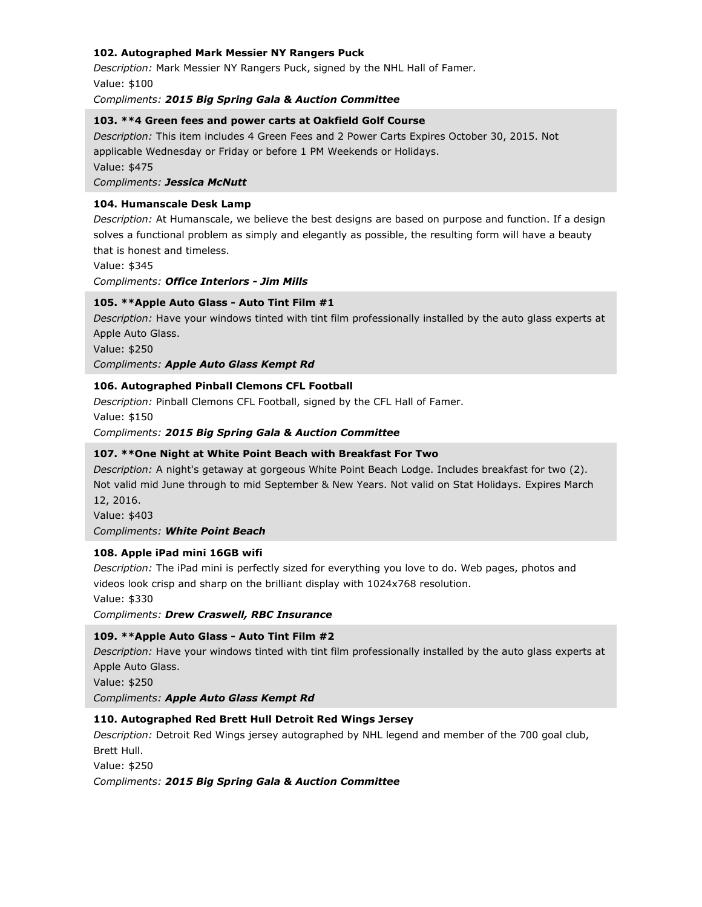**102. Autographed Mark Messier NY Rangers Puck**

*Description:* Mark Messier NY Rangers Puck, signed by the NHL Hall of Famer.

Value: $100

*Compliments:* ***2015 Big Spring Gala & Auction Committee***

**103. **4 Green fees and power carts at Oakfield Golf Course**

*Description:* This item includes 4 Green Fees and 2 Power Carts Expires October 30, 2015. Not applicable Wednesday or Friday or before 1 PM Weekends or Holidays.

Value: $475

*Compliments:* ***Jessica McNutt***

**104. Humanscale Desk Lamp**

*Description:* At Humanscale, we believe the best designs are based on purpose and function. If a design solves a functional problem as simply and elegantly as possible, the resulting form will have a beauty that is honest and timeless.

Value: $345

*Compliments:* ***Office Interiors - Jim Mills***

**105. **Apple Auto Glass - Auto Tint Film #1**

*Description:* Have your windows tinted with tint film professionally installed by the auto glass experts at Apple Auto Glass.

Value: $250

*Compliments:* ***Apple Auto Glass Kempt Rd***

**106. Autographed Pinball Clemons CFL Football**

*Description:* Pinball Clemons CFL Football, signed by the CFL Hall of Famer.

Value: $150

*Compliments:* ***2015 Big Spring Gala & Auction Committee***

**107. **One Night at White Point Beach with Breakfast For Two**

*Description:* A night's getaway at gorgeous White Point Beach Lodge. Includes breakfast for two (2). Not valid mid June through to mid September & New Years. Not valid on Stat Holidays. Expires March 12, 2016.

Value: $403

*Compliments:* ***White Point Beach***

**108. Apple iPad mini 16GB wifi**

*Description:* The iPad mini is perfectly sized for everything you love to do. Web pages, photos and videos look crisp and sharp on the brilliant display with 1024x768 resolution.

Value: $330

*Compliments:* ***Drew Craswell, RBC Insurance***

**109. **Apple Auto Glass - Auto Tint Film #2**

*Description:* Have your windows tinted with tint film professionally installed by the auto glass experts at Apple Auto Glass.

Value: $250

*Compliments:* ***Apple Auto Glass Kempt Rd***

**110. Autographed Red Brett Hull Detroit Red Wings Jersey**

*Description:* Detroit Red Wings jersey autographed by NHL legend and member of the 700 goal club, Brett Hull.

Value: $250

*Compliments:* ***2015 Big Spring Gala & Auction Committee***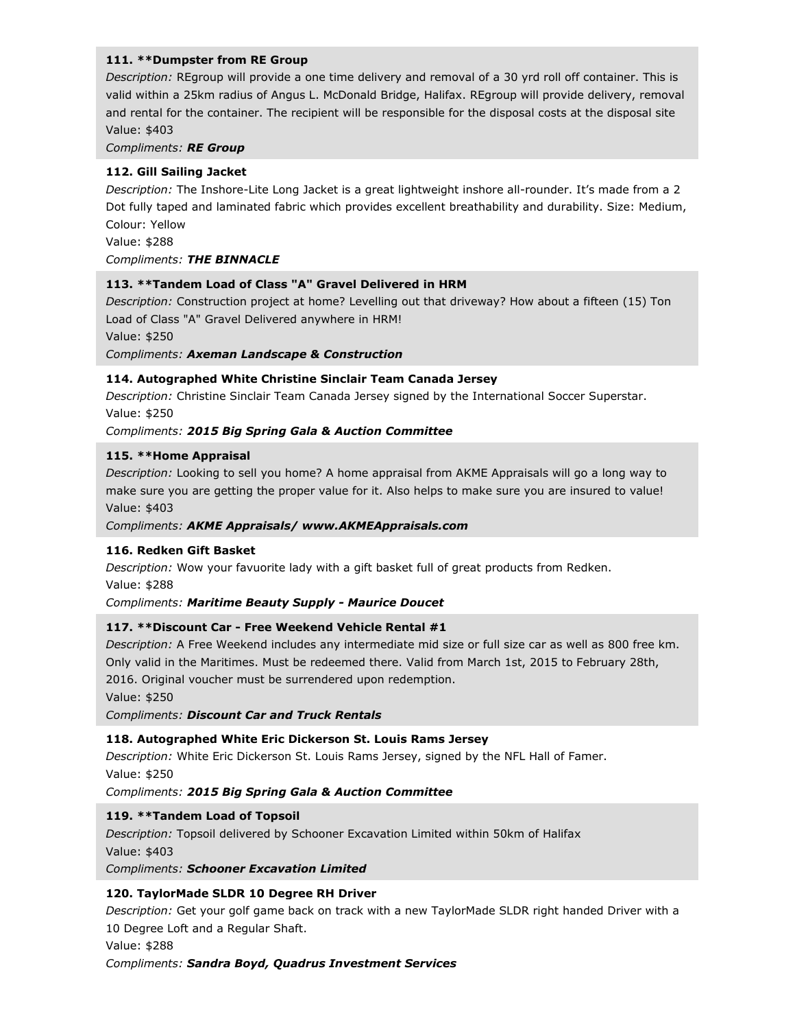**111. **Dumpster from RE Group**

*Description:* REgroup will provide a one time delivery and removal of a 30 yrd roll off container. This is valid within a 25km radius of Angus L. McDonald Bridge, Halifax. REgroup will provide delivery, removal and rental for the container. The recipient will be responsible for the disposal costs at the disposal site
Value: $403
*Compliments:* ***RE Group***

**112. Gill Sailing Jacket**

*Description:* The Inshore-Lite Long Jacket is a great lightweight inshore all-rounder. It's made from a 2 Dot fully taped and laminated fabric which provides excellent breathability and durability. Size: Medium, Colour: Yellow
Value: $288
*Compliments:* ***THE BINNACLE***

**113. **Tandem Load of Class "A" Gravel Delivered in HRM**

*Description:* Construction project at home? Levelling out that driveway? How about a fifteen (15) Ton Load of Class "A" Gravel Delivered anywhere in HRM!
Value: $250
*Compliments:* ***Axeman Landscape & Construction***

**114. Autographed White Christine Sinclair Team Canada Jersey**

*Description:* Christine Sinclair Team Canada Jersey signed by the International Soccer Superstar.
Value: $250
*Compliments:* ***2015 Big Spring Gala & Auction Committee***

**115. **Home Appraisal**

*Description:* Looking to sell you home? A home appraisal from AKME Appraisals will go a long way to make sure you are getting the proper value for it. Also helps to make sure you are insured to value!
Value: $403
*Compliments:* ***AKME Appraisals/ www.AKMEAppraisals.com***

**116. Redken Gift Basket**

*Description:* Wow your favuorite lady with a gift basket full of great products from Redken.
Value: $288
*Compliments:* ***Maritime Beauty Supply - Maurice Doucet***

**117. **Discount Car - Free Weekend Vehicle Rental #1**

*Description:* A Free Weekend includes any intermediate mid size or full size car as well as 800 free km. Only valid in the Maritimes. Must be redeemed there. Valid from March 1st, 2015 to February 28th, 2016. Original voucher must be surrendered upon redemption.
Value: $250
*Compliments:* ***Discount Car and Truck Rentals***

**118. Autographed White Eric Dickerson St. Louis Rams Jersey**

*Description:* White Eric Dickerson St. Louis Rams Jersey, signed by the NFL Hall of Famer.
Value: $250
*Compliments:* ***2015 Big Spring Gala & Auction Committee***

**119. **Tandem Load of Topsoil**

*Description:* Topsoil delivered by Schooner Excavation Limited within 50km of Halifax
Value: $403
*Compliments:* ***Schooner Excavation Limited***

**120. TaylorMade SLDR 10 Degree RH Driver**

*Description:* Get your golf game back on track with a new TaylorMade SLDR right handed Driver with a 10 Degree Loft and a Regular Shaft.
Value: $288
*Compliments:* ***Sandra Boyd, Quadrus Investment Services***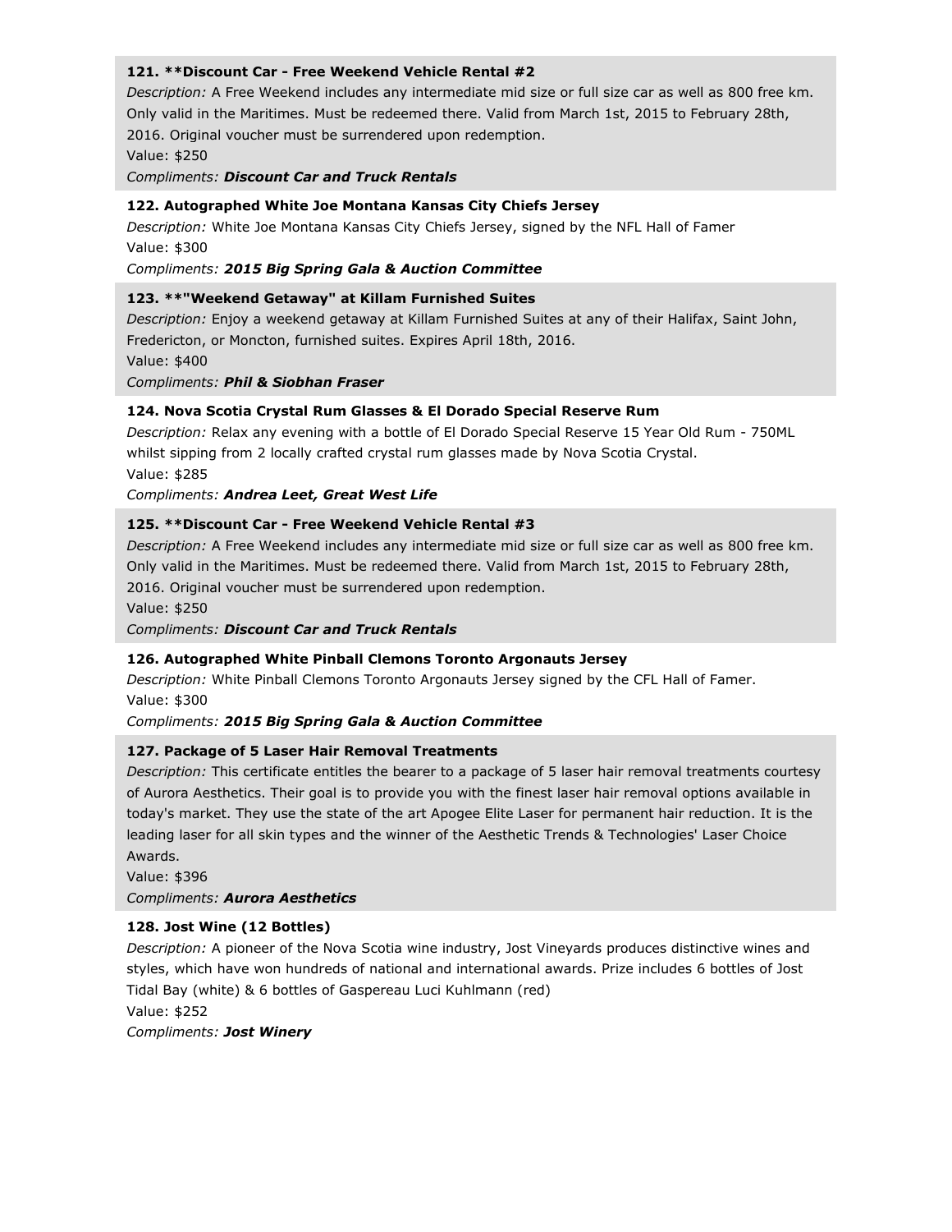### 121. **Discount Car - Free Weekend Vehicle Rental #2

*Description:* A Free Weekend includes any intermediate mid size or full size car as well as 800 free km. Only valid in the Maritimes. Must be redeemed there. Valid from March 1st, 2015 to February 28th, 2016. Original voucher must be surrendered upon redemption.
Value: $250
*Compliments:* ***Discount Car and Truck Rentals***

### 122. Autographed White Joe Montana Kansas City Chiefs Jersey

*Description:* White Joe Montana Kansas City Chiefs Jersey, signed by the NFL Hall of Famer
Value: $300
*Compliments:* ***2015 Big Spring Gala & Auction Committee***

### 123. **"Weekend Getaway" at Killam Furnished Suites

*Description:* Enjoy a weekend getaway at Killam Furnished Suites at any of their Halifax, Saint John, Fredericton, or Moncton, furnished suites. Expires April 18th, 2016.
Value: $400
*Compliments:* ***Phil & Siobhan Fraser***

### 124. Nova Scotia Crystal Rum Glasses & El Dorado Special Reserve Rum

*Description:* Relax any evening with a bottle of El Dorado Special Reserve 15 Year Old Rum - 750ML whilst sipping from 2 locally crafted crystal rum glasses made by Nova Scotia Crystal.
Value: $285
*Compliments:* ***Andrea Leet, Great West Life***

### 125. **Discount Car - Free Weekend Vehicle Rental #3

*Description:* A Free Weekend includes any intermediate mid size or full size car as well as 800 free km. Only valid in the Maritimes. Must be redeemed there. Valid from March 1st, 2015 to February 28th, 2016. Original voucher must be surrendered upon redemption.
Value: $250
*Compliments:* ***Discount Car and Truck Rentals***

### 126. Autographed White Pinball Clemons Toronto Argonauts Jersey

*Description:* White Pinball Clemons Toronto Argonauts Jersey signed by the CFL Hall of Famer.
Value: $300
*Compliments:* ***2015 Big Spring Gala & Auction Committee***

### 127. Package of 5 Laser Hair Removal Treatments

*Description:* This certificate entitles the bearer to a package of 5 laser hair removal treatments courtesy of Aurora Aesthetics. Their goal is to provide you with the finest laser hair removal options available in today's market. They use the state of the art Apogee Elite Laser for permanent hair reduction. It is the leading laser for all skin types and the winner of the Aesthetic Trends & Technologies' Laser Choice Awards.
Value: $396
*Compliments:* ***Aurora Aesthetics***

### 128. Jost Wine (12 Bottles)

*Description:* A pioneer of the Nova Scotia wine industry, Jost Vineyards produces distinctive wines and styles, which have won hundreds of national and international awards. Prize includes 6 bottles of Jost Tidal Bay (white) & 6 bottles of Gaspereau Luci Kuhlmann (red)
Value: $252
*Compliments:* ***Jost Winery***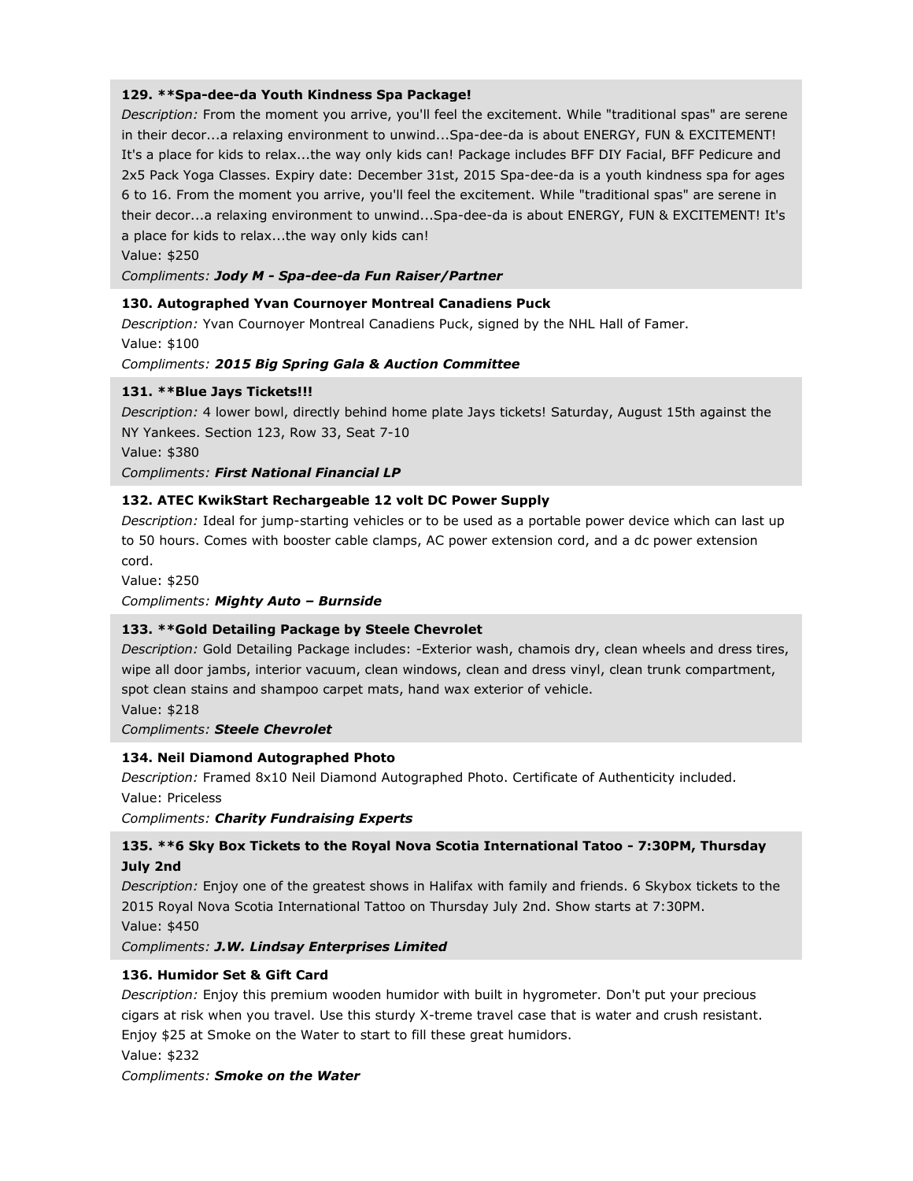**129. **Spa-dee-da Youth Kindness Spa Package!**

*Description:* From the moment you arrive, you'll feel the excitement. While "traditional spas" are serene in their decor...a relaxing environment to unwind...Spa-dee-da is about ENERGY, FUN & EXCITEMENT! It's a place for kids to relax...the way only kids can! Package includes BFF DIY Facial, BFF Pedicure and 2x5 Pack Yoga Classes. Expiry date: December 31st, 2015 Spa-dee-da is a youth kindness spa for ages 6 to 16. From the moment you arrive, you'll feel the excitement. While "traditional spas" are serene in their decor...a relaxing environment to unwind...Spa-dee-da is about ENERGY, FUN & EXCITEMENT! It's a place for kids to relax...the way only kids can!

Value: $250

*Compliments:* ***Jody M - Spa-dee-da Fun Raiser/Partner***

**130. Autographed Yvan Cournoyer Montreal Canadiens Puck**

*Description:* Yvan Cournoyer Montreal Canadiens Puck, signed by the NHL Hall of Famer.

Value: $100

*Compliments:* ***2015 Big Spring Gala & Auction Committee***

**131. **Blue Jays Tickets!!!**

*Description:* 4 lower bowl, directly behind home plate Jays tickets! Saturday, August 15th against the NY Yankees. Section 123, Row 33, Seat 7-10

Value: $380

*Compliments:* ***First National Financial LP***

**132. ATEC KwikStart Rechargeable 12 volt DC Power Supply**

*Description:* Ideal for jump-starting vehicles or to be used as a portable power device which can last up to 50 hours. Comes with booster cable clamps, AC power extension cord, and a dc power extension cord.

Value: $250

*Compliments:* ***Mighty Auto – Burnside***

**133. **Gold Detailing Package by Steele Chevrolet**

*Description:* Gold Detailing Package includes: -Exterior wash, chamois dry, clean wheels and dress tires, wipe all door jambs, interior vacuum, clean windows, clean and dress vinyl, clean trunk compartment, spot clean stains and shampoo carpet mats, hand wax exterior of vehicle.

Value: $218

*Compliments:* ***Steele Chevrolet***

**134. Neil Diamond Autographed Photo**

*Description:* Framed 8x10 Neil Diamond Autographed Photo. Certificate of Authenticity included.

Value: Priceless

*Compliments:* ***Charity Fundraising Experts***

**135. **6 Sky Box Tickets to the Royal Nova Scotia International Tatoo - 7:30PM, Thursday July 2nd**

*Description:* Enjoy one of the greatest shows in Halifax with family and friends. 6 Skybox tickets to the 2015 Royal Nova Scotia International Tattoo on Thursday July 2nd. Show starts at 7:30PM.

Value: $450

*Compliments:* ***J.W. Lindsay Enterprises Limited***

**136. Humidor Set & Gift Card**

*Description:* Enjoy this premium wooden humidor with built in hygrometer. Don't put your precious cigars at risk when you travel. Use this sturdy X-treme travel case that is water and crush resistant. Enjoy $25 at Smoke on the Water to start to fill these great humidors.

Value: $232

*Compliments:* ***Smoke on the Water***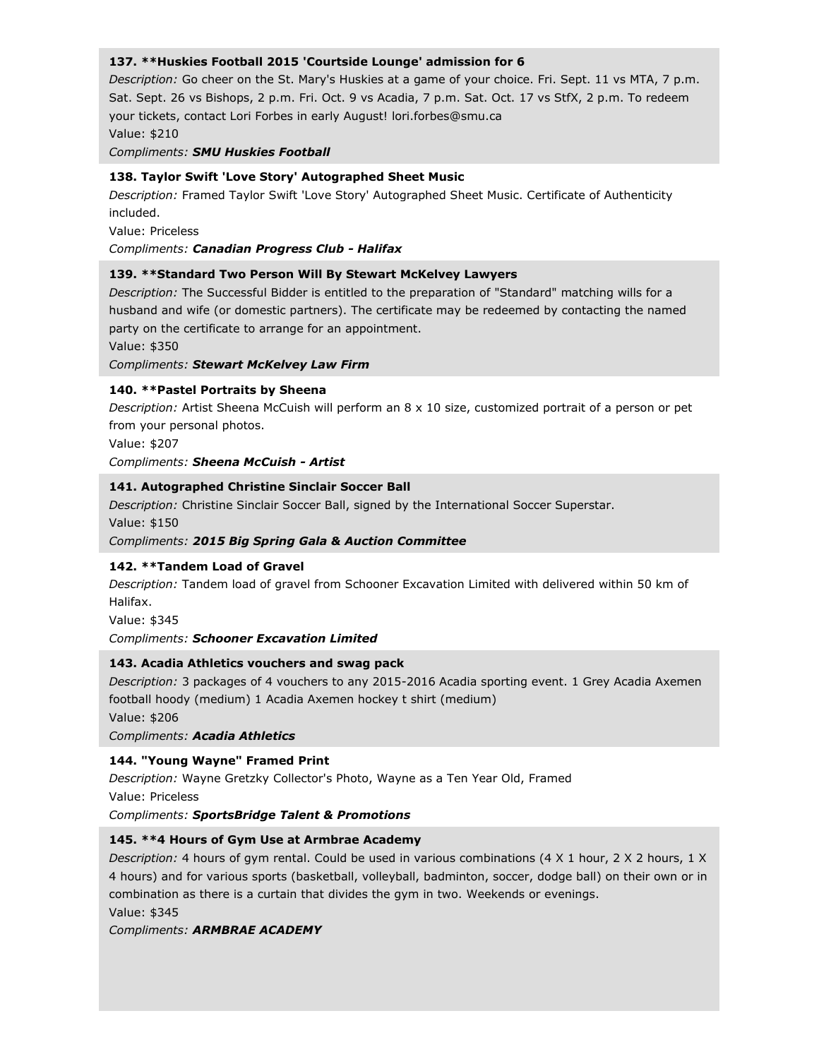### 137. **Huskies Football 2015 'Courtside Lounge' admission for 6

*Description:* Go cheer on the St. Mary's Huskies at a game of your choice. Fri. Sept. 11 vs MTA, 7 p.m. Sat. Sept. 26 vs Bishops, 2 p.m. Fri. Oct. 9 vs Acadia, 7 p.m. Sat. Oct. 17 vs StfX, 2 p.m. To redeem your tickets, contact Lori Forbes in early August! lori.forbes@smu.ca

Value: $210

*Compliments:* ***SMU Huskies Football***

### 138. Taylor Swift 'Love Story' Autographed Sheet Music

*Description:* Framed Taylor Swift 'Love Story' Autographed Sheet Music. Certificate of Authenticity included.

Value: Priceless

*Compliments:* ***Canadian Progress Club - Halifax***

### 139. **Standard Two Person Will By Stewart McKelvey Lawyers

*Description:* The Successful Bidder is entitled to the preparation of "Standard" matching wills for a husband and wife (or domestic partners). The certificate may be redeemed by contacting the named party on the certificate to arrange for an appointment.

Value: $350

*Compliments:* ***Stewart McKelvey Law Firm***

### 140. **Pastel Portraits by Sheena

*Description:* Artist Sheena McCuish will perform an 8 x 10 size, customized portrait of a person or pet from your personal photos.

Value: $207

*Compliments:* ***Sheena McCuish - Artist***

### 141. Autographed Christine Sinclair Soccer Ball

*Description:* Christine Sinclair Soccer Ball, signed by the International Soccer Superstar.

Value: $150

*Compliments:* ***2015 Big Spring Gala & Auction Committee***

### 142. **Tandem Load of Gravel

*Description:* Tandem load of gravel from Schooner Excavation Limited with delivered within 50 km of Halifax.

Value: $345

*Compliments:* ***Schooner Excavation Limited***

### 143. Acadia Athletics vouchers and swag pack

*Description:* 3 packages of 4 vouchers to any 2015-2016 Acadia sporting event. 1 Grey Acadia Axemen football hoody (medium) 1 Acadia Axemen hockey t shirt (medium)

Value: $206

*Compliments:* ***Acadia Athletics***

### 144. "Young Wayne" Framed Print

*Description:* Wayne Gretzky Collector's Photo, Wayne as a Ten Year Old, Framed

Value: Priceless

*Compliments:* ***SportsBridge Talent & Promotions***

### 145. **4 Hours of Gym Use at Armbrae Academy

*Description:* 4 hours of gym rental. Could be used in various combinations (4 X 1 hour, 2 X 2 hours, 1 X 4 hours) and for various sports (basketball, volleyball, badminton, soccer, dodge ball) on their own or in combination as there is a curtain that divides the gym in two. Weekends or evenings.

Value: $345

*Compliments:* ***ARMBRAE ACADEMY***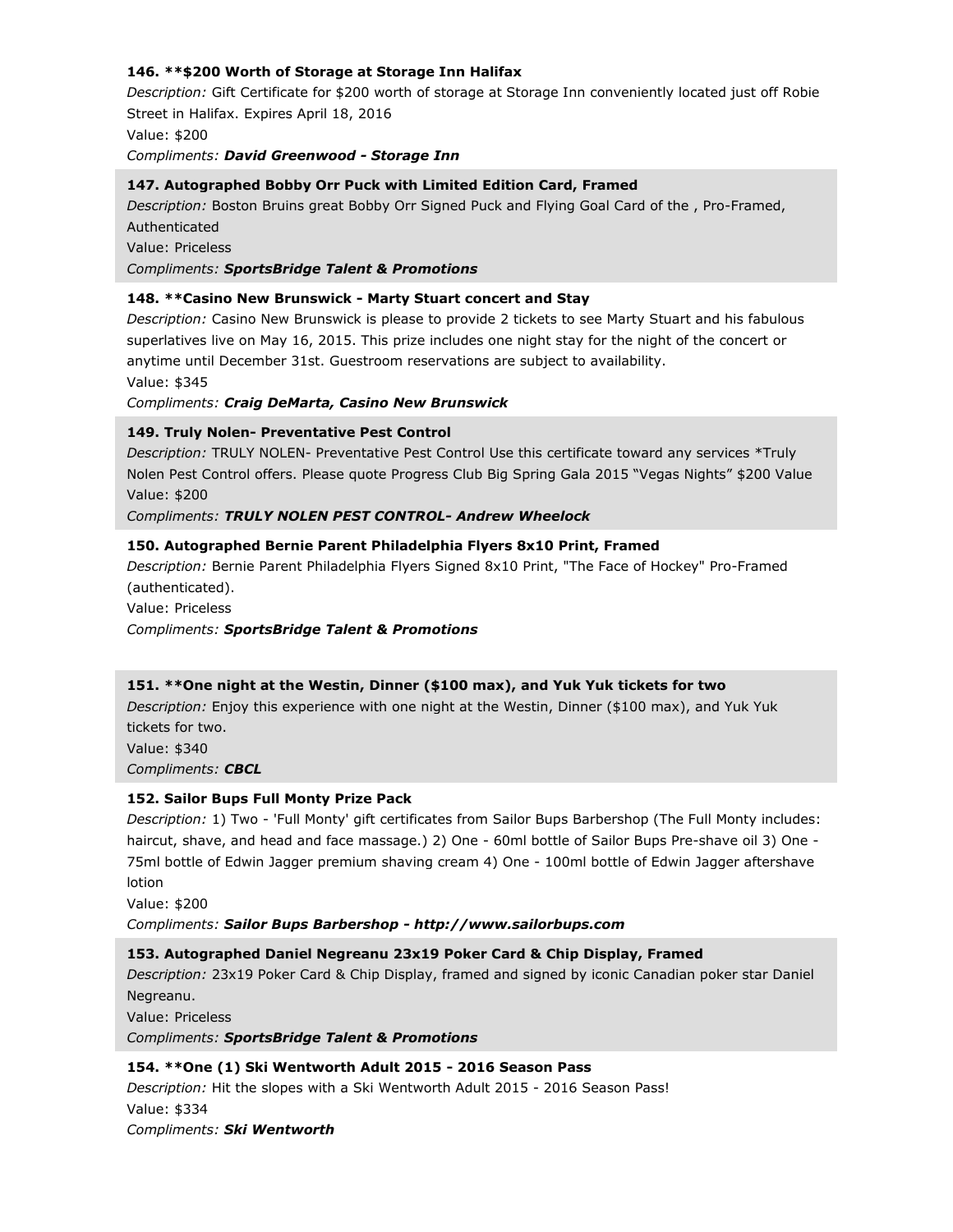**146. **$200 Worth of Storage at Storage Inn Halifax**

*Description:* Gift Certificate for $200 worth of storage at Storage Inn conveniently located just off Robie Street in Halifax. Expires April 18, 2016

Value: $200

*Compliments:* ***David Greenwood - Storage Inn***

**147. Autographed Bobby Orr Puck with Limited Edition Card, Framed**

*Description:* Boston Bruins great Bobby Orr Signed Puck and Flying Goal Card of the , Pro-Framed, Authenticated

Value: Priceless

*Compliments:* ***SportsBridge Talent & Promotions***

**148. **Casino New Brunswick - Marty Stuart concert and Stay**

*Description:* Casino New Brunswick is please to provide 2 tickets to see Marty Stuart and his fabulous superlatives live on May 16, 2015. This prize includes one night stay for the night of the concert or anytime until December 31st. Guestroom reservations are subject to availability.

Value: $345

*Compliments:* ***Craig DeMarta, Casino New Brunswick***

**149. Truly Nolen- Preventative Pest Control**

*Description:* TRULY NOLEN- Preventative Pest Control Use this certificate toward any services *Truly Nolen Pest Control offers. Please quote Progress Club Big Spring Gala 2015 "Vegas Nights" $200 Value

Value: $200

*Compliments:* ***TRULY NOLEN PEST CONTROL- Andrew Wheelock***

**150. Autographed Bernie Parent Philadelphia Flyers 8x10 Print, Framed**

*Description:* Bernie Parent Philadelphia Flyers Signed 8x10 Print, "The Face of Hockey" Pro-Framed (authenticated).

Value: Priceless

*Compliments:* ***SportsBridge Talent & Promotions***

**151. **One night at the Westin, Dinner ($100 max), and Yuk Yuk tickets for two**

*Description:* Enjoy this experience with one night at the Westin, Dinner ($100 max), and Yuk Yuk tickets for two.

Value: $340

*Compliments:* ***CBCL***

**152. Sailor Bups Full Monty Prize Pack**

*Description:* 1) Two - 'Full Monty' gift certificates from Sailor Bups Barbershop (The Full Monty includes: haircut, shave, and head and face massage.) 2) One - 60ml bottle of Sailor Bups Pre-shave oil 3) One - 75ml bottle of Edwin Jagger premium shaving cream 4) One - 100ml bottle of Edwin Jagger aftershave lotion

Value: $200

*Compliments:* ***Sailor Bups Barbershop - http://www.sailorbups.com***

**153. Autographed Daniel Negreanu 23x19 Poker Card & Chip Display, Framed**

*Description:* 23x19 Poker Card & Chip Display, framed and signed by iconic Canadian poker star Daniel Negreanu.

Value: Priceless

*Compliments:* ***SportsBridge Talent & Promotions***

**154. **One (1) Ski Wentworth Adult 2015 - 2016 Season Pass**

*Description:* Hit the slopes with a Ski Wentworth Adult 2015 - 2016 Season Pass!

Value: $334

*Compliments:* ***Ski Wentworth***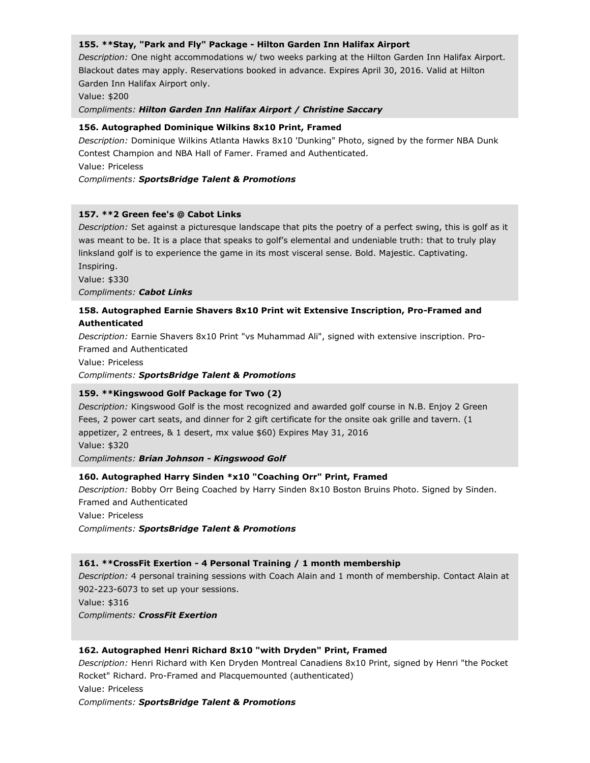**155. **Stay, "Park and Fly" Package - Hilton Garden Inn Halifax Airport**

*Description:* One night accommodations w/ two weeks parking at the Hilton Garden Inn Halifax Airport. Blackout dates may apply. Reservations booked in advance. Expires April 30, 2016. Valid at Hilton Garden Inn Halifax Airport only.

Value: $200

*Compliments:* ***Hilton Garden Inn Halifax Airport / Christine Saccary***

**156. Autographed Dominique Wilkins 8x10 Print, Framed**

*Description:* Dominique Wilkins Atlanta Hawks 8x10 'Dunking" Photo, signed by the former NBA Dunk Contest Champion and NBA Hall of Famer. Framed and Authenticated.

Value: Priceless

*Compliments:* ***SportsBridge Talent & Promotions***

**157. **2 Green fee's @ Cabot Links**

*Description:* Set against a picturesque landscape that pits the poetry of a perfect swing, this is golf as it was meant to be. It is a place that speaks to golf's elemental and undeniable truth: that to truly play linksland golf is to experience the game in its most visceral sense. Bold. Majestic. Captivating. Inspiring.

Value: $330

*Compliments:* ***Cabot Links***

**158. Autographed Earnie Shavers 8x10 Print wit Extensive Inscription, Pro-Framed and Authenticated**

*Description:* Earnie Shavers 8x10 Print "vs Muhammad Ali", signed with extensive inscription. Pro-Framed and Authenticated

Value: Priceless

*Compliments:* ***SportsBridge Talent & Promotions***

**159. **Kingswood Golf Package for Two (2)**

*Description:* Kingswood Golf is the most recognized and awarded golf course in N.B. Enjoy 2 Green Fees, 2 power cart seats, and dinner for 2 gift certificate for the onsite oak grille and tavern. (1 appetizer, 2 entrees, & 1 desert, mx value $60) Expires May 31, 2016

Value: $320

*Compliments:* ***Brian Johnson - Kingswood Golf***

**160. Autographed Harry Sinden *x10 "Coaching Orr" Print, Framed**

*Description:* Bobby Orr Being Coached by Harry Sinden 8x10 Boston Bruins Photo. Signed by Sinden. Framed and Authenticated

Value: Priceless

*Compliments:* ***SportsBridge Talent & Promotions***

**161. **CrossFit Exertion - 4 Personal Training / 1 month membership**

*Description:* 4 personal training sessions with Coach Alain and 1 month of membership. Contact Alain at 902-223-6073 to set up your sessions.

Value: $316

*Compliments:* ***CrossFit Exertion***

**162. Autographed Henri Richard 8x10 "with Dryden" Print, Framed**

*Description:* Henri Richard with Ken Dryden Montreal Canadiens 8x10 Print, signed by Henri "the Pocket Rocket" Richard. Pro-Framed and Placquemounted (authenticated)

Value: Priceless

*Compliments:* ***SportsBridge Talent & Promotions***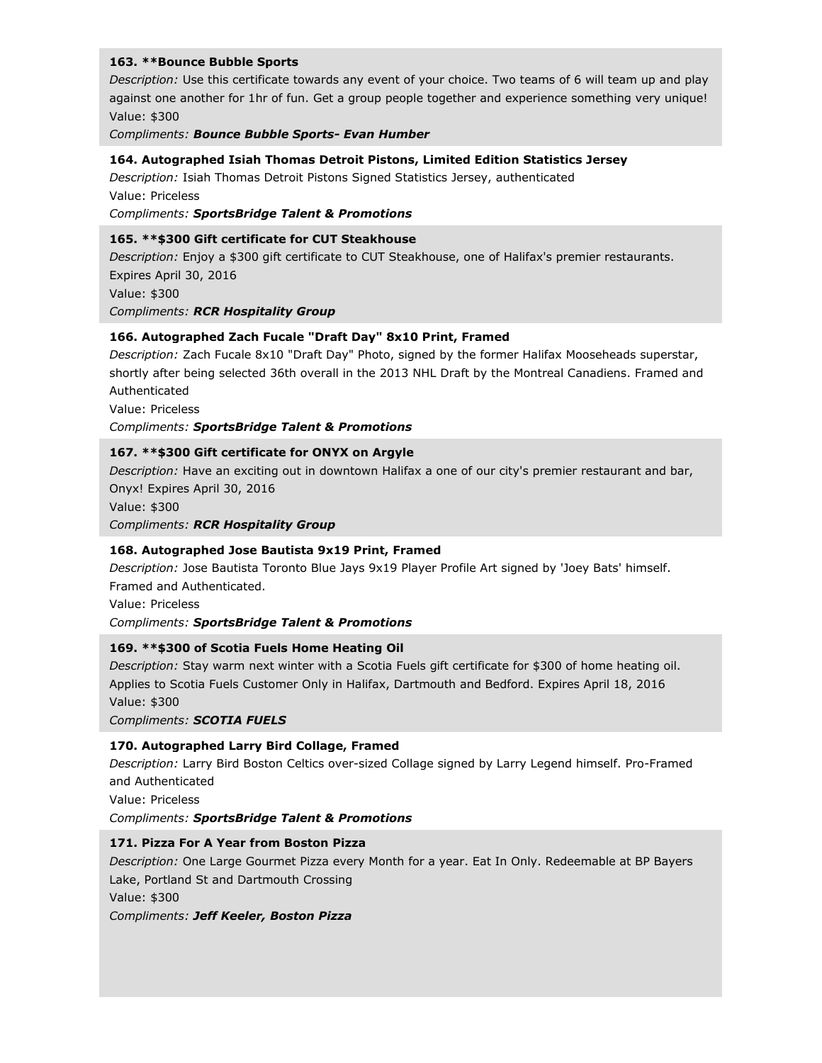**163. **Bounce Bubble Sports**

*Description:* Use this certificate towards any event of your choice. Two teams of 6 will team up and play against one another for 1hr of fun. Get a group people together and experience something very unique!

Value: $300

*Compliments:* ***Bounce Bubble Sports- Evan Humber***

**164. Autographed Isiah Thomas Detroit Pistons, Limited Edition Statistics Jersey**

*Description:* Isiah Thomas Detroit Pistons Signed Statistics Jersey, authenticated

Value: Priceless

*Compliments:* ***SportsBridge Talent & Promotions***

**165. **$300 Gift certificate for CUT Steakhouse**

*Description:* Enjoy a $300 gift certificate to CUT Steakhouse, one of Halifax's premier restaurants. Expires April 30, 2016

Value: $300

*Compliments:* ***RCR Hospitality Group***

**166. Autographed Zach Fucale "Draft Day" 8x10 Print, Framed**

*Description:* Zach Fucale 8x10 "Draft Day" Photo, signed by the former Halifax Mooseheads superstar, shortly after being selected 36th overall in the 2013 NHL Draft by the Montreal Canadiens. Framed and Authenticated

Value: Priceless

*Compliments:* ***SportsBridge Talent & Promotions***

**167. **$300 Gift certificate for ONYX on Argyle**

*Description:* Have an exciting out in downtown Halifax a one of our city's premier restaurant and bar, Onyx! Expires April 30, 2016

Value: $300

*Compliments:* ***RCR Hospitality Group***

**168. Autographed Jose Bautista 9x19 Print, Framed**

*Description:* Jose Bautista Toronto Blue Jays 9x19 Player Profile Art signed by 'Joey Bats' himself. Framed and Authenticated.

Value: Priceless

*Compliments:* ***SportsBridge Talent & Promotions***

**169. **$300 of Scotia Fuels Home Heating Oil**

*Description:* Stay warm next winter with a Scotia Fuels gift certificate for $300 of home heating oil. Applies to Scotia Fuels Customer Only in Halifax, Dartmouth and Bedford. Expires April 18, 2016

Value: $300

*Compliments:* ***SCOTIA FUELS***

**170. Autographed Larry Bird Collage, Framed**

*Description:* Larry Bird Boston Celtics over-sized Collage signed by Larry Legend himself. Pro-Framed and Authenticated

Value: Priceless

*Compliments:* ***SportsBridge Talent & Promotions***

**171. Pizza For A Year from Boston Pizza**

*Description:* One Large Gourmet Pizza every Month for a year. Eat In Only. Redeemable at BP Bayers Lake, Portland St and Dartmouth Crossing

Value: $300

*Compliments:* ***Jeff Keeler, Boston Pizza***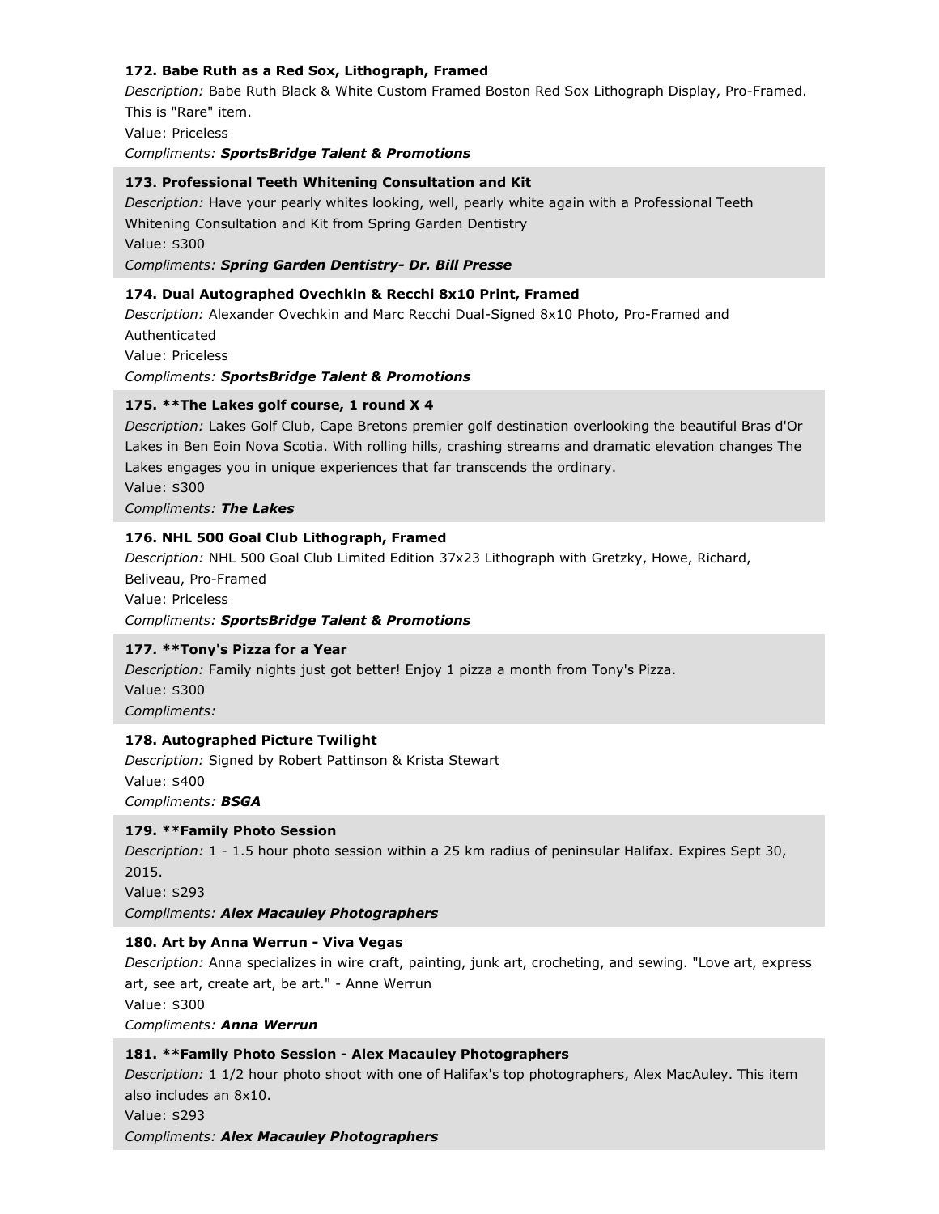**172. Babe Ruth as a Red Sox, Lithograph, Framed**

*Description:* Babe Ruth Black & White Custom Framed Boston Red Sox Lithograph Display, Pro-Framed. This is "Rare" item.

Value: Priceless

*Compliments:* ***SportsBridge Talent & Promotions***

**173. Professional Teeth Whitening Consultation and Kit**

*Description:* Have your pearly whites looking, well, pearly white again with a Professional Teeth Whitening Consultation and Kit from Spring Garden Dentistry

Value: $300

*Compliments:* ***Spring Garden Dentistry- Dr. Bill Presse***

**174. Dual Autographed Ovechkin & Recchi 8x10 Print, Framed**

*Description:* Alexander Ovechkin and Marc Recchi Dual-Signed 8x10 Photo, Pro-Framed and Authenticated

Value: Priceless

*Compliments:* ***SportsBridge Talent & Promotions***

**175. **The Lakes golf course, 1 round X 4**

*Description:* Lakes Golf Club, Cape Bretons premier golf destination overlooking the beautiful Bras d'Or Lakes in Ben Eoin Nova Scotia. With rolling hills, crashing streams and dramatic elevation changes The Lakes engages you in unique experiences that far transcends the ordinary.

Value: $300

*Compliments:* ***The Lakes***

**176. NHL 500 Goal Club Lithograph, Framed**

*Description:* NHL 500 Goal Club Limited Edition 37x23 Lithograph with Gretzky, Howe, Richard, Beliveau, Pro-Framed

Value: Priceless

*Compliments:* ***SportsBridge Talent & Promotions***

**177. **Tony's Pizza for a Year**

*Description:* Family nights just got better! Enjoy 1 pizza a month from Tony's Pizza.

Value: $300

*Compliments:*

**178. Autographed Picture Twilight**

*Description:* Signed by Robert Pattinson & Krista Stewart

Value: $400

*Compliments:* ***BSGA***

**179. **Family Photo Session**

*Description:* 1 - 1.5 hour photo session within a 25 km radius of peninsular Halifax. Expires Sept 30, 2015.

Value: $293

*Compliments:* ***Alex Macauley Photographers***

**180. Art by Anna Werrun - Viva Vegas**

*Description:* Anna specializes in wire craft, painting, junk art, crocheting, and sewing. "Love art, express art, see art, create art, be art." - Anne Werrun

Value: $300

*Compliments:* ***Anna Werrun***

**181. **Family Photo Session - Alex Macauley Photographers**

*Description:* 1 1/2 hour photo shoot with one of Halifax's top photographers, Alex MacAuley. This item also includes an 8x10.

Value: $293

*Compliments:* ***Alex Macauley Photographers***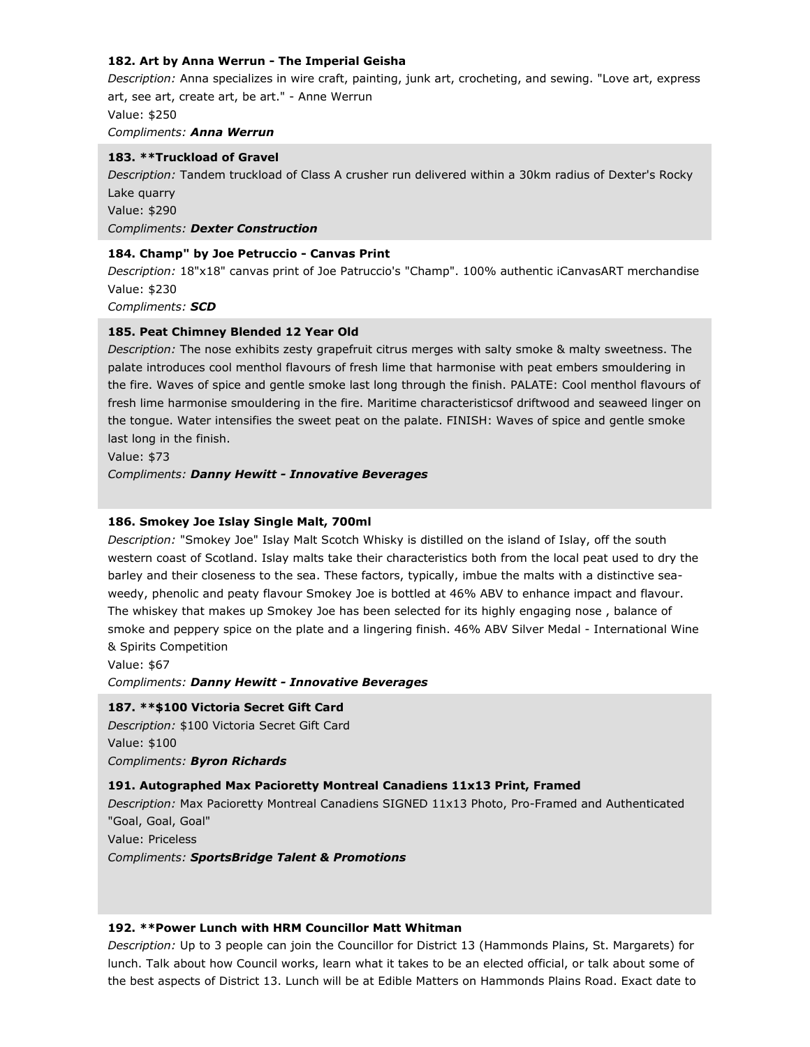### 182. Art by Anna Werrun - The Imperial Geisha

*Description:* Anna specializes in wire craft, painting, junk art, crocheting, and sewing. "Love art, express art, see art, create art, be art." - Anne Werrun

Value: $250

*Compliments:* ***Anna Werrun***

### 183. **Truckload of Gravel

*Description:* Tandem truckload of Class A crusher run delivered within a 30km radius of Dexter's Rocky Lake quarry

Value: $290

*Compliments:* ***Dexter Construction***

### 184. Champ" by Joe Petruccio - Canvas Print

*Description:* 18"x18" canvas print of Joe Patruccio's "Champ". 100% authentic iCanvasART merchandise

Value: $230

*Compliments:* ***SCD***

### 185. Peat Chimney Blended 12 Year Old

*Description:* The nose exhibits zesty grapefruit citrus merges with salty smoke & malty sweetness. The palate introduces cool menthol flavours of fresh lime that harmonise with peat embers smouldering in the fire. Waves of spice and gentle smoke last long through the finish. PALATE: Cool menthol flavours of fresh lime harmonise smouldering in the fire. Maritime characteristicsof driftwood and seaweed linger on the tongue. Water intensifies the sweet peat on the palate. FINISH: Waves of spice and gentle smoke last long in the finish.

Value: $73

*Compliments:* ***Danny Hewitt - Innovative Beverages***

### 186. Smokey Joe Islay Single Malt, 700ml

*Description:* "Smokey Joe" Islay Malt Scotch Whisky is distilled on the island of Islay, off the south western coast of Scotland. Islay malts take their characteristics both from the local peat used to dry the barley and their closeness to the sea. These factors, typically, imbue the malts with a distinctive sea-weedy, phenolic and peaty flavour Smokey Joe is bottled at 46% ABV to enhance impact and flavour. The whiskey that makes up Smokey Joe has been selected for its highly engaging nose , balance of smoke and peppery spice on the plate and a lingering finish. 46% ABV Silver Medal - International Wine & Spirits Competition

Value: $67

*Compliments:* ***Danny Hewitt - Innovative Beverages***

### 187. **$100 Victoria Secret Gift Card

*Description:* $100 Victoria Secret Gift Card

Value: $100

*Compliments:* ***Byron Richards***

### 191. Autographed Max Pacioretty Montreal Canadiens 11x13 Print, Framed

*Description:* Max Pacioretty Montreal Canadiens SIGNED 11x13 Photo, Pro-Framed and Authenticated "Goal, Goal, Goal"

Value: Priceless

*Compliments:* ***SportsBridge Talent & Promotions***

### 192. **Power Lunch with HRM Councillor Matt Whitman

*Description:* Up to 3 people can join the Councillor for District 13 (Hammonds Plains, St. Margarets) for lunch. Talk about how Council works, learn what it takes to be an elected official, or talk about some of the best aspects of District 13. Lunch will be at Edible Matters on Hammonds Plains Road. Exact date to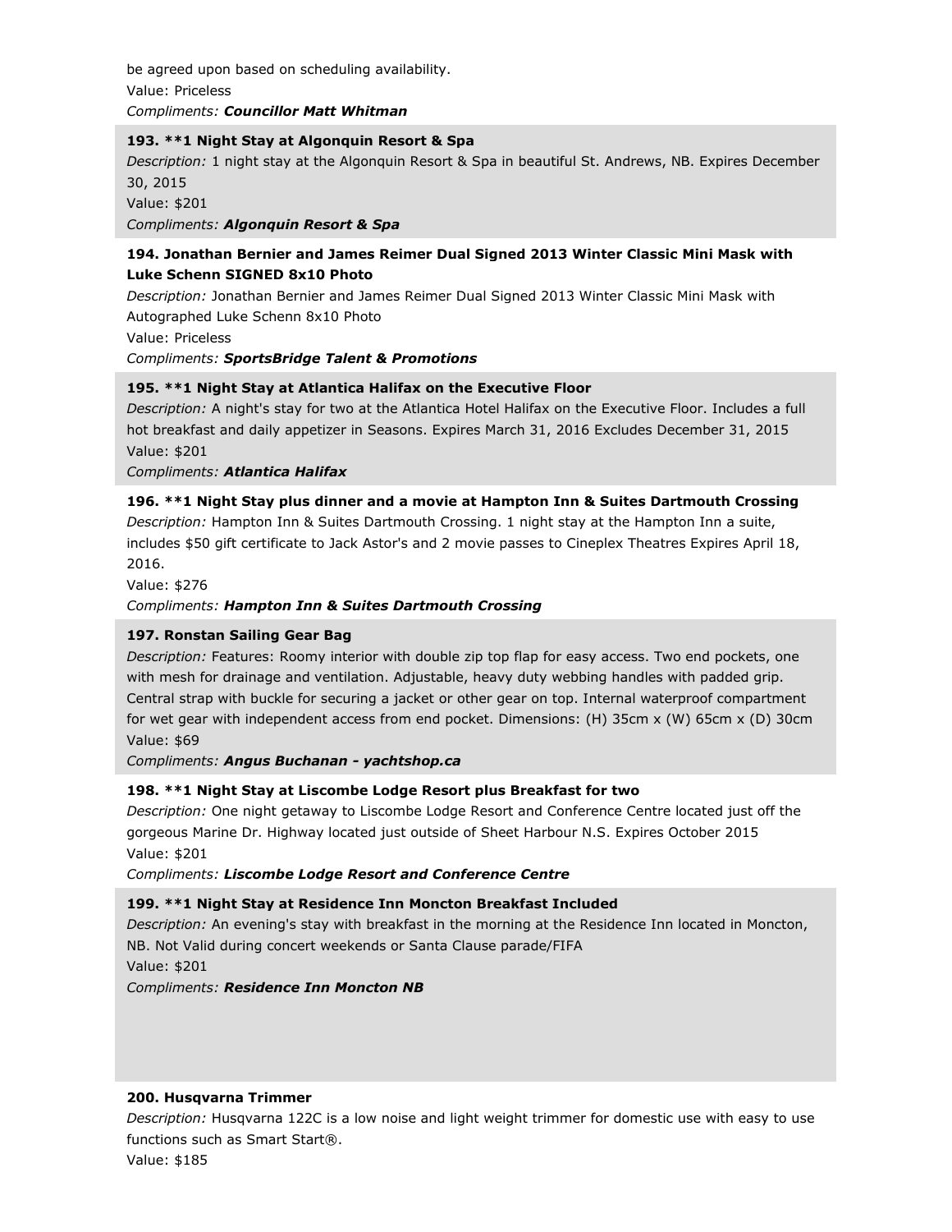be agreed upon based on scheduling availability.
Value: Priceless
*Compliments:* ***Councillor Matt Whitman***

**193. **1 Night Stay at Algonquin Resort & Spa**
*Description:* 1 night stay at the Algonquin Resort & Spa in beautiful St. Andrews, NB. Expires December 30, 2015
Value: $201
*Compliments:* ***Algonquin Resort & Spa***

**194. Jonathan Bernier and James Reimer Dual Signed 2013 Winter Classic Mini Mask with Luke Schenn SIGNED 8x10 Photo**
*Description:* Jonathan Bernier and James Reimer Dual Signed 2013 Winter Classic Mini Mask with Autographed Luke Schenn 8x10 Photo
Value: Priceless
*Compliments:* ***SportsBridge Talent & Promotions***

**195. **1 Night Stay at Atlantica Halifax on the Executive Floor**
*Description:* A night's stay for two at the Atlantica Hotel Halifax on the Executive Floor. Includes a full hot breakfast and daily appetizer in Seasons. Expires March 31, 2016 Excludes December 31, 2015
Value: $201
*Compliments:* ***Atlantica Halifax***

**196. **1 Night Stay plus dinner and a movie at Hampton Inn & Suites Dartmouth Crossing**
*Description:* Hampton Inn & Suites Dartmouth Crossing. 1 night stay at the Hampton Inn a suite, includes $50 gift certificate to Jack Astor's and 2 movie passes to Cineplex Theatres Expires April 18, 2016.
Value: $276
*Compliments:* ***Hampton Inn & Suites Dartmouth Crossing***

**197. Ronstan Sailing Gear Bag**
*Description:* Features: Roomy interior with double zip top flap for easy access. Two end pockets, one with mesh for drainage and ventilation. Adjustable, heavy duty webbing handles with padded grip. Central strap with buckle for securing a jacket or other gear on top. Internal waterproof compartment for wet gear with independent access from end pocket. Dimensions: (H) 35cm x (W) 65cm x (D) 30cm
Value: $69
*Compliments:* ***Angus Buchanan - yachtshop.ca***

**198. **1 Night Stay at Liscombe Lodge Resort plus Breakfast for two**
*Description:* One night getaway to Liscombe Lodge Resort and Conference Centre located just off the gorgeous Marine Dr. Highway located just outside of Sheet Harbour N.S. Expires October 2015
Value: $201
*Compliments:* ***Liscombe Lodge Resort and Conference Centre***

**199. **1 Night Stay at Residence Inn Moncton Breakfast Included**
*Description:* An evening's stay with breakfast in the morning at the Residence Inn located in Moncton, NB. Not Valid during concert weekends or Santa Clause parade/FIFA
Value: $201
*Compliments:* ***Residence Inn Moncton NB***

**200. Husqvarna Trimmer**
*Description:* Husqvarna 122C is a low noise and light weight trimmer for domestic use with easy to use functions such as Smart Start®.
Value: $185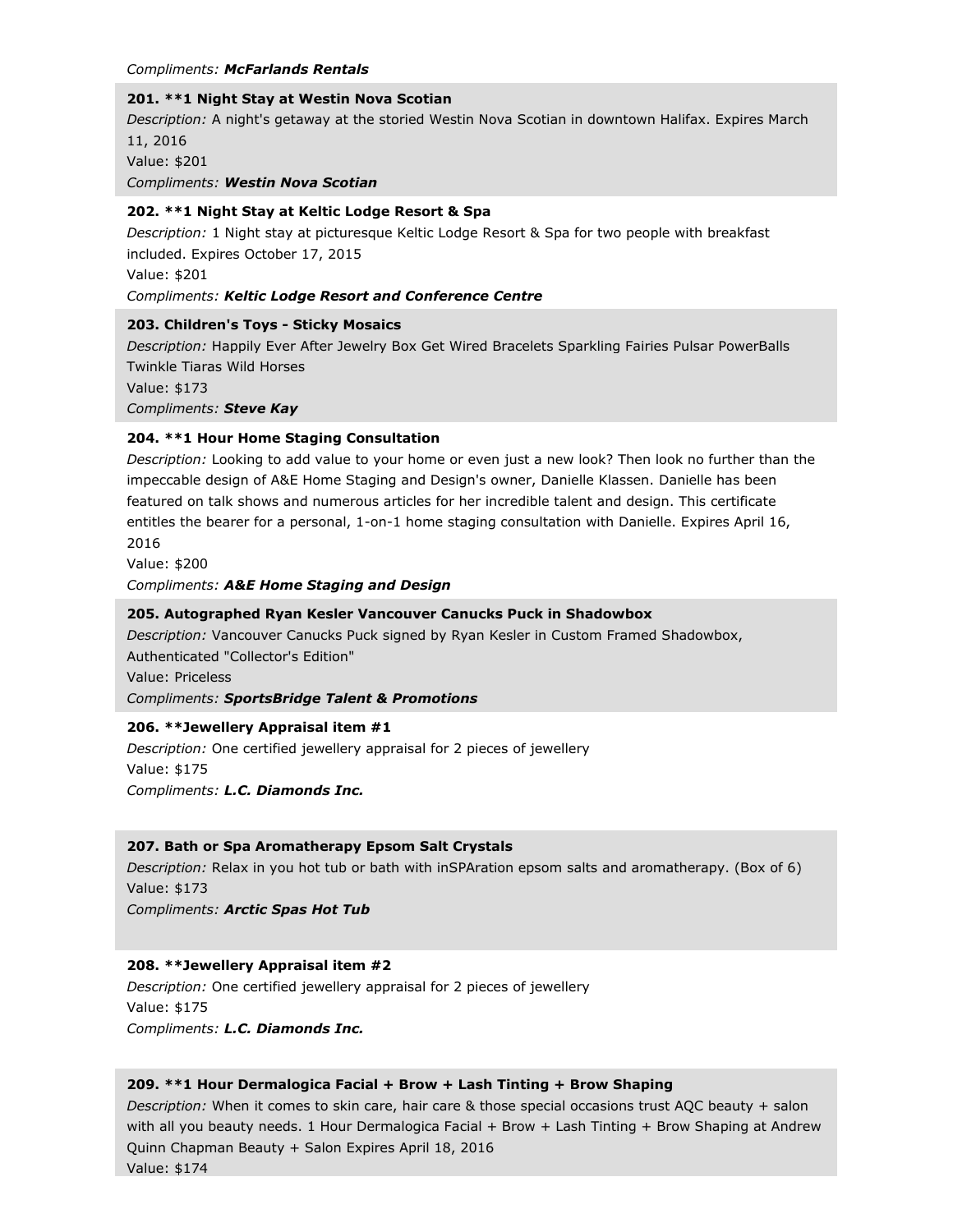*Compliments:* ***McFarlands Rentals***

**201. **1 Night Stay at Westin Nova Scotian**
*Description:* A night's getaway at the storied Westin Nova Scotian in downtown Halifax. Expires March 11, 2016
Value: $201
*Compliments:* ***Westin Nova Scotian***

**202. **1 Night Stay at Keltic Lodge Resort & Spa**
*Description:* 1 Night stay at picturesque Keltic Lodge Resort & Spa for two people with breakfast included. Expires October 17, 2015
Value: $201
*Compliments:* ***Keltic Lodge Resort and Conference Centre***

**203. Children's Toys - Sticky Mosaics**
*Description:* Happily Ever After Jewelry Box Get Wired Bracelets Sparkling Fairies Pulsar PowerBalls Twinkle Tiaras Wild Horses
Value: $173
*Compliments:* ***Steve Kay***

**204. **1 Hour Home Staging Consultation**
*Description:* Looking to add value to your home or even just a new look? Then look no further than the impeccable design of A&E Home Staging and Design's owner, Danielle Klassen. Danielle has been featured on talk shows and numerous articles for her incredible talent and design. This certificate entitles the bearer for a personal, 1-on-1 home staging consultation with Danielle. Expires April 16, 2016
Value: $200
*Compliments:* ***A&E Home Staging and Design***

**205. Autographed Ryan Kesler Vancouver Canucks Puck in Shadowbox**
*Description:* Vancouver Canucks Puck signed by Ryan Kesler in Custom Framed Shadowbox, Authenticated "Collector's Edition"
Value: Priceless
*Compliments:* ***SportsBridge Talent & Promotions***

**206. **Jewellery Appraisal item #1**
*Description:* One certified jewellery appraisal for 2 pieces of jewellery
Value: $175
*Compliments:* ***L.C. Diamonds Inc.***

**207. Bath or Spa Aromatherapy Epsom Salt Crystals**
*Description:* Relax in you hot tub or bath with inSPAration epsom salts and aromatherapy. (Box of 6)
Value: $173
*Compliments:* ***Arctic Spas Hot Tub***

**208. **Jewellery Appraisal item #2**
*Description:* One certified jewellery appraisal for 2 pieces of jewellery
Value: $175
*Compliments:* ***L.C. Diamonds Inc.***

**209. **1 Hour Dermalogica Facial + Brow + Lash Tinting + Brow Shaping**
*Description:* When it comes to skin care, hair care & those special occasions trust AQC beauty + salon with all you beauty needs. 1 Hour Dermalogica Facial + Brow + Lash Tinting + Brow Shaping at Andrew Quinn Chapman Beauty + Salon Expires April 18, 2016
Value: $174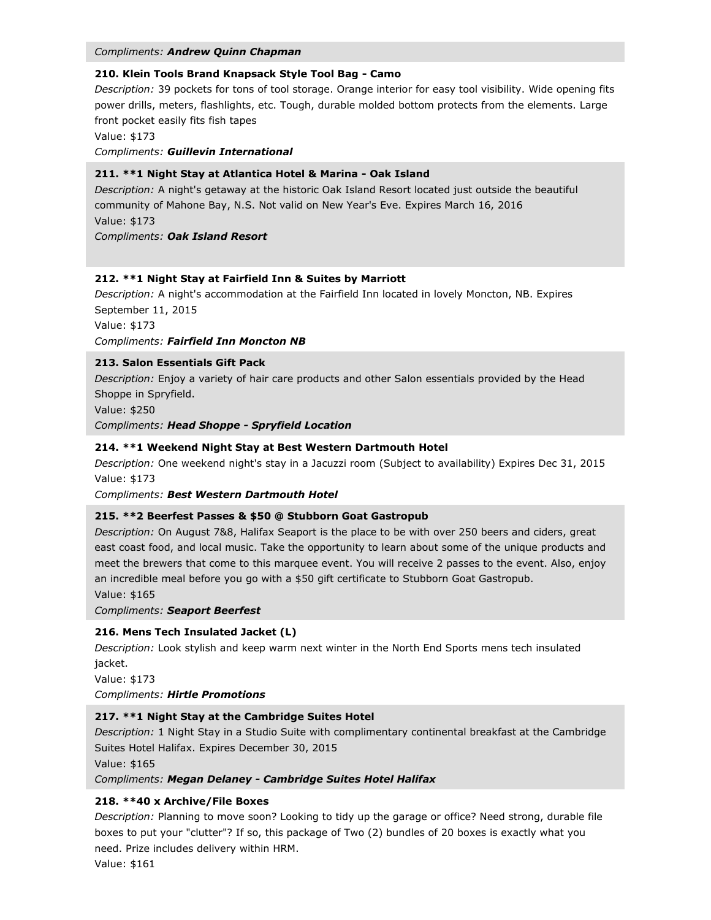*Compliments:* ***Andrew Quinn Chapman***

**210. Klein Tools Brand Knapsack Style Tool Bag - Camo**

*Description:* 39 pockets for tons of tool storage. Orange interior for easy tool visibility. Wide opening fits power drills, meters, flashlights, etc. Tough, durable molded bottom protects from the elements. Large front pocket easily fits fish tapes

Value: $173

*Compliments:* ***Guillevin International***

**211. **1 Night Stay at Atlantica Hotel & Marina - Oak Island**

*Description:* A night's getaway at the historic Oak Island Resort located just outside the beautiful community of Mahone Bay, N.S. Not valid on New Year's Eve. Expires March 16, 2016

Value: $173

*Compliments:* ***Oak Island Resort***

**212. **1 Night Stay at Fairfield Inn & Suites by Marriott**

*Description:* A night's accommodation at the Fairfield Inn located in lovely Moncton, NB. Expires September 11, 2015

Value: $173

*Compliments:* ***Fairfield Inn Moncton NB***

**213. Salon Essentials Gift Pack**

*Description:* Enjoy a variety of hair care products and other Salon essentials provided by the Head Shoppe in Spryfield.

Value: $250

*Compliments:* ***Head Shoppe - Spryfield Location***

**214. **1 Weekend Night Stay at Best Western Dartmouth Hotel**

*Description:* One weekend night's stay in a Jacuzzi room (Subject to availability) Expires Dec 31, 2015

Value: $173

*Compliments:* ***Best Western Dartmouth Hotel***

**215. **2 Beerfest Passes & $50 @ Stubborn Goat Gastropub**

*Description:* On August 7&8, Halifax Seaport is the place to be with over 250 beers and ciders, great east coast food, and local music. Take the opportunity to learn about some of the unique products and meet the brewers that come to this marquee event. You will receive 2 passes to the event. Also, enjoy an incredible meal before you go with a $50 gift certificate to Stubborn Goat Gastropub.

Value: $165

*Compliments:* ***Seaport Beerfest***

**216. Mens Tech Insulated Jacket (L)**

*Description:* Look stylish and keep warm next winter in the North End Sports mens tech insulated jacket.

Value: $173

*Compliments:* ***Hirtle Promotions***

**217. **1 Night Stay at the Cambridge Suites Hotel**

*Description:* 1 Night Stay in a Studio Suite with complimentary continental breakfast at the Cambridge Suites Hotel Halifax. Expires December 30, 2015

Value: $165

*Compliments:* ***Megan Delaney - Cambridge Suites Hotel Halifax***

**218. **40 x Archive/File Boxes**

*Description:* Planning to move soon? Looking to tidy up the garage or office? Need strong, durable file boxes to put your "clutter"? If so, this package of Two (2) bundles of 20 boxes is exactly what you need. Prize includes delivery within HRM.

Value: $161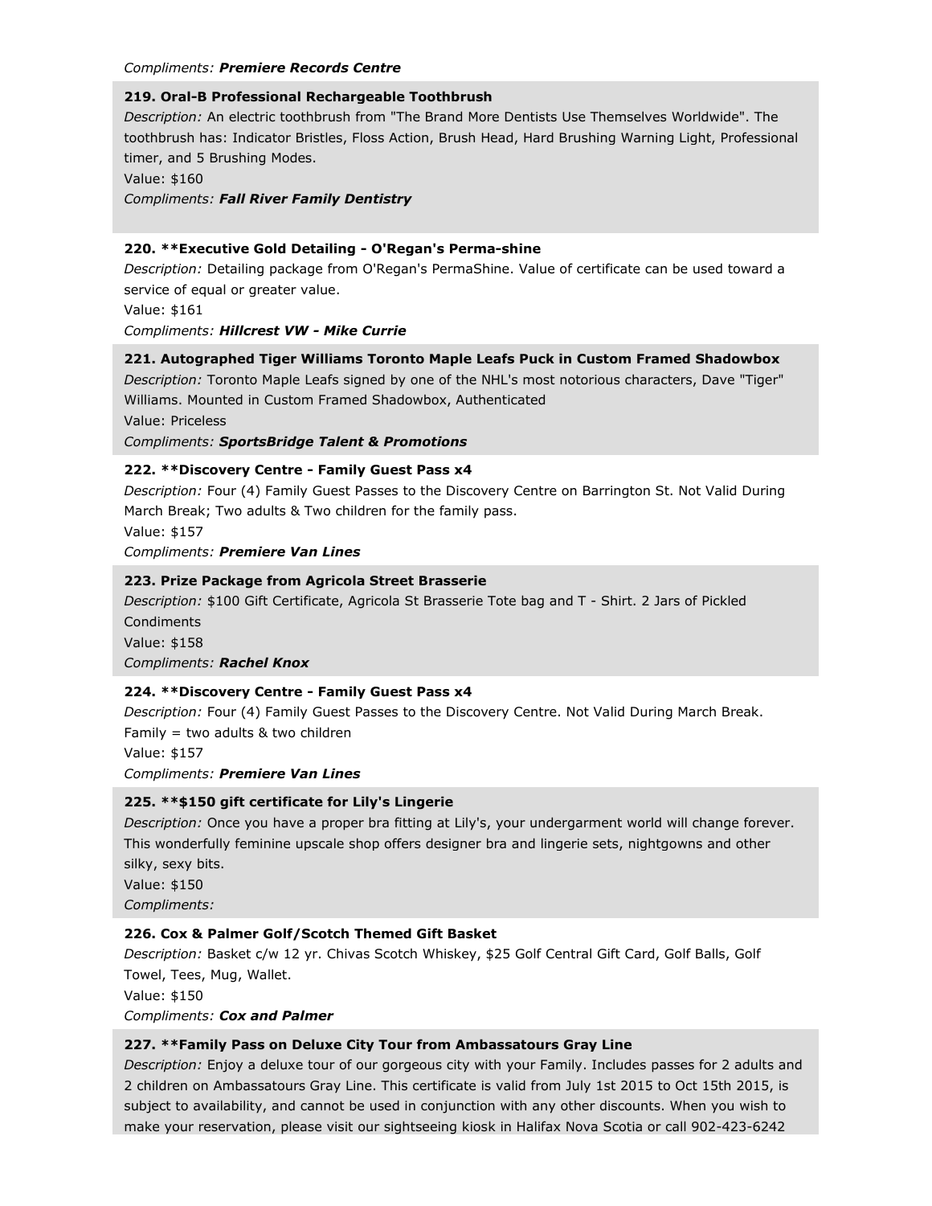*Compliments:* ***Premiere Records Centre***

**219. Oral-B Professional Rechargeable Toothbrush**
*Description:* An electric toothbrush from "The Brand More Dentists Use Themselves Worldwide". The toothbrush has: Indicator Bristles, Floss Action, Brush Head, Hard Brushing Warning Light, Professional timer, and 5 Brushing Modes.
Value: $160
*Compliments:* ***Fall River Family Dentistry***

**220. **Executive Gold Detailing - O'Regan's Perma-shine**
*Description:* Detailing package from O'Regan's PermaShine. Value of certificate can be used toward a service of equal or greater value.
Value: $161
*Compliments:* ***Hillcrest VW - Mike Currie***

**221. Autographed Tiger Williams Toronto Maple Leafs Puck in Custom Framed Shadowbox**
*Description:* Toronto Maple Leafs signed by one of the NHL's most notorious characters, Dave "Tiger" Williams. Mounted in Custom Framed Shadowbox, Authenticated
Value: Priceless
*Compliments:* ***SportsBridge Talent & Promotions***

**222. **Discovery Centre - Family Guest Pass x4**
*Description:* Four (4) Family Guest Passes to the Discovery Centre on Barrington St. Not Valid During March Break; Two adults & Two children for the family pass.
Value: $157
*Compliments:* ***Premiere Van Lines***

**223. Prize Package from Agricola Street Brasserie**
*Description:* $100 Gift Certificate, Agricola St Brasserie Tote bag and T - Shirt. 2 Jars of Pickled Condiments
Value: $158
*Compliments:* ***Rachel Knox***

**224. **Discovery Centre - Family Guest Pass x4**
*Description:* Four (4) Family Guest Passes to the Discovery Centre. Not Valid During March Break. Family = two adults & two children
Value: $157
*Compliments:* ***Premiere Van Lines***

**225. **$150 gift certificate for Lily's Lingerie**
*Description:* Once you have a proper bra fitting at Lily's, your undergarment world will change forever. This wonderfully feminine upscale shop offers designer bra and lingerie sets, nightgowns and other silky, sexy bits.
Value: $150
*Compliments:*

**226. Cox & Palmer Golf/Scotch Themed Gift Basket**
*Description:* Basket c/w 12 yr. Chivas Scotch Whiskey, $25 Golf Central Gift Card, Golf Balls, Golf Towel, Tees, Mug, Wallet.
Value: $150
*Compliments:* ***Cox and Palmer***

**227. **Family Pass on Deluxe City Tour from Ambassatours Gray Line**
*Description:* Enjoy a deluxe tour of our gorgeous city with your Family. Includes passes for 2 adults and 2 children on Ambassatours Gray Line. This certificate is valid from July 1st 2015 to Oct 15th 2015, is subject to availability, and cannot be used in conjunction with any other discounts. When you wish to make your reservation, please visit our sightseeing kiosk in Halifax Nova Scotia or call 902-423-6242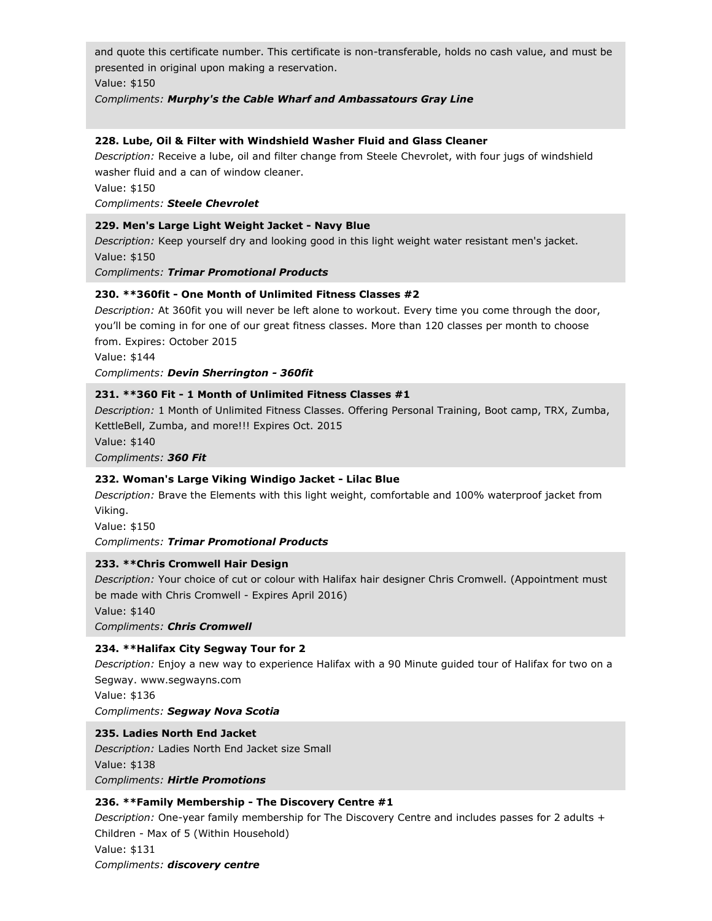and quote this certificate number. This certificate is non-transferable, holds no cash value, and must be presented in original upon making a reservation.
Value: $150
*Compliments:* ***Murphy's the Cable Wharf and Ambassatours Gray Line***

**228. Lube, Oil & Filter with Windshield Washer Fluid and Glass Cleaner**
*Description:* Receive a lube, oil and filter change from Steele Chevrolet, with four jugs of windshield washer fluid and a can of window cleaner.
Value: $150
*Compliments:* ***Steele Chevrolet***

**229. Men's Large Light Weight Jacket - Navy Blue**
*Description:* Keep yourself dry and looking good in this light weight water resistant men's jacket.
Value: $150
*Compliments:* ***Trimar Promotional Products***

**230. **360fit - One Month of Unlimited Fitness Classes #2**
*Description:* At 360fit you will never be left alone to workout. Every time you come through the door, you'll be coming in for one of our great fitness classes. More than 120 classes per month to choose from. Expires: October 2015
Value: $144
*Compliments:* ***Devin Sherrington - 360fit***

**231. **360 Fit - 1 Month of Unlimited Fitness Classes #1**
*Description:* 1 Month of Unlimited Fitness Classes. Offering Personal Training, Boot camp, TRX, Zumba, KettleBell, Zumba, and more!!! Expires Oct. 2015
Value: $140
*Compliments:* ***360 Fit***

**232. Woman's Large Viking Windigo Jacket - Lilac Blue**
*Description:* Brave the Elements with this light weight, comfortable and 100% waterproof jacket from Viking.
Value: $150
*Compliments:* ***Trimar Promotional Products***

**233. **Chris Cromwell Hair Design**
*Description:* Your choice of cut or colour with Halifax hair designer Chris Cromwell. (Appointment must be made with Chris Cromwell - Expires April 2016)
Value: $140
*Compliments:* ***Chris Cromwell***

**234. **Halifax City Segway Tour for 2**
*Description:* Enjoy a new way to experience Halifax with a 90 Minute guided tour of Halifax for two on a Segway. www.segwayns.com
Value: $136
*Compliments:* ***Segway Nova Scotia***

**235. Ladies North End Jacket**
*Description:* Ladies North End Jacket size Small
Value: $138
*Compliments:* ***Hirtle Promotions***

**236. **Family Membership - The Discovery Centre #1**
*Description:* One-year family membership for The Discovery Centre and includes passes for 2 adults + Children - Max of 5 (Within Household)
Value: $131
*Compliments:* ***discovery centre***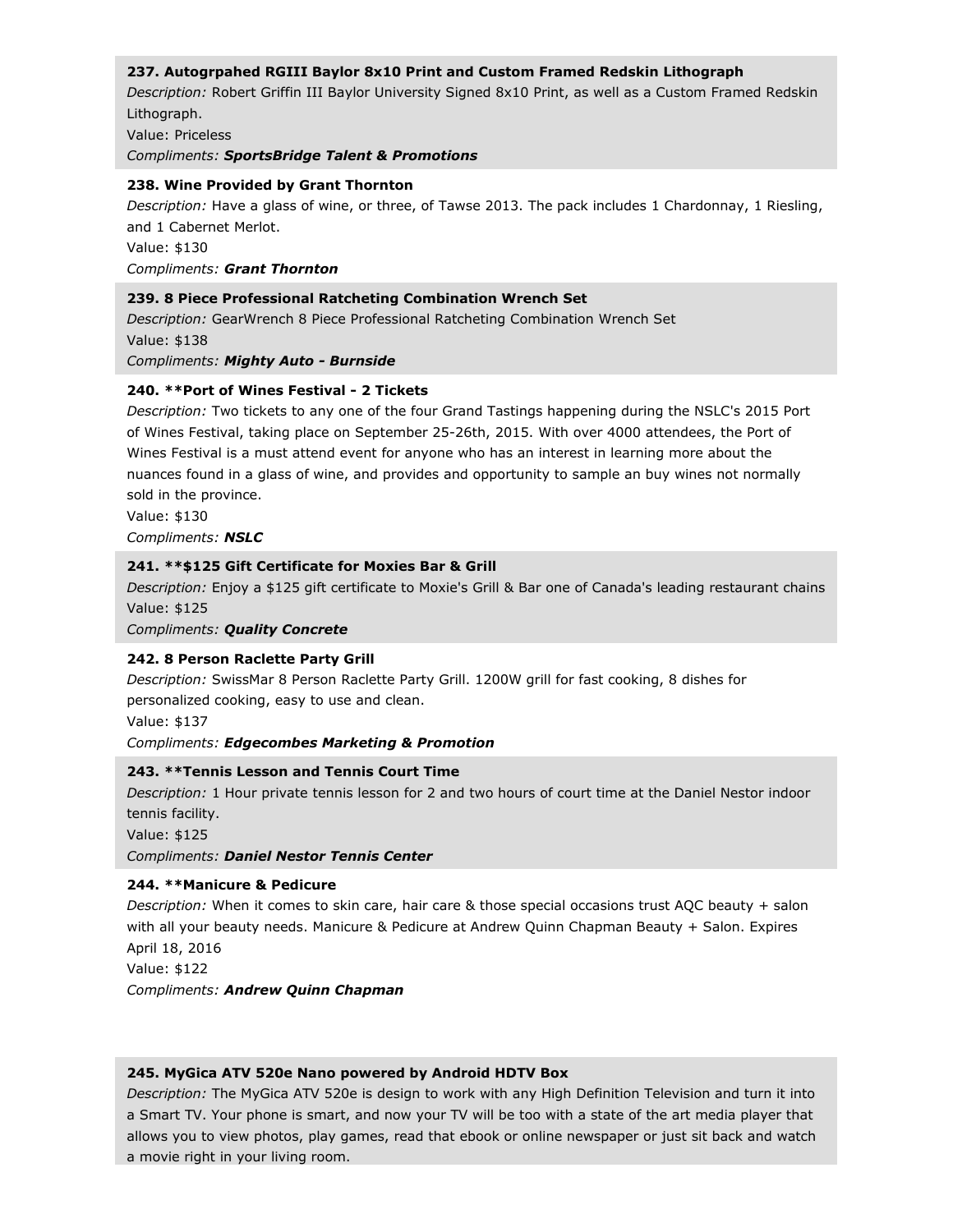**237. Autogrpahed RGIII Baylor 8x10 Print and Custom Framed Redskin Lithograph**

*Description:* Robert Griffin III Baylor University Signed 8x10 Print, as well as a Custom Framed Redskin Lithograph.

Value: Priceless

*Compliments:* ***SportsBridge Talent & Promotions***

**238. Wine Provided by Grant Thornton**

*Description:* Have a glass of wine, or three, of Tawse 2013. The pack includes 1 Chardonnay, 1 Riesling, and 1 Cabernet Merlot.

Value: $130

*Compliments:* ***Grant Thornton***

**239. 8 Piece Professional Ratcheting Combination Wrench Set**

*Description:* GearWrench 8 Piece Professional Ratcheting Combination Wrench Set

Value: $138

*Compliments:* ***Mighty Auto - Burnside***

**240. **Port of Wines Festival - 2 Tickets**

*Description:* Two tickets to any one of the four Grand Tastings happening during the NSLC's 2015 Port of Wines Festival, taking place on September 25-26th, 2015. With over 4000 attendees, the Port of Wines Festival is a must attend event for anyone who has an interest in learning more about the nuances found in a glass of wine, and provides and opportunity to sample an buy wines not normally sold in the province.

Value: $130

*Compliments:* ***NSLC***

**241. **$125 Gift Certificate for Moxies Bar & Grill**

*Description:* Enjoy a $125 gift certificate to Moxie's Grill & Bar one of Canada's leading restaurant chains

Value: $125

*Compliments:* ***Quality Concrete***

**242. 8 Person Raclette Party Grill**

*Description:* SwissMar 8 Person Raclette Party Grill. 1200W grill for fast cooking, 8 dishes for personalized cooking, easy to use and clean.

Value: $137

*Compliments:* ***Edgecombes Marketing & Promotion***

**243. **Tennis Lesson and Tennis Court Time**

*Description:* 1 Hour private tennis lesson for 2 and two hours of court time at the Daniel Nestor indoor tennis facility.

Value: $125

*Compliments:* ***Daniel Nestor Tennis Center***

**244. **Manicure & Pedicure**

*Description:* When it comes to skin care, hair care & those special occasions trust AQC beauty + salon with all your beauty needs. Manicure & Pedicure at Andrew Quinn Chapman Beauty + Salon. Expires April 18, 2016

Value: $122

*Compliments:* ***Andrew Quinn Chapman***

**245. MyGica ATV 520e Nano powered by Android HDTV Box**

*Description:* The MyGica ATV 520e is design to work with any High Definition Television and turn it into a Smart TV. Your phone is smart, and now your TV will be too with a state of the art media player that allows you to view photos, play games, read that ebook or online newspaper or just sit back and watch a movie right in your living room.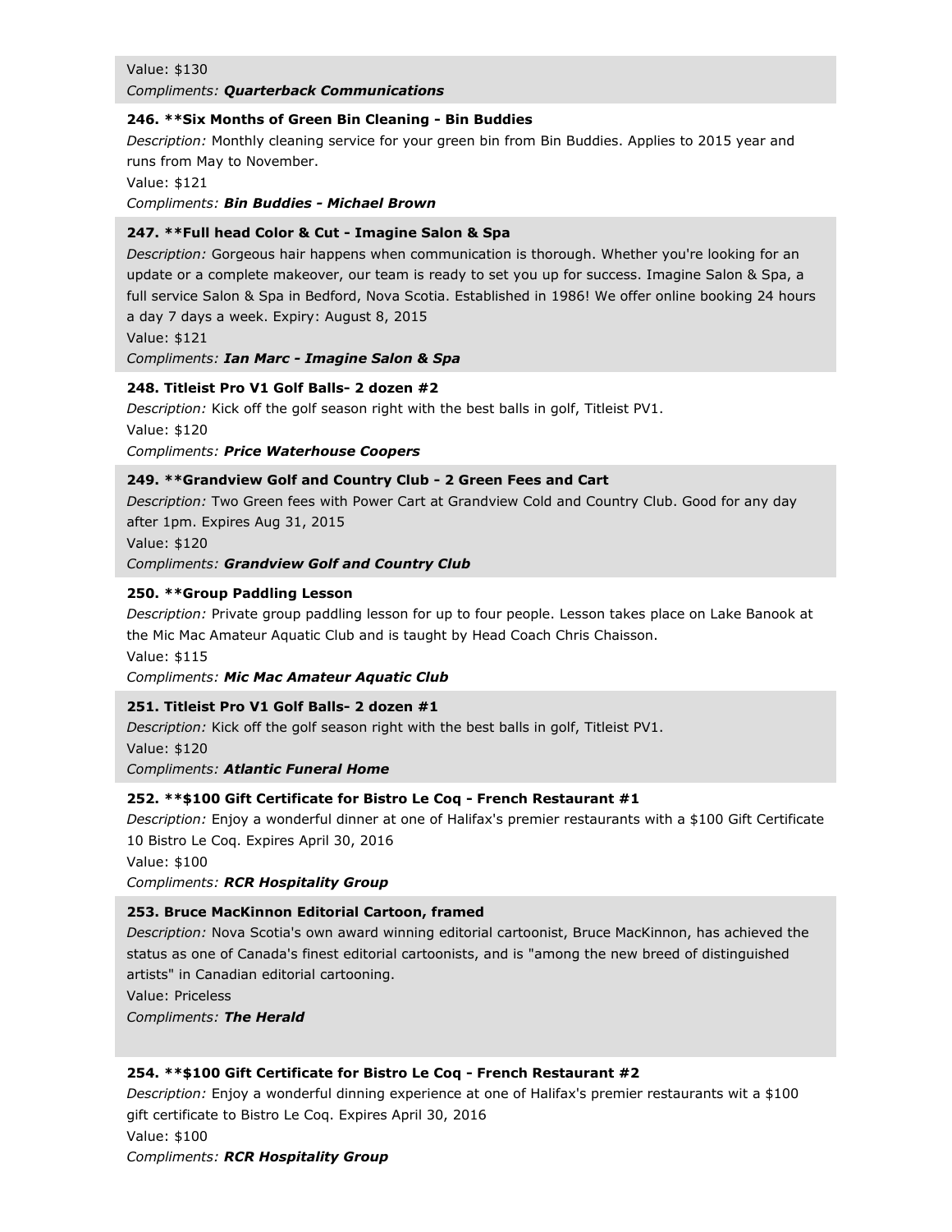Value: $130

*Compliments:* ***Quarterback Communications***

**246. **Six Months of Green Bin Cleaning - Bin Buddies**

*Description:* Monthly cleaning service for your green bin from Bin Buddies. Applies to 2015 year and runs from May to November.

Value: $121

*Compliments:* ***Bin Buddies - Michael Brown***

**247. **Full head Color & Cut - Imagine Salon & Spa**

*Description:* Gorgeous hair happens when communication is thorough. Whether you're looking for an update or a complete makeover, our team is ready to set you up for success. Imagine Salon & Spa, a full service Salon & Spa in Bedford, Nova Scotia. Established in 1986! We offer online booking 24 hours a day 7 days a week. Expiry: August 8, 2015

Value: $121

*Compliments:* ***Ian Marc - Imagine Salon & Spa***

**248. Titleist Pro V1 Golf Balls- 2 dozen #2**

*Description:* Kick off the golf season right with the best balls in golf, Titleist PV1.

Value: $120

*Compliments:* ***Price Waterhouse Coopers***

**249. **Grandview Golf and Country Club - 2 Green Fees and Cart**

*Description:* Two Green fees with Power Cart at Grandview Cold and Country Club. Good for any day after 1pm. Expires Aug 31, 2015

Value: $120

*Compliments:* ***Grandview Golf and Country Club***

**250. **Group Paddling Lesson**

*Description:* Private group paddling lesson for up to four people. Lesson takes place on Lake Banook at the Mic Mac Amateur Aquatic Club and is taught by Head Coach Chris Chaisson.

Value: $115

*Compliments:* ***Mic Mac Amateur Aquatic Club***

**251. Titleist Pro V1 Golf Balls- 2 dozen #1**

*Description:* Kick off the golf season right with the best balls in golf, Titleist PV1.

Value: $120

*Compliments:* ***Atlantic Funeral Home***

**252. **$100 Gift Certificate for Bistro Le Coq - French Restaurant #1**

*Description:* Enjoy a wonderful dinner at one of Halifax's premier restaurants with a $100 Gift Certificate 10 Bistro Le Coq. Expires April 30, 2016

Value: $100

*Compliments:* ***RCR Hospitality Group***

**253. Bruce MacKinnon Editorial Cartoon, framed**

*Description:* Nova Scotia's own award winning editorial cartoonist, Bruce MacKinnon, has achieved the status as one of Canada's finest editorial cartoonists, and is "among the new breed of distinguished artists" in Canadian editorial cartooning.

Value: Priceless

*Compliments:* ***The Herald***

**254. **$100 Gift Certificate for Bistro Le Coq - French Restaurant #2**

*Description:* Enjoy a wonderful dinning experience at one of Halifax's premier restaurants wit a $100 gift certificate to Bistro Le Coq. Expires April 30, 2016

Value: $100

*Compliments:* ***RCR Hospitality Group***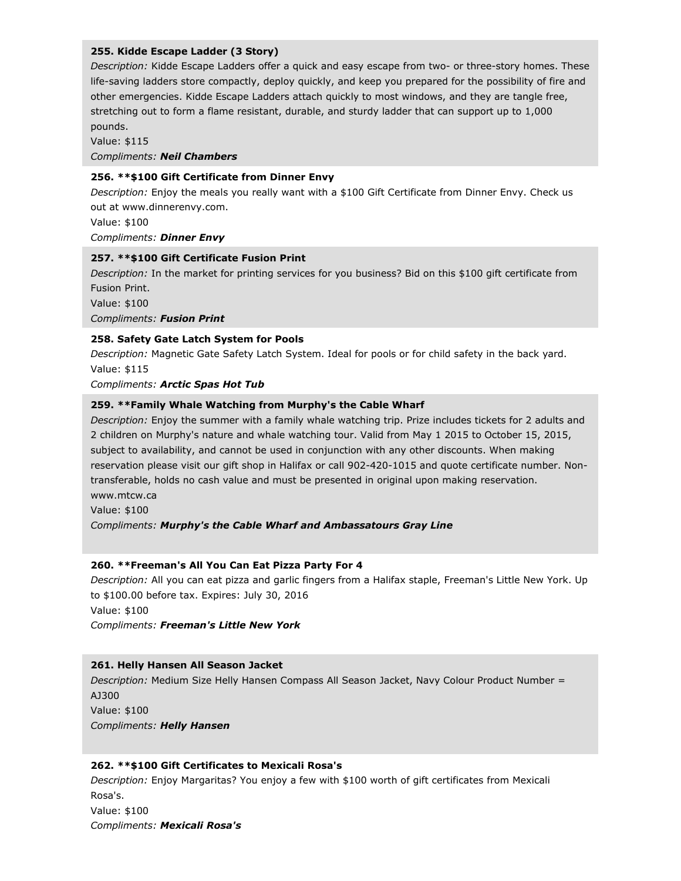**255. Kidde Escape Ladder (3 Story)**
*Description:* Kidde Escape Ladders offer a quick and easy escape from two- or three-story homes. These life-saving ladders store compactly, deploy quickly, and keep you prepared for the possibility of fire and other emergencies. Kidde Escape Ladders attach quickly to most windows, and they are tangle free, stretching out to form a flame resistant, durable, and sturdy ladder that can support up to 1,000 pounds.
Value: $115
*Compliments:* ***Neil Chambers***

**256. **$100 Gift Certificate from Dinner Envy**
*Description:* Enjoy the meals you really want with a $100 Gift Certificate from Dinner Envy. Check us out at www.dinnerenvy.com.
Value: $100
*Compliments:* ***Dinner Envy***

**257. **$100 Gift Certificate Fusion Print**
*Description:* In the market for printing services for you business? Bid on this $100 gift certificate from Fusion Print.
Value: $100
*Compliments:* ***Fusion Print***

**258. Safety Gate Latch System for Pools**
*Description:* Magnetic Gate Safety Latch System. Ideal for pools or for child safety in the back yard.
Value: $115
*Compliments:* ***Arctic Spas Hot Tub***

**259. **Family Whale Watching from Murphy's the Cable Wharf**
*Description:* Enjoy the summer with a family whale watching trip. Prize includes tickets for 2 adults and 2 children on Murphy's nature and whale watching tour. Valid from May 1 2015 to October 15, 2015, subject to availability, and cannot be used in conjunction with any other discounts. When making reservation please visit our gift shop in Halifax or call 902-420-1015 and quote certificate number. Non-transferable, holds no cash value and must be presented in original upon making reservation. www.mtcw.ca
Value: $100
*Compliments:* ***Murphy's the Cable Wharf and Ambassatours Gray Line***

**260. **Freeman's All You Can Eat Pizza Party For 4**
*Description:* All you can eat pizza and garlic fingers from a Halifax staple, Freeman's Little New York. Up to $100.00 before tax. Expires: July 30, 2016
Value: $100
*Compliments:* ***Freeman's Little New York***

**261. Helly Hansen All Season Jacket**
*Description:* Medium Size Helly Hansen Compass All Season Jacket, Navy Colour Product Number = AJ300
Value: $100
*Compliments:* ***Helly Hansen***

**262. **$100 Gift Certificates to Mexicali Rosa's**
*Description:* Enjoy Margaritas? You enjoy a few with $100 worth of gift certificates from Mexicali Rosa's.
Value: $100
*Compliments:* ***Mexicali Rosa's***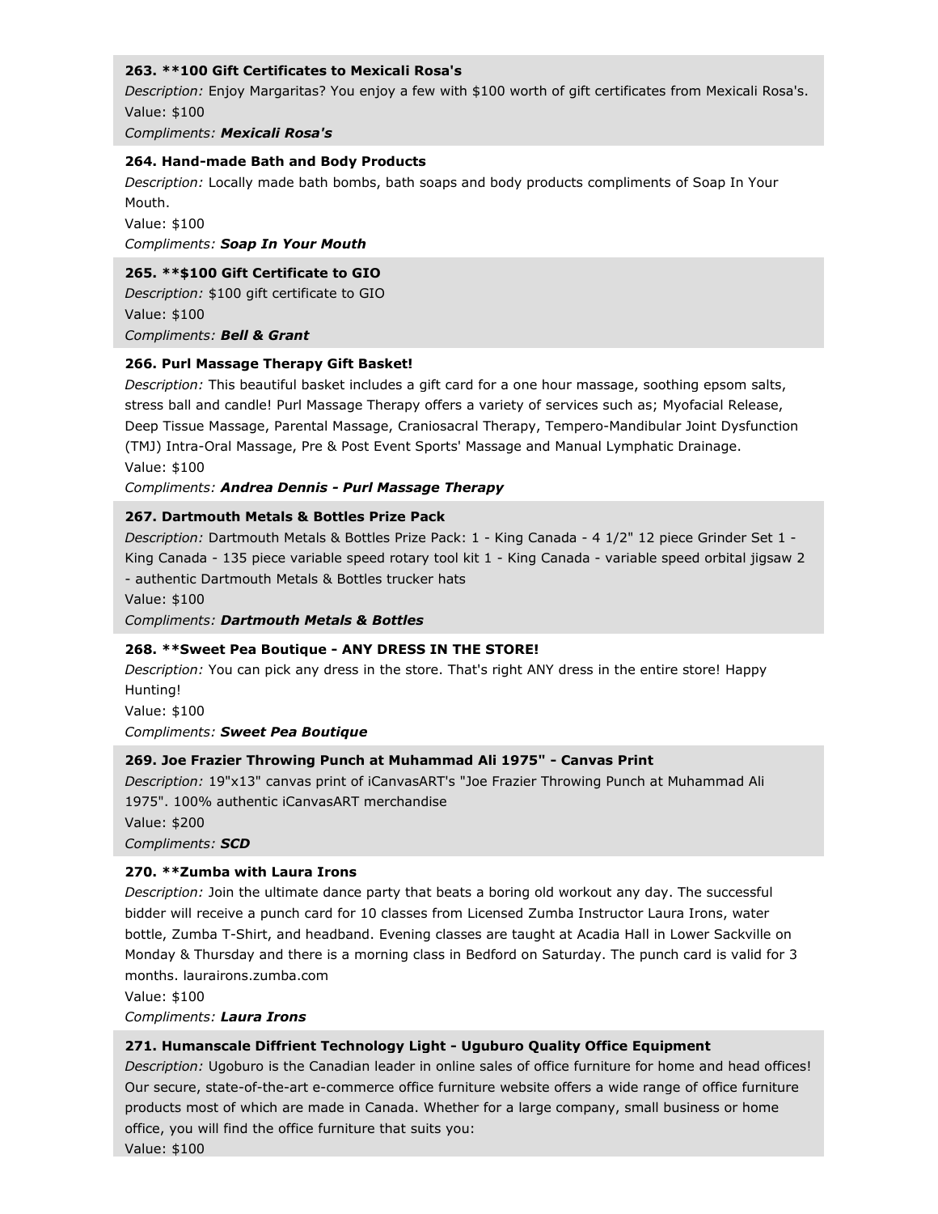### 263. **100 Gift Certificates to Mexicali Rosa's

*Description:* Enjoy Margaritas? You enjoy a few with $100 worth of gift certificates from Mexicali Rosa's.

Value: $100

*Compliments:* ***Mexicali Rosa's***

### 264. Hand-made Bath and Body Products

*Description:* Locally made bath bombs, bath soaps and body products compliments of Soap In Your Mouth.

Value: $100

*Compliments:* ***Soap In Your Mouth***

### 265. **$100 Gift Certificate to GIO

*Description:* $100 gift certificate to GIO

Value: $100

*Compliments:* ***Bell & Grant***

### 266. Purl Massage Therapy Gift Basket!

*Description:* This beautiful basket includes a gift card for a one hour massage, soothing epsom salts, stress ball and candle! Purl Massage Therapy offers a variety of services such as; Myofacial Release, Deep Tissue Massage, Parental Massage, Craniosacral Therapy, Tempero-Mandibular Joint Dysfunction (TMJ) Intra-Oral Massage, Pre & Post Event Sports' Massage and Manual Lymphatic Drainage.

Value: $100

*Compliments:* ***Andrea Dennis - Purl Massage Therapy***

### 267. Dartmouth Metals & Bottles Prize Pack

*Description:* Dartmouth Metals & Bottles Prize Pack: 1 - King Canada - 4 1/2" 12 piece Grinder Set 1 - King Canada - 135 piece variable speed rotary tool kit 1 - King Canada - variable speed orbital jigsaw 2 - authentic Dartmouth Metals & Bottles trucker hats

Value: $100

*Compliments:* ***Dartmouth Metals & Bottles***

### 268. **Sweet Pea Boutique - ANY DRESS IN THE STORE!

*Description:* You can pick any dress in the store. That's right ANY dress in the entire store! Happy Hunting!

Value: $100

*Compliments:* ***Sweet Pea Boutique***

### 269. Joe Frazier Throwing Punch at Muhammad Ali 1975" - Canvas Print

*Description:* 19"x13" canvas print of iCanvasART's "Joe Frazier Throwing Punch at Muhammad Ali 1975". 100% authentic iCanvasART merchandise

Value: $200

*Compliments:* ***SCD***

### 270. **Zumba with Laura Irons

*Description:* Join the ultimate dance party that beats a boring old workout any day. The successful bidder will receive a punch card for 10 classes from Licensed Zumba Instructor Laura Irons, water bottle, Zumba T-Shirt, and headband. Evening classes are taught at Acadia Hall in Lower Sackville on Monday & Thursday and there is a morning class in Bedford on Saturday. The punch card is valid for 3 months. laurairons.zumba.com

Value: $100

*Compliments:* ***Laura Irons***

### 271. Humanscale Diffrient Technology Light - Uguburo Quality Office Equipment

*Description:* Ugoburo is the Canadian leader in online sales of office furniture for home and head offices! Our secure, state-of-the-art e-commerce office furniture website offers a wide range of office furniture products most of which are made in Canada. Whether for a large company, small business or home office, you will find the office furniture that suits you:

Value: $100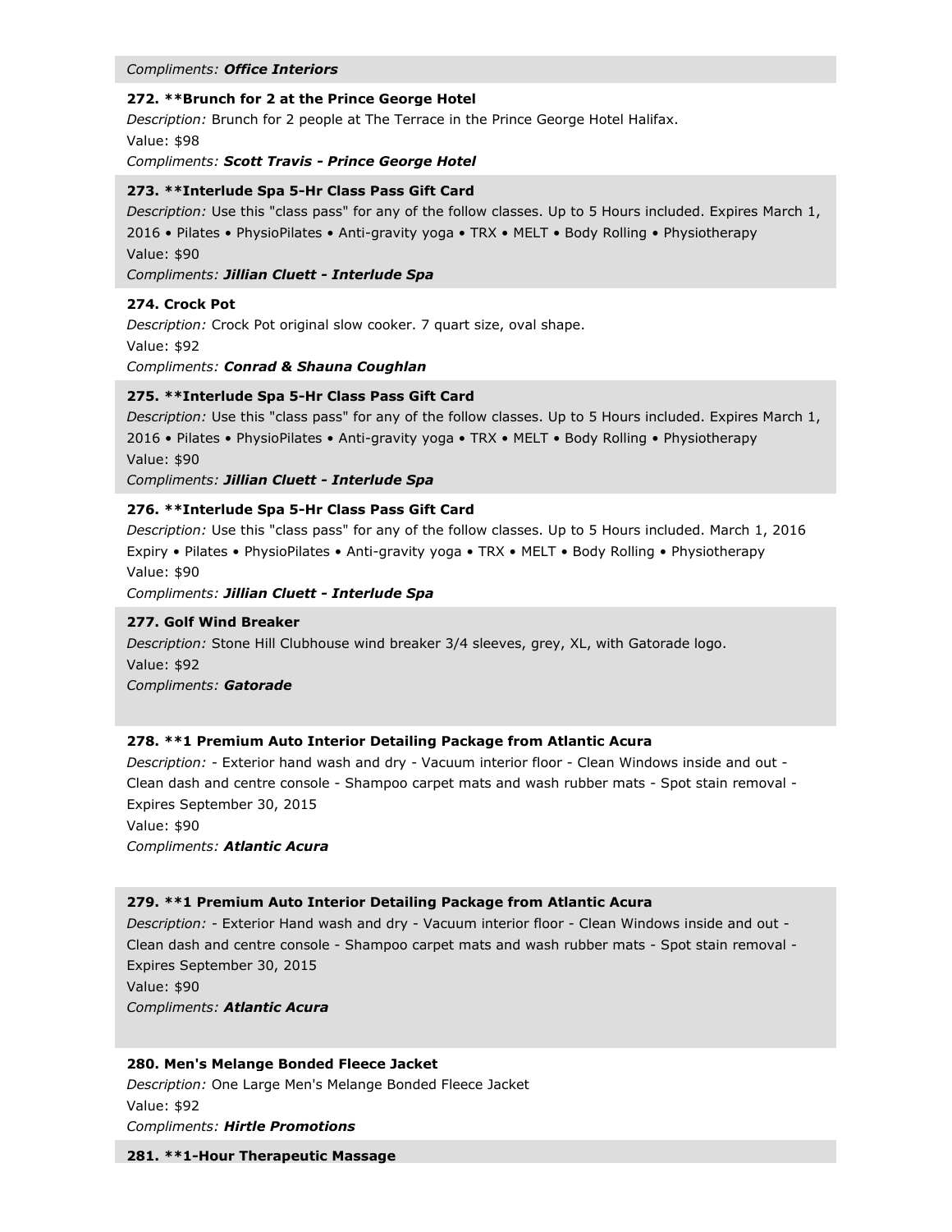*Compliments:* ***Office Interiors***

**272. **Brunch for 2 at the Prince George Hotel**
*Description:* Brunch for 2 people at The Terrace in the Prince George Hotel Halifax.
Value: $98
*Compliments:* ***Scott Travis - Prince George Hotel***

**273. **Interlude Spa 5-Hr Class Pass Gift Card**
*Description:* Use this "class pass" for any of the follow classes. Up to 5 Hours included. Expires March 1, 2016 • Pilates • PhysioPilates • Anti-gravity yoga • TRX • MELT • Body Rolling • Physiotherapy
Value: $90
*Compliments:* ***Jillian Cluett - Interlude Spa***

**274. Crock Pot**
*Description:* Crock Pot original slow cooker. 7 quart size, oval shape.
Value: $92
*Compliments:* ***Conrad & Shauna Coughlan***

**275. **Interlude Spa 5-Hr Class Pass Gift Card**
*Description:* Use this "class pass" for any of the follow classes. Up to 5 Hours included. Expires March 1, 2016 • Pilates • PhysioPilates • Anti-gravity yoga • TRX • MELT • Body Rolling • Physiotherapy
Value: $90
*Compliments:* ***Jillian Cluett - Interlude Spa***

**276. **Interlude Spa 5-Hr Class Pass Gift Card**
*Description:* Use this "class pass" for any of the follow classes. Up to 5 Hours included. March 1, 2016 Expiry • Pilates • PhysioPilates • Anti-gravity yoga • TRX • MELT • Body Rolling • Physiotherapy
Value: $90
*Compliments:* ***Jillian Cluett - Interlude Spa***

**277. Golf Wind Breaker**
*Description:* Stone Hill Clubhouse wind breaker 3/4 sleeves, grey, XL, with Gatorade logo.
Value: $92
*Compliments:* ***Gatorade***

**278. **1 Premium Auto Interior Detailing Package from Atlantic Acura**
*Description:* - Exterior hand wash and dry - Vacuum interior floor - Clean Windows inside and out - Clean dash and centre console - Shampoo carpet mats and wash rubber mats - Spot stain removal - Expires September 30, 2015
Value: $90
*Compliments:* ***Atlantic Acura***

**279. **1 Premium Auto Interior Detailing Package from Atlantic Acura**
*Description:* - Exterior Hand wash and dry - Vacuum interior floor - Clean Windows inside and out - Clean dash and centre console - Shampoo carpet mats and wash rubber mats - Spot stain removal - Expires September 30, 2015
Value: $90
*Compliments:* ***Atlantic Acura***

**280. Men's Melange Bonded Fleece Jacket**
*Description:* One Large Men's Melange Bonded Fleece Jacket
Value: $92
*Compliments:* ***Hirtle Promotions***

**281. **1-Hour Therapeutic Massage**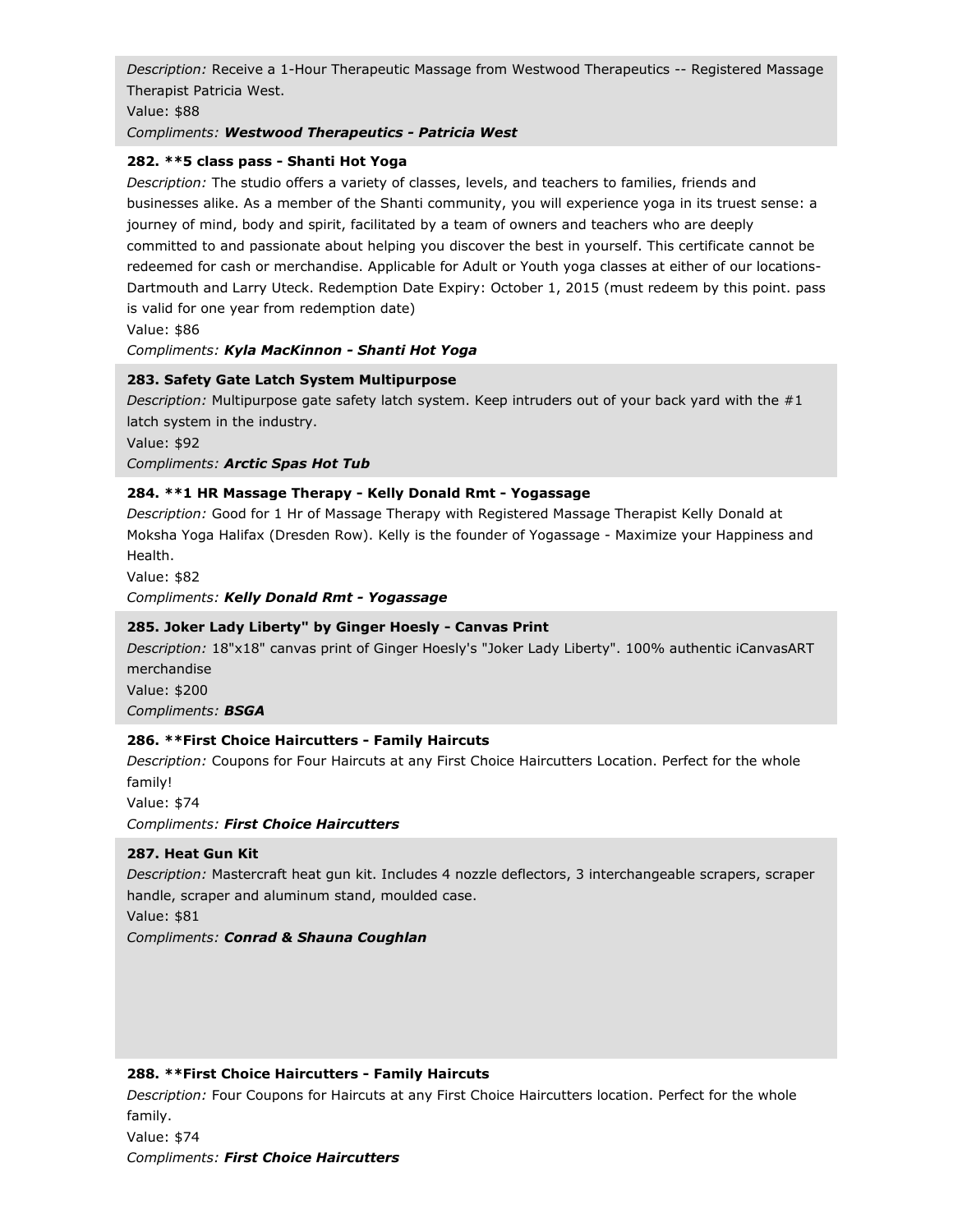*Description:* Receive a 1-Hour Therapeutic Massage from Westwood Therapeutics -- Registered Massage Therapist Patricia West.
Value: $88
*Compliments:* ***Westwood Therapeutics - Patricia West***

**282. **5 class pass - Shanti Hot Yoga**
*Description:* The studio offers a variety of classes, levels, and teachers to families, friends and businesses alike. As a member of the Shanti community, you will experience yoga in its truest sense: a journey of mind, body and spirit, facilitated by a team of owners and teachers who are deeply committed to and passionate about helping you discover the best in yourself. This certificate cannot be redeemed for cash or merchandise. Applicable for Adult or Youth yoga classes at either of our locations- Dartmouth and Larry Uteck. Redemption Date Expiry: October 1, 2015 (must redeem by this point. pass is valid for one year from redemption date)
Value: $86
*Compliments:* ***Kyla MacKinnon - Shanti Hot Yoga***

**283. Safety Gate Latch System Multipurpose**
*Description:* Multipurpose gate safety latch system. Keep intruders out of your back yard with the #1 latch system in the industry.
Value: $92
*Compliments:* ***Arctic Spas Hot Tub***

**284. **1 HR Massage Therapy - Kelly Donald Rmt - Yogassage**
*Description:* Good for 1 Hr of Massage Therapy with Registered Massage Therapist Kelly Donald at Moksha Yoga Halifax (Dresden Row). Kelly is the founder of Yogassage - Maximize your Happiness and Health.
Value: $82
*Compliments:* ***Kelly Donald Rmt - Yogassage***

**285. Joker Lady Liberty" by Ginger Hoesly - Canvas Print**
*Description:* 18"x18" canvas print of Ginger Hoesly's "Joker Lady Liberty". 100% authentic iCanvasART merchandise
Value: $200
*Compliments:* ***BSGA***

**286. **First Choice Haircutters - Family Haircuts**
*Description:* Coupons for Four Haircuts at any First Choice Haircutters Location. Perfect for the whole family!
Value: $74
*Compliments:* ***First Choice Haircutters***

**287. Heat Gun Kit**
*Description:* Mastercraft heat gun kit. Includes 4 nozzle deflectors, 3 interchangeable scrapers, scraper handle, scraper and aluminum stand, moulded case.
Value: $81
*Compliments:* ***Conrad & Shauna Coughlan***

**288. **First Choice Haircutters - Family Haircuts**
*Description:* Four Coupons for Haircuts at any First Choice Haircutters location. Perfect for the whole family.
Value: $74
*Compliments:* ***First Choice Haircutters***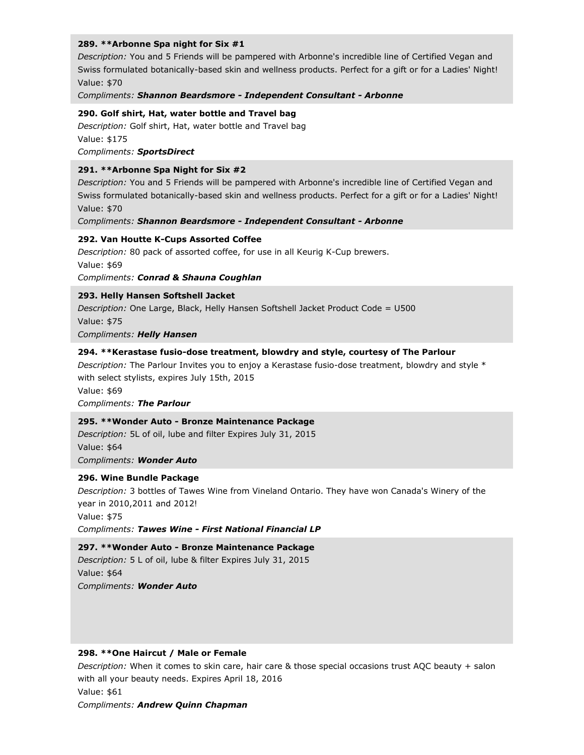**289. **Arbonne Spa night for Six #1**

*Description:* You and 5 Friends will be pampered with Arbonne's incredible line of Certified Vegan and Swiss formulated botanically-based skin and wellness products. Perfect for a gift or for a Ladies' Night!

Value: $70

*Compliments:* ***Shannon Beardsmore - Independent Consultant - Arbonne***

**290. Golf shirt, Hat, water bottle and Travel bag**

*Description:* Golf shirt, Hat, water bottle and Travel bag

Value: $175

*Compliments:* ***SportsDirect***

**291. **Arbonne Spa Night for Six #2**

*Description:* You and 5 Friends will be pampered with Arbonne's incredible line of Certified Vegan and Swiss formulated botanically-based skin and wellness products. Perfect for a gift or for a Ladies' Night!

Value: $70

*Compliments:* ***Shannon Beardsmore - Independent Consultant - Arbonne***

**292. Van Houtte K-Cups Assorted Coffee**

*Description:* 80 pack of assorted coffee, for use in all Keurig K-Cup brewers.

Value: $69

*Compliments:* ***Conrad & Shauna Coughlan***

**293. Helly Hansen Softshell Jacket**

*Description:* One Large, Black, Helly Hansen Softshell Jacket Product Code = U500

Value: $75

*Compliments:* ***Helly Hansen***

**294. **Kerastase fusio-dose treatment, blowdry and style, courtesy of The Parlour**

*Description:* The Parlour Invites you to enjoy a Kerastase fusio-dose treatment, blowdry and style * with select stylists, expires July 15th, 2015

Value: $69

*Compliments:* ***The Parlour***

**295. **Wonder Auto - Bronze Maintenance Package**

*Description:* 5L of oil, lube and filter Expires July 31, 2015

Value: $64

*Compliments:* ***Wonder Auto***

**296. Wine Bundle Package**

*Description:* 3 bottles of Tawes Wine from Vineland Ontario. They have won Canada's Winery of the year in 2010,2011 and 2012!

Value: $75

*Compliments:* ***Tawes Wine - First National Financial LP***

**297. **Wonder Auto - Bronze Maintenance Package**

*Description:* 5 L of oil, lube & filter Expires July 31, 2015

Value: $64

*Compliments:* ***Wonder Auto***

**298. **One Haircut / Male or Female**

*Description:* When it comes to skin care, hair care & those special occasions trust AQC beauty + salon with all your beauty needs. Expires April 18, 2016

Value: $61

*Compliments:* ***Andrew Quinn Chapman***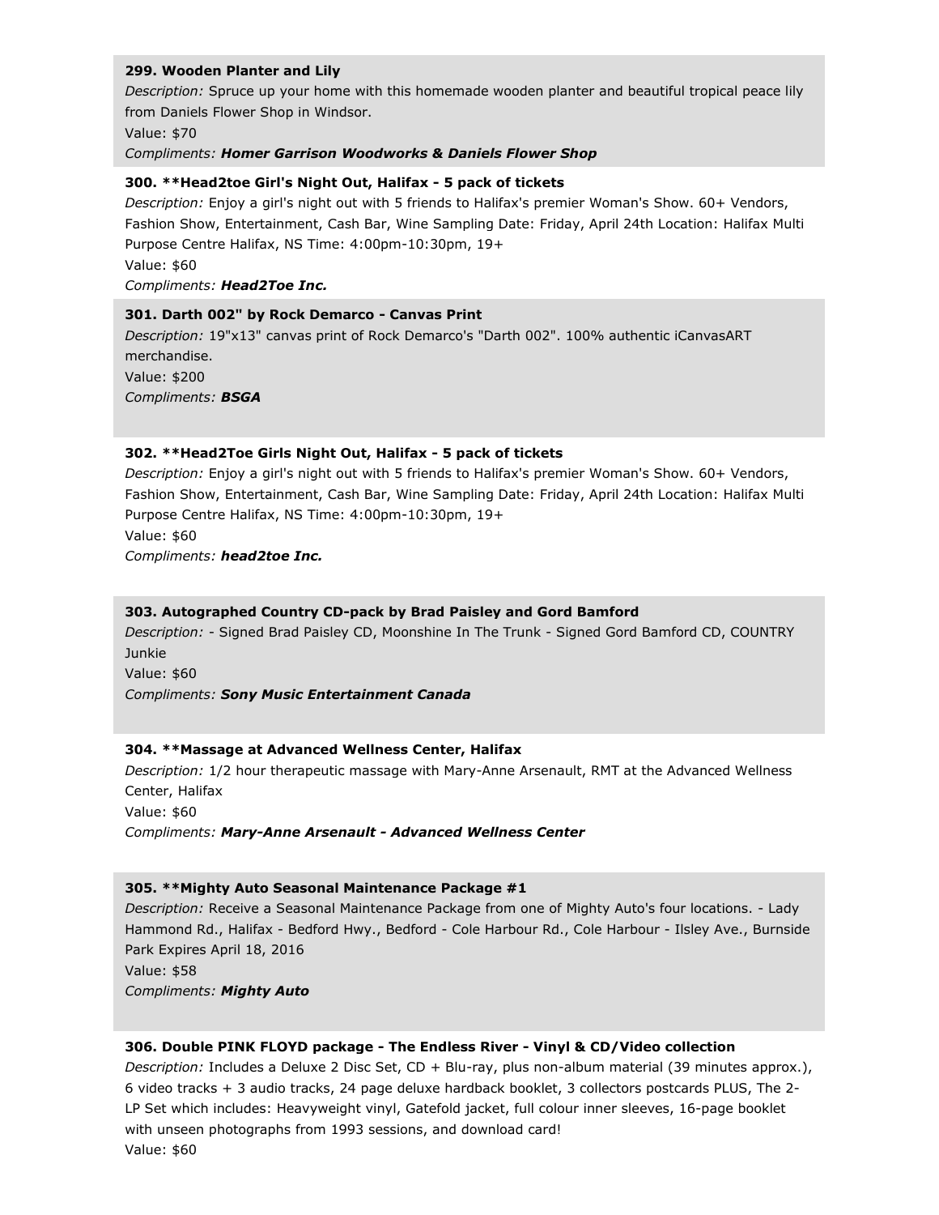**299. Wooden Planter and Lily**
*Description:* Spruce up your home with this homemade wooden planter and beautiful tropical peace lily from Daniels Flower Shop in Windsor.
Value: $70
*Compliments:* ***Homer Garrison Woodworks & Daniels Flower Shop***

**300. **Head2toe Girl's Night Out, Halifax - 5 pack of tickets**
*Description:* Enjoy a girl's night out with 5 friends to Halifax's premier Woman's Show. 60+ Vendors, Fashion Show, Entertainment, Cash Bar, Wine Sampling Date: Friday, April 24th Location: Halifax Multi Purpose Centre Halifax, NS Time: 4:00pm-10:30pm, 19+
Value: $60
*Compliments:* ***Head2Toe Inc.***

**301. Darth 002" by Rock Demarco - Canvas Print**
*Description:* 19"x13" canvas print of Rock Demarco's "Darth 002". 100% authentic iCanvasART merchandise.
Value: $200
*Compliments:* ***BSGA***

**302. **Head2Toe Girls Night Out, Halifax - 5 pack of tickets**
*Description:* Enjoy a girl's night out with 5 friends to Halifax's premier Woman's Show. 60+ Vendors, Fashion Show, Entertainment, Cash Bar, Wine Sampling Date: Friday, April 24th Location: Halifax Multi Purpose Centre Halifax, NS Time: 4:00pm-10:30pm, 19+
Value: $60
*Compliments:* ***head2toe Inc.***

**303. Autographed Country CD-pack by Brad Paisley and Gord Bamford**
*Description:* - Signed Brad Paisley CD, Moonshine In The Trunk - Signed Gord Bamford CD, COUNTRY Junkie
Value: $60
*Compliments:* ***Sony Music Entertainment Canada***

**304. **Massage at Advanced Wellness Center, Halifax**
*Description:* 1/2 hour therapeutic massage with Mary-Anne Arsenault, RMT at the Advanced Wellness Center, Halifax
Value: $60
*Compliments:* ***Mary-Anne Arsenault - Advanced Wellness Center***

**305. **Mighty Auto Seasonal Maintenance Package #1**
*Description:* Receive a Seasonal Maintenance Package from one of Mighty Auto's four locations. - Lady Hammond Rd., Halifax - Bedford Hwy., Bedford - Cole Harbour Rd., Cole Harbour - Ilsley Ave., Burnside Park Expires April 18, 2016
Value: $58
*Compliments:* ***Mighty Auto***

**306. Double PINK FLOYD package - The Endless River - Vinyl & CD/Video collection**
*Description:* Includes a Deluxe 2 Disc Set, CD + Blu-ray, plus non-album material (39 minutes approx.), 6 video tracks + 3 audio tracks, 24 page deluxe hardback booklet, 3 collectors postcards PLUS, The 2-LP Set which includes: Heavyweight vinyl, Gatefold jacket, full colour inner sleeves, 16-page booklet with unseen photographs from 1993 sessions, and download card!
Value: $60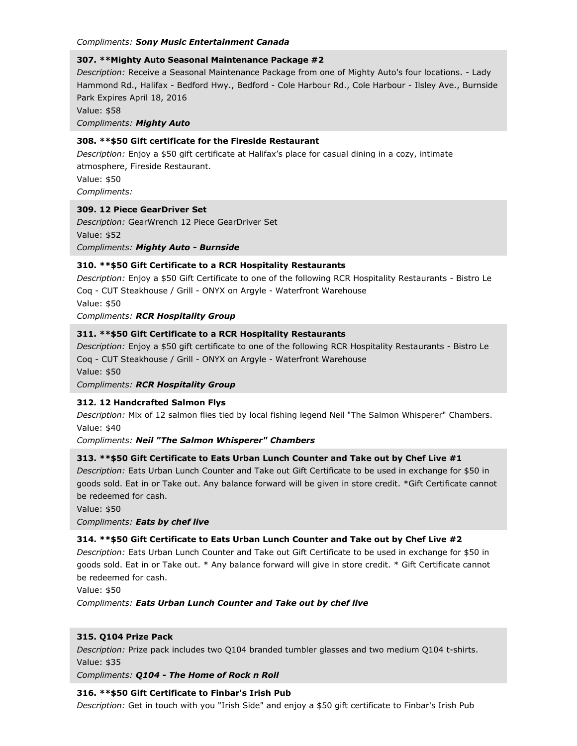*Compliments:* ***Sony Music Entertainment Canada***

**307. **Mighty Auto Seasonal Maintenance Package #2**

*Description:* Receive a Seasonal Maintenance Package from one of Mighty Auto's four locations. - Lady Hammond Rd., Halifax - Bedford Hwy., Bedford - Cole Harbour Rd., Cole Harbour - Ilsley Ave., Burnside Park Expires April 18, 2016

Value: $58

*Compliments:* ***Mighty Auto***

**308. **$50 Gift certificate for the Fireside Restaurant**

*Description:* Enjoy a $50 gift certificate at Halifax's place for casual dining in a cozy, intimate atmosphere, Fireside Restaurant.

Value: $50

*Compliments:*

**309. 12 Piece GearDriver Set**

*Description:* GearWrench 12 Piece GearDriver Set

Value: $52

*Compliments:* ***Mighty Auto - Burnside***

**310. **$50 Gift Certificate to a RCR Hospitality Restaurants**

*Description:* Enjoy a $50 Gift Certificate to one of the following RCR Hospitality Restaurants - Bistro Le Coq - CUT Steakhouse / Grill - ONYX on Argyle - Waterfront Warehouse

Value: $50

*Compliments:* ***RCR Hospitality Group***

**311. **$50 Gift Certificate to a RCR Hospitality Restaurants**

*Description:* Enjoy a $50 gift certificate to one of the following RCR Hospitality Restaurants - Bistro Le Coq - CUT Steakhouse / Grill - ONYX on Argyle - Waterfront Warehouse

Value: $50

*Compliments:* ***RCR Hospitality Group***

**312. 12 Handcrafted Salmon Flys**

*Description:* Mix of 12 salmon flies tied by local fishing legend Neil "The Salmon Whisperer" Chambers.

Value: $40

*Compliments:* ***Neil "The Salmon Whisperer" Chambers***

**313. **$50 Gift Certificate to Eats Urban Lunch Counter and Take out by Chef Live #1**

*Description:* Eats Urban Lunch Counter and Take out Gift Certificate to be used in exchange for $50 in goods sold. Eat in or Take out. Any balance forward will be given in store credit. *Gift Certificate cannot be redeemed for cash.

Value: $50

*Compliments:* ***Eats by chef live***

**314. **$50 Gift Certificate to Eats Urban Lunch Counter and Take out by Chef Live #2**

*Description:* Eats Urban Lunch Counter and Take out Gift Certificate to be used in exchange for $50 in goods sold. Eat in or Take out. * Any balance forward will give in store credit. * Gift Certificate cannot be redeemed for cash.

Value: $50

*Compliments:* ***Eats Urban Lunch Counter and Take out by chef live***

**315. Q104 Prize Pack**

*Description:* Prize pack includes two Q104 branded tumbler glasses and two medium Q104 t-shirts.

Value: $35

*Compliments:* ***Q104 - The Home of Rock n Roll***

**316. **$50 Gift Certificate to Finbar's Irish Pub**

*Description:* Get in touch with you "Irish Side" and enjoy a $50 gift certificate to Finbar's Irish Pub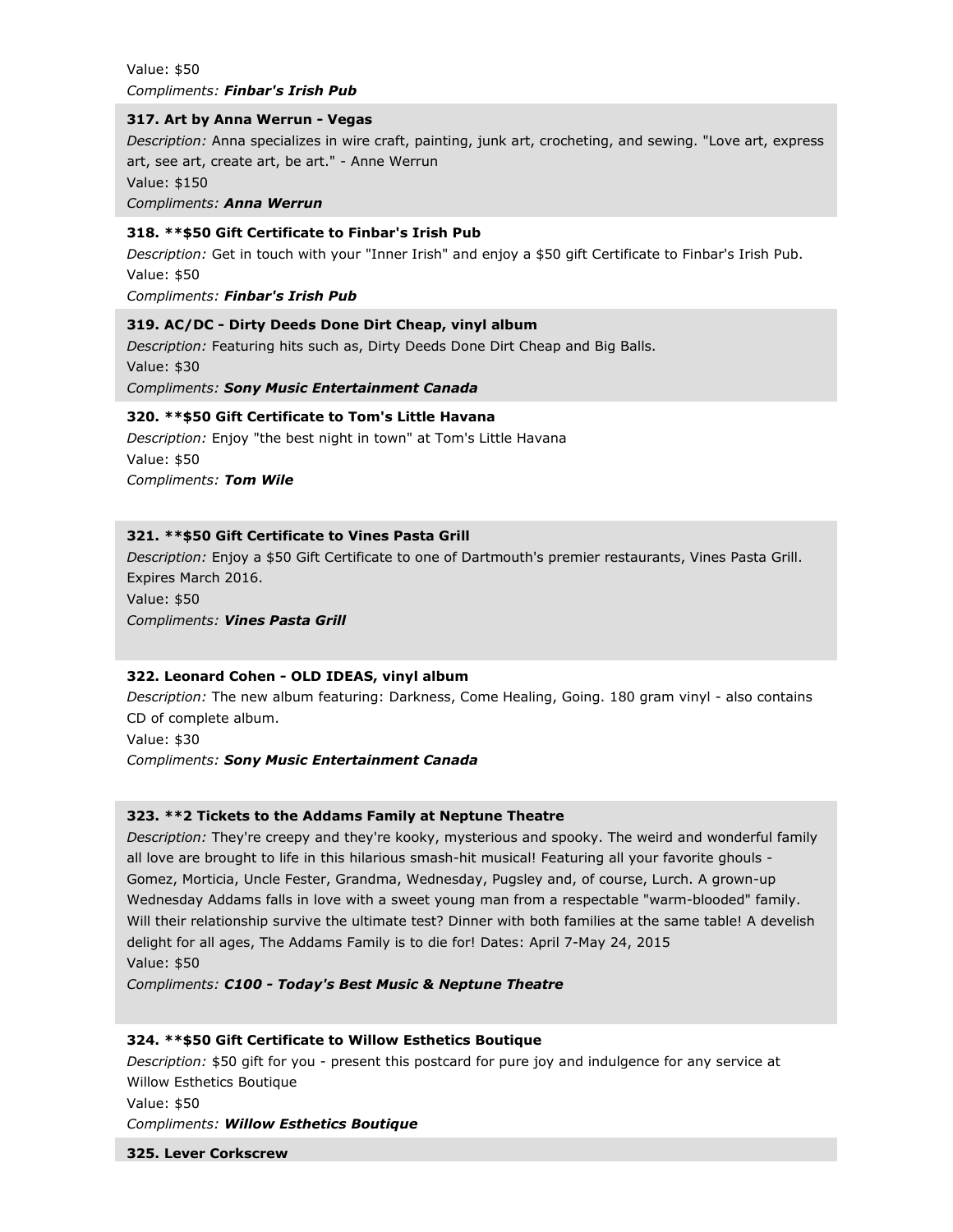Value: $50

*Compliments:* ***Finbar's Irish Pub***

**317. Art by Anna Werrun - Vegas**

*Description:* Anna specializes in wire craft, painting, junk art, crocheting, and sewing. "Love art, express art, see art, create art, be art." - Anne Werrun

Value: $150

*Compliments:* ***Anna Werrun***

**318. **$50 Gift Certificate to Finbar's Irish Pub**

*Description:* Get in touch with your "Inner Irish" and enjoy a $50 gift Certificate to Finbar's Irish Pub.

Value: $50

*Compliments:* ***Finbar's Irish Pub***

**319. AC/DC - Dirty Deeds Done Dirt Cheap, vinyl album**

*Description:* Featuring hits such as, Dirty Deeds Done Dirt Cheap and Big Balls.

Value: $30

*Compliments:* ***Sony Music Entertainment Canada***

**320. **$50 Gift Certificate to Tom's Little Havana**

*Description:* Enjoy "the best night in town" at Tom's Little Havana

Value: $50

*Compliments:* ***Tom Wile***

**321. **$50 Gift Certificate to Vines Pasta Grill**

*Description:* Enjoy a $50 Gift Certificate to one of Dartmouth's premier restaurants, Vines Pasta Grill. Expires March 2016.

Value: $50

*Compliments:* ***Vines Pasta Grill***

**322. Leonard Cohen - OLD IDEAS, vinyl album**

*Description:* The new album featuring: Darkness, Come Healing, Going. 180 gram vinyl - also contains CD of complete album.

Value: $30

*Compliments:* ***Sony Music Entertainment Canada***

**323. **2 Tickets to the Addams Family at Neptune Theatre**

*Description:* They're creepy and they're kooky, mysterious and spooky. The weird and wonderful family all love are brought to life in this hilarious smash-hit musical! Featuring all your favorite ghouls - Gomez, Morticia, Uncle Fester, Grandma, Wednesday, Pugsley and, of course, Lurch. A grown-up Wednesday Addams falls in love with a sweet young man from a respectable "warm-blooded" family. Will their relationship survive the ultimate test? Dinner with both families at the same table! A develish delight for all ages, The Addams Family is to die for! Dates: April 7-May 24, 2015

Value: $50

*Compliments:* ***C100 - Today's Best Music & Neptune Theatre***

**324. **$50 Gift Certificate to Willow Esthetics Boutique**

*Description:* $50 gift for you - present this postcard for pure joy and indulgence for any service at Willow Esthetics Boutique

Value: $50

*Compliments:* ***Willow Esthetics Boutique***

**325. Lever Corkscrew**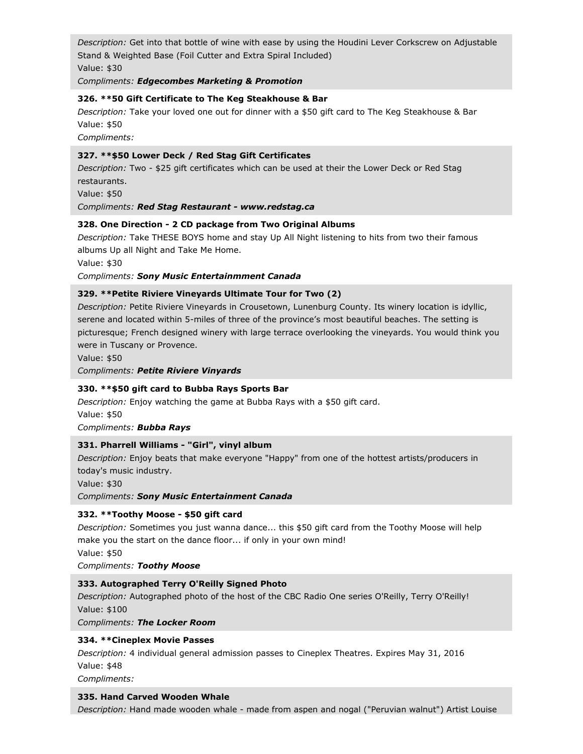*Description:* Get into that bottle of wine with ease by using the Houdini Lever Corkscrew on Adjustable Stand & Weighted Base (Foil Cutter and Extra Spiral Included)
Value: $30
*Compliments:* ***Edgecombes Marketing & Promotion***

**326. **50 Gift Certificate to The Keg Steakhouse & Bar**
*Description:* Take your loved one out for dinner with a $50 gift card to The Keg Steakhouse & Bar
Value: $50
*Compliments:*

**327. **$50 Lower Deck / Red Stag Gift Certificates**
*Description:* Two - $25 gift certificates which can be used at their the Lower Deck or Red Stag restaurants.
Value: $50
*Compliments:* ***Red Stag Restaurant - www.redstag.ca***

**328. One Direction - 2 CD package from Two Original Albums**
*Description:* Take THESE BOYS home and stay Up All Night listening to hits from two their famous albums Up all Night and Take Me Home.
Value: $30
*Compliments:* ***Sony Music Entertainmment Canada***

**329. **Petite Riviere Vineyards Ultimate Tour for Two (2)**
*Description:* Petite Riviere Vineyards in Crousetown, Lunenburg County. Its winery location is idyllic, serene and located within 5-miles of three of the province's most beautiful beaches. The setting is picturesque; French designed winery with large terrace overlooking the vineyards. You would think you were in Tuscany or Provence.
Value: $50
*Compliments:* ***Petite Riviere Vinyards***

**330. **$50 gift card to Bubba Rays Sports Bar**
*Description:* Enjoy watching the game at Bubba Rays with a $50 gift card.
Value: $50
*Compliments:* ***Bubba Rays***

**331. Pharrell Williams - "Girl", vinyl album**
*Description:* Enjoy beats that make everyone "Happy" from one of the hottest artists/producers in today's music industry.
Value: $30
*Compliments:* ***Sony Music Entertainment Canada***

**332. **Toothy Moose - $50 gift card**
*Description:* Sometimes you just wanna dance... this $50 gift card from the Toothy Moose will help make you the start on the dance floor... if only in your own mind!
Value: $50
*Compliments:* ***Toothy Moose***

**333. Autographed Terry O'Reilly Signed Photo**
*Description:* Autographed photo of the host of the CBC Radio One series O'Reilly, Terry O'Reilly!
Value: $100
*Compliments:* ***The Locker Room***

**334. **Cineplex Movie Passes**
*Description:* 4 individual general admission passes to Cineplex Theatres. Expires May 31, 2016
Value: $48
*Compliments:*

**335. Hand Carved Wooden Whale**
*Description:* Hand made wooden whale - made from aspen and nogal ("Peruvian walnut") Artist Louise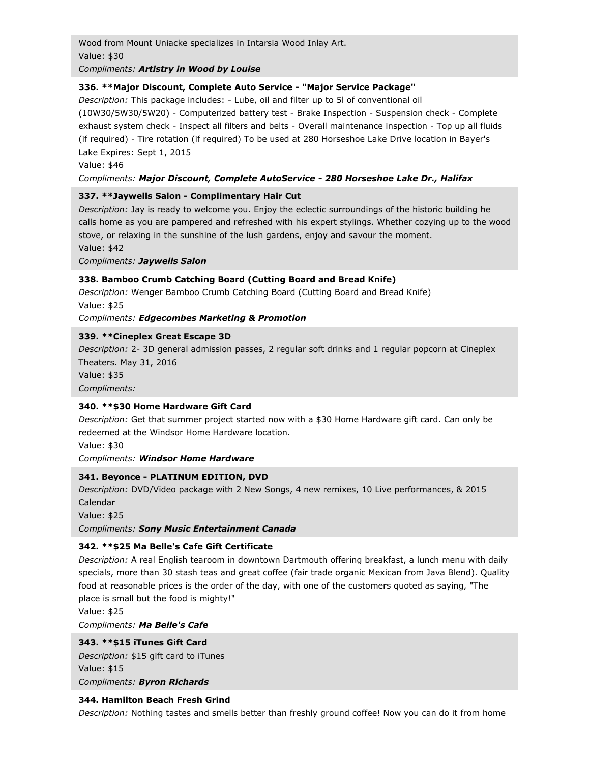Wood from Mount Uniacke specializes in Intarsia Wood Inlay Art.
Value: $30
*Compliments:* ***Artistry in Wood by Louise***

**336. **Major Discount, Complete Auto Service - "Major Service Package"**
*Description:* This package includes: - Lube, oil and filter up to 5l of conventional oil (10W30/5W30/5W20) - Computerized battery test - Brake Inspection - Suspension check - Complete exhaust system check - Inspect all filters and belts - Overall maintenance inspection - Top up all fluids (if required) - Tire rotation (if required) To be used at 280 Horseshoe Lake Drive location in Bayer's Lake Expires: Sept 1, 2015
Value: $46
*Compliments:* ***Major Discount, Complete AutoService - 280 Horseshoe Lake Dr., Halifax***

**337. **Jaywells Salon - Complimentary Hair Cut**
*Description:* Jay is ready to welcome you. Enjoy the eclectic surroundings of the historic building he calls home as you are pampered and refreshed with his expert stylings. Whether cozying up to the wood stove, or relaxing in the sunshine of the lush gardens, enjoy and savour the moment.
Value: $42
*Compliments:* ***Jaywells Salon***

**338. Bamboo Crumb Catching Board (Cutting Board and Bread Knife)**
*Description:* Wenger Bamboo Crumb Catching Board (Cutting Board and Bread Knife)
Value: $25
*Compliments:* ***Edgecombes Marketing & Promotion***

**339. **Cineplex Great Escape 3D**
*Description:* 2- 3D general admission passes, 2 regular soft drinks and 1 regular popcorn at Cineplex Theaters. May 31, 2016
Value: $35
*Compliments:*

**340. **$30 Home Hardware Gift Card**
*Description:* Get that summer project started now with a $30 Home Hardware gift card. Can only be redeemed at the Windsor Home Hardware location.
Value: $30
*Compliments:* ***Windsor Home Hardware***

**341. Beyonce - PLATINUM EDITION, DVD**
*Description:* DVD/Video package with 2 New Songs, 4 new remixes, 10 Live performances, & 2015 Calendar
Value: $25
*Compliments:* ***Sony Music Entertainment Canada***

**342. **$25 Ma Belle's Cafe Gift Certificate**
*Description:* A real English tearoom in downtown Dartmouth offering breakfast, a lunch menu with daily specials, more than 30 stash teas and great coffee (fair trade organic Mexican from Java Blend). Quality food at reasonable prices is the order of the day, with one of the customers quoted as saying, "The place is small but the food is mighty!"
Value: $25
*Compliments:* ***Ma Belle's Cafe***

**343. **$15 iTunes Gift Card**
*Description:* $15 gift card to iTunes
Value: $15
*Compliments:* ***Byron Richards***

**344. Hamilton Beach Fresh Grind**
*Description:* Nothing tastes and smells better than freshly ground coffee! Now you can do it from home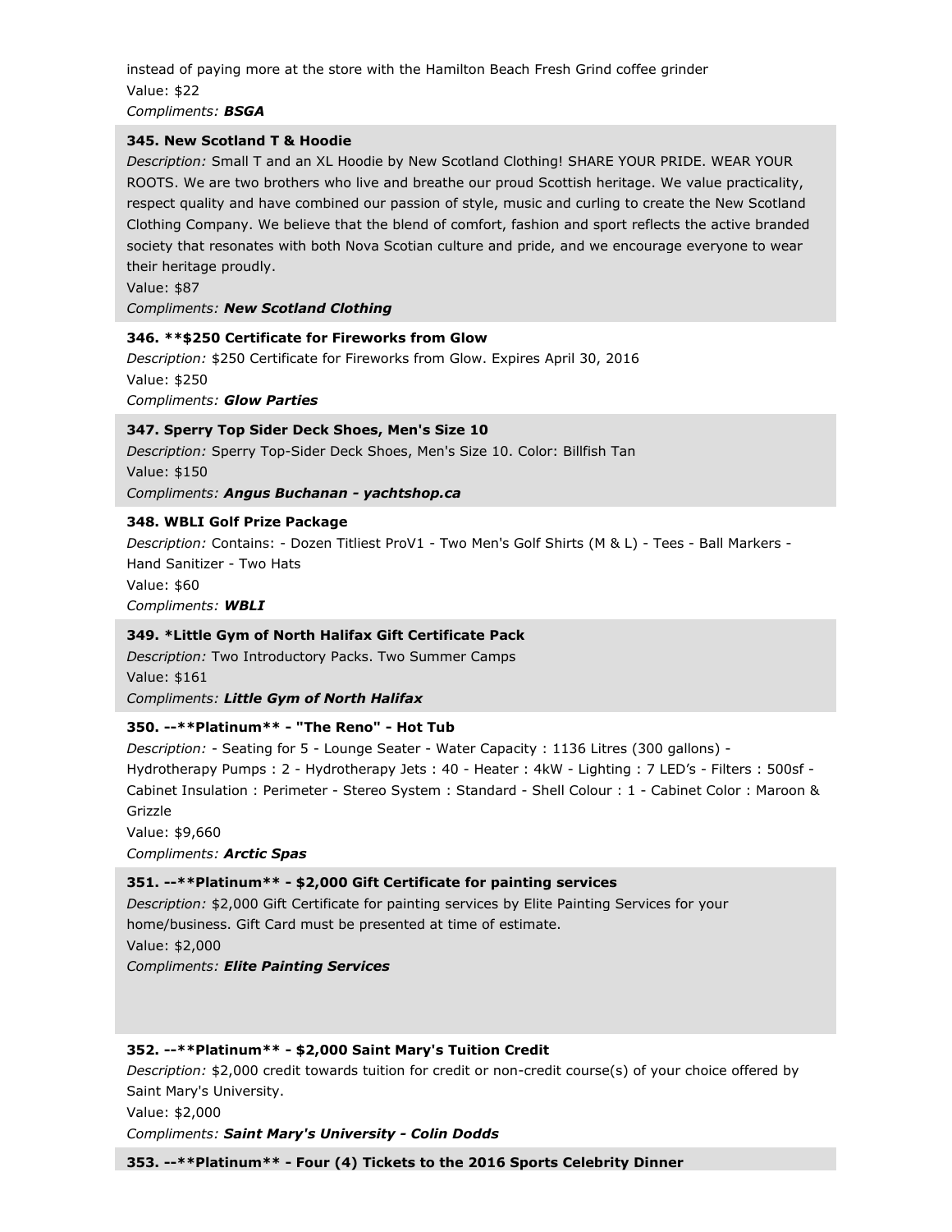instead of paying more at the store with the Hamilton Beach Fresh Grind coffee grinder
Value: $22
*Compliments:* ***BSGA***

**345. New Scotland T & Hoodie**
*Description:* Small T and an XL Hoodie by New Scotland Clothing! SHARE YOUR PRIDE. WEAR YOUR ROOTS. We are two brothers who live and breathe our proud Scottish heritage. We value practicality, respect quality and have combined our passion of style, music and curling to create the New Scotland Clothing Company. We believe that the blend of comfort, fashion and sport reflects the active branded society that resonates with both Nova Scotian culture and pride, and we encourage everyone to wear their heritage proudly.
Value: $87
*Compliments:* ***New Scotland Clothing***

**346. **$250 Certificate for Fireworks from Glow**
*Description:* $250 Certificate for Fireworks from Glow. Expires April 30, 2016
Value: $250
*Compliments:* ***Glow Parties***

**347. Sperry Top Sider Deck Shoes, Men's Size 10**
*Description:* Sperry Top-Sider Deck Shoes, Men's Size 10. Color: Billfish Tan
Value: $150
*Compliments:* ***Angus Buchanan - yachtshop.ca***

**348. WBLI Golf Prize Package**
*Description:* Contains: - Dozen Titliest ProV1 - Two Men's Golf Shirts (M & L) - Tees - Ball Markers - Hand Sanitizer - Two Hats
Value: $60
*Compliments:* ***WBLI***

**349. *Little Gym of North Halifax Gift Certificate Pack**
*Description:* Two Introductory Packs. Two Summer Camps
Value: $161
*Compliments:* ***Little Gym of North Halifax***

**350. --**Platinum** - "The Reno" - Hot Tub**
*Description:* - Seating for 5 - Lounge Seater - Water Capacity : 1136 Litres (300 gallons) - Hydrotherapy Pumps : 2 - Hydrotherapy Jets : 40 - Heater : 4kW - Lighting : 7 LED's - Filters : 500sf - Cabinet Insulation : Perimeter - Stereo System : Standard - Shell Colour : 1 - Cabinet Color : Maroon & Grizzle
Value: $9,660
*Compliments:* ***Arctic Spas***

**351. --**Platinum** - $2,000 Gift Certificate for painting services**
*Description:* $2,000 Gift Certificate for painting services by Elite Painting Services for your home/business. Gift Card must be presented at time of estimate.
Value: $2,000
*Compliments:* ***Elite Painting Services***

**352. --**Platinum** - $2,000 Saint Mary's Tuition Credit**
*Description:* $2,000 credit towards tuition for credit or non-credit course(s) of your choice offered by Saint Mary's University.
Value: $2,000
*Compliments:* ***Saint Mary's University - Colin Dodds***

**353. --**Platinum** - Four (4) Tickets to the 2016 Sports Celebrity Dinner**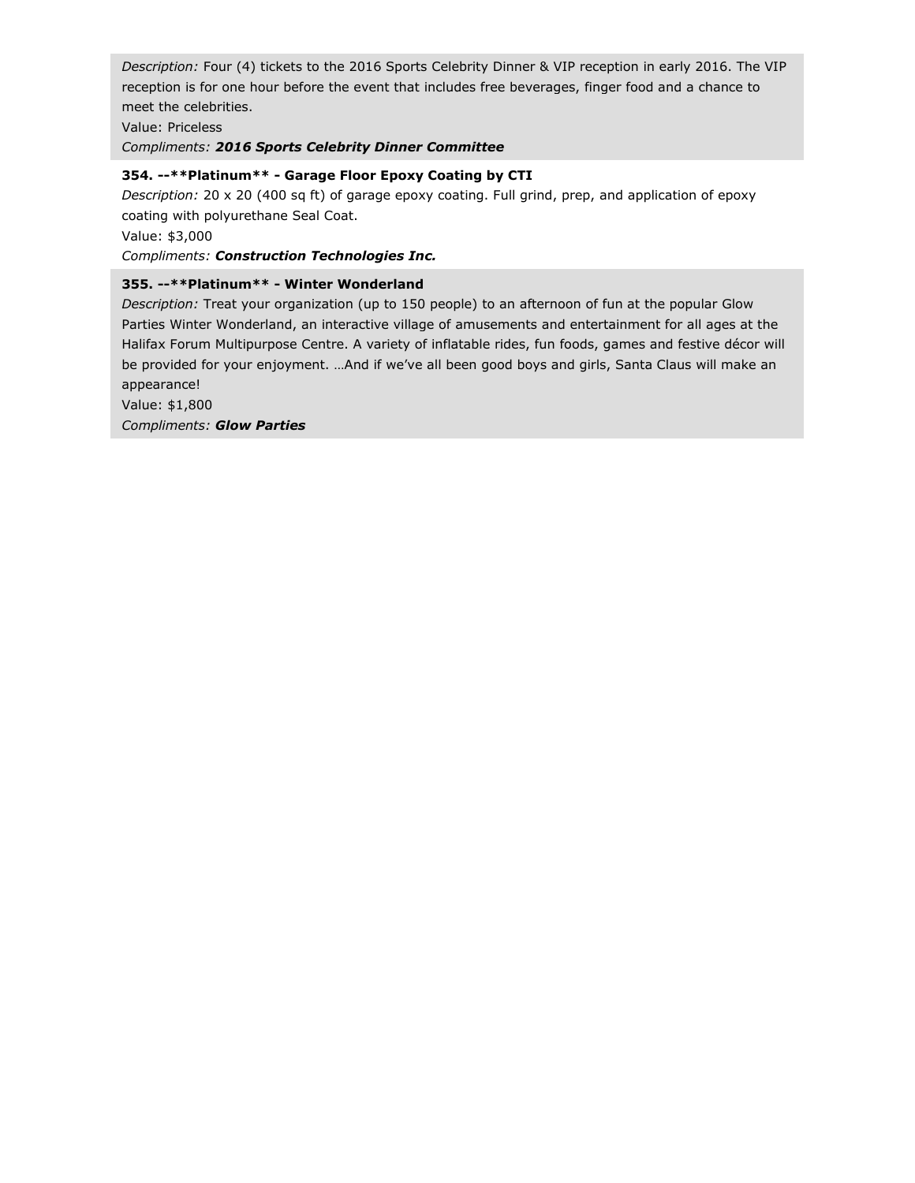*Description:* Four (4) tickets to the 2016 Sports Celebrity Dinner & VIP reception in early 2016. The VIP reception is for one hour before the event that includes free beverages, finger food and a chance to meet the celebrities.
Value: Priceless
*Compliments:* ***2016 Sports Celebrity Dinner Committee***

**354. --**Platinum** - Garage Floor Epoxy Coating by CTI**

*Description:* 20 x 20 (400 sq ft) of garage epoxy coating. Full grind, prep, and application of epoxy coating with polyurethane Seal Coat.
Value: $3,000
*Compliments:* ***Construction Technologies Inc.***

**355. --**Platinum** - Winter Wonderland**

*Description:* Treat your organization (up to 150 people) to an afternoon of fun at the popular Glow Parties Winter Wonderland, an interactive village of amusements and entertainment for all ages at the Halifax Forum Multipurpose Centre. A variety of inflatable rides, fun foods, games and festive décor will be provided for your enjoyment. …And if we've all been good boys and girls, Santa Claus will make an appearance!
Value: $1,800
*Compliments:* ***Glow Parties***